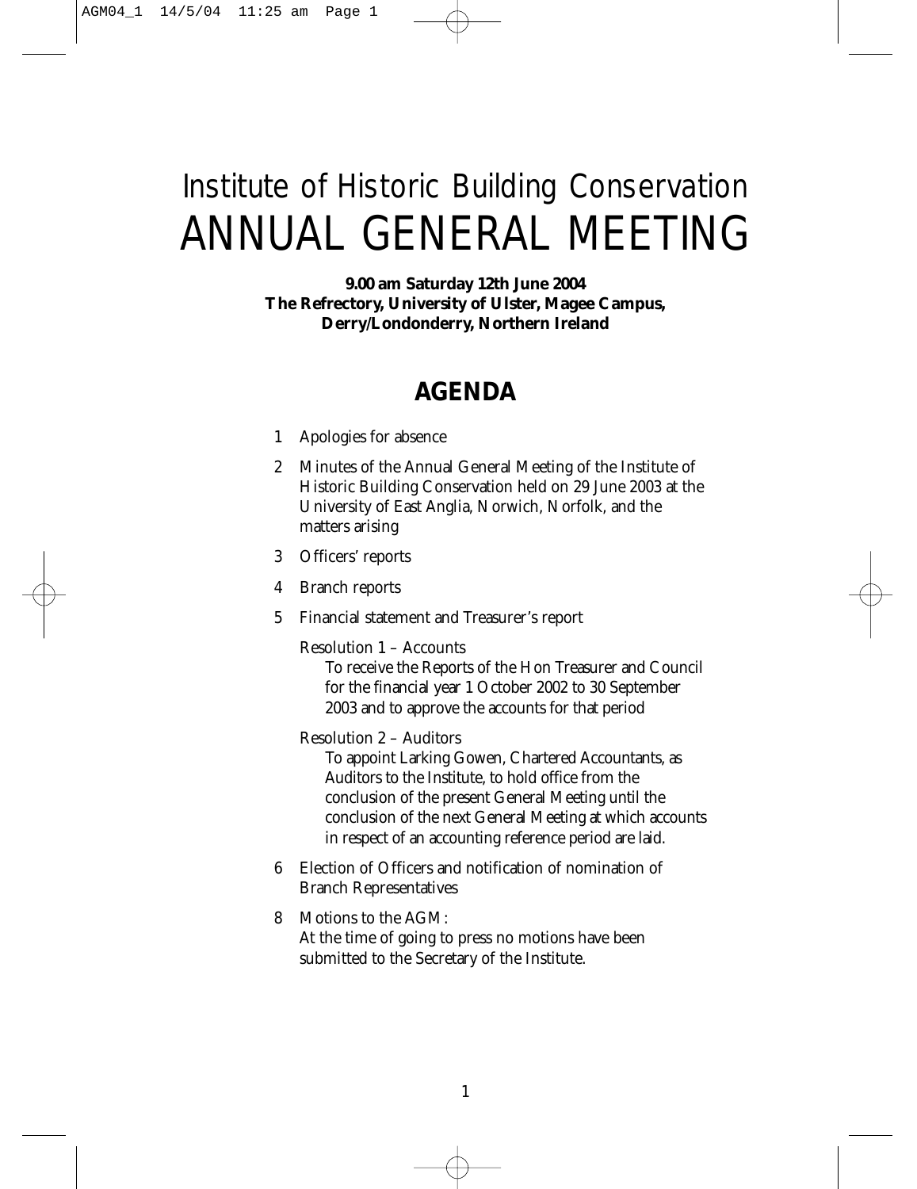# Institute of Historic Building Conservation
# ANNUAL GENERAL MEETING

**9.00 am Saturday 12th June 2004**
**The Refectory, University of Ulster, Magee Campus,**
**Derry/Londonderry, Northern Ireland**

## AGENDA

1 Apologies for absence

2 Minutes of the Annual General Meeting of the Institute of Historic Building Conservation held on 29 June 2003 at the University of East Anglia, Norwich, Norfolk, and the matters arising

3 Officers' reports

4 Branch reports

5 Financial statement and Treasurer's report

Resolution 1 – Accounts
To receive the Reports of the Hon Treasurer and Council for the financial year 1 October 2002 to 30 September 2003 and to approve the accounts for that period

Resolution 2 – Auditors
To appoint Larking Gowen, Chartered Accountants, as Auditors to the Institute, to hold office from the conclusion of the present General Meeting until the conclusion of the next General Meeting at which accounts in respect of an accounting reference period are laid.

6 Election of Officers and notification of nomination of Branch Representatives

8 Motions to the AGM:
At the time of going to press no motions have been submitted to the Secretary of the Institute.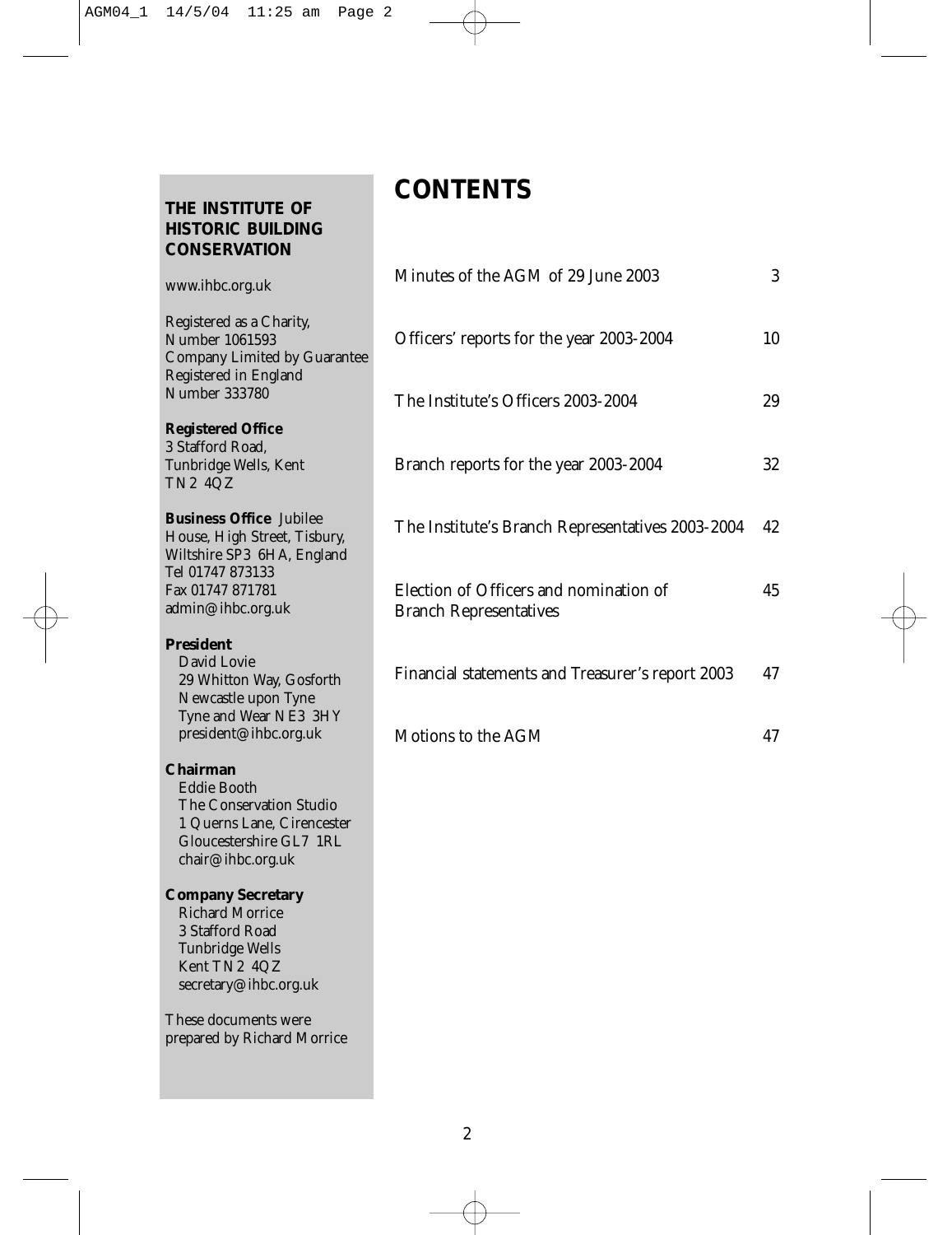**THE INSTITUTE OF HISTORIC BUILDING CONSERVATION**

www.ihbc.org.uk

Registered as a Charity,
Number 1061593
Company Limited by Guarantee
Registered in England
Number 333780

**Registered Office**
3 Stafford Road,
Tunbridge Wells, Kent
TN2 4QZ

**Business Office** Jubilee House, High Street, Tisbury, Wiltshire SP3 6HA, England
Tel 01747 873133
Fax 01747 871781
admin@ihbc.org.uk

**President**
David Lovie
29 Whitton Way, Gosforth
Newcastle upon Tyne
Tyne and Wear NE3 3HY
president@ihbc.org.uk

**Chairman**
Eddie Booth
The Conservation Studio
1 Querns Lane, Cirencester
Gloucestershire GL7 1RL
chair@ihbc.org.uk

**Company Secretary**
Richard Morrice
3 Stafford Road
Tunbridge Wells
Kent TN2 4QZ
secretary@ihbc.org.uk

These documents were prepared by Richard Morrice

# CONTENTS

| | |
|---|---|
| Minutes of the AGM of 29 June 2003 | 3 |
| Officers' reports for the year 2003-2004 | 10 |
| The Institute's Officers 2003-2004 | 29 |
| Branch reports for the year 2003-2004 | 32 |
| The Institute's Branch Representatives 2003-2004 | 42 |
| Election of Officers and nomination of Branch Representatives | 45 |
| Financial statements and Treasurer's report 2003 | 47 |
| Motions to the AGM | 47 |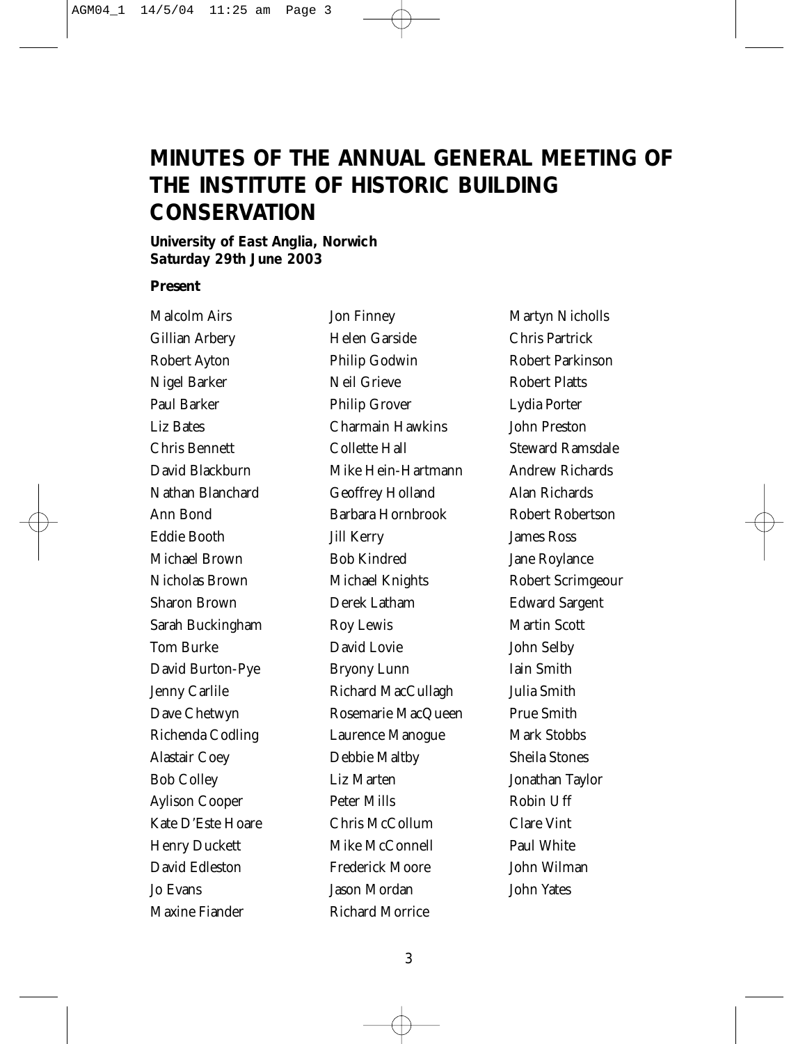# MINUTES OF THE ANNUAL GENERAL MEETING OF THE INSTITUTE OF HISTORIC BUILDING CONSERVATION

**University of East Anglia, Norwich**
**Saturday 29th June 2003**

**Present**

Malcolm Airs
Gillian Arbery
Robert Ayton
Nigel Barker
Paul Barker
Liz Bates
Chris Bennett
David Blackburn
Nathan Blanchard
Ann Bond
Eddie Booth
Michael Brown
Nicholas Brown
Sharon Brown
Sarah Buckingham
Tom Burke
David Burton-Pye
Jenny Carlile
Dave Chetwyn
Richenda Codling
Alastair Coey
Bob Colley
Aylison Cooper
Kate D'Este Hoare
Henry Duckett
David Edleston
Jo Evans
Maxine Fiander
Jon Finney
Helen Garside
Philip Godwin
Neil Grieve
Philip Grover
Charmain Hawkins
Collette Hall
Mike Hein-Hartmann
Geoffrey Holland
Barbara Hornbrook
Jill Kerry
Bob Kindred
Michael Knights
Derek Latham
Roy Lewis
David Lovie
Bryony Lunn
Richard MacCullagh
Rosemarie MacQueen
Laurence Manogue
Debbie Maltby
Liz Marten
Peter Mills
Chris McCollum
Mike McConnell
Frederick Moore
Jason Mordan
Richard Morrice
Martyn Nicholls
Chris Partrick
Robert Parkinson
Robert Platts
Lydia Porter
John Preston
Steward Ramsdale
Andrew Richards
Alan Richards
Robert Robertson
James Ross
Jane Roylance
Robert Scrimgeour
Edward Sargent
Martin Scott
John Selby
Iain Smith
Julia Smith
Prue Smith
Mark Stobbs
Sheila Stones
Jonathan Taylor
Robin Uff
Clare Vint
Paul White
John Wilman
John Yates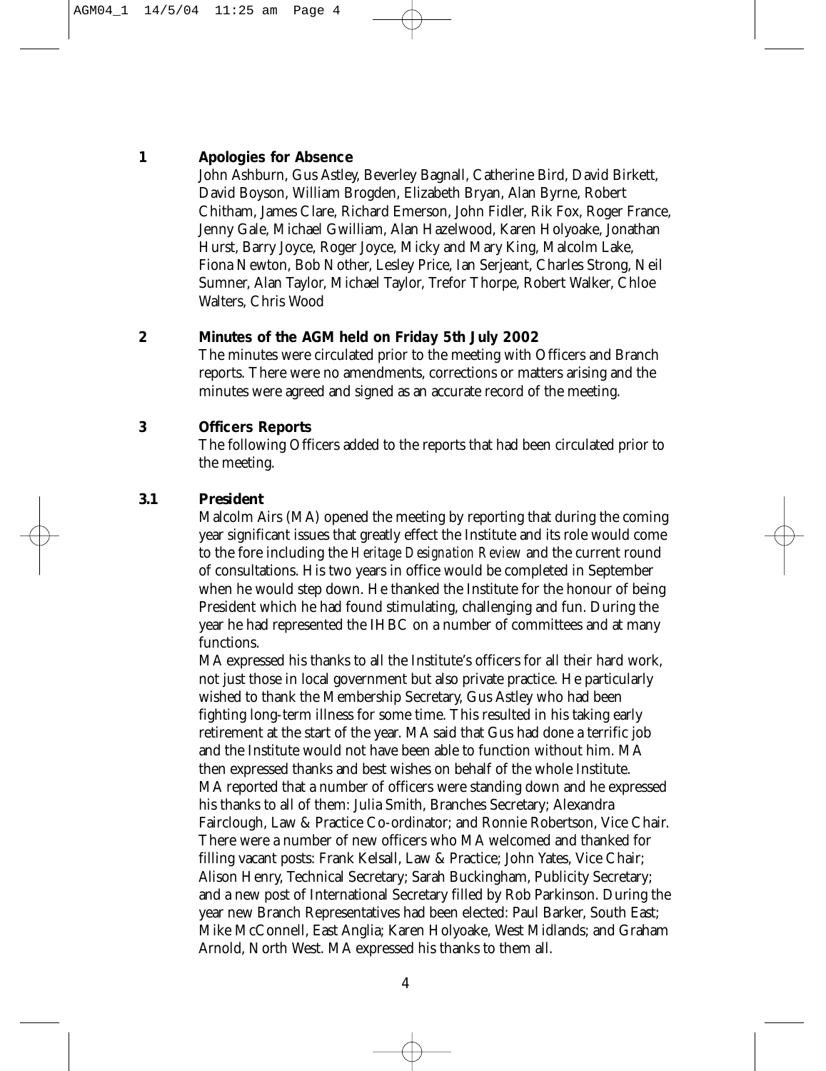## 1 Apologies for Absence

John Ashburn, Gus Astley, Beverley Bagnall, Catherine Bird, David Birkett, David Boyson, William Brogden, Elizabeth Bryan, Alan Byrne, Robert Chitham, James Clare, Richard Emerson, John Fidler, Rik Fox, Roger France, Jenny Gale, Michael Gwilliam, Alan Hazelwood, Karen Holyoake, Jonathan Hurst, Barry Joyce, Roger Joyce, Micky and Mary King, Malcolm Lake, Fiona Newton, Bob Nother, Lesley Price, Ian Serjeant, Charles Strong, Neil Sumner, Alan Taylor, Michael Taylor, Trefor Thorpe, Robert Walker, Chloe Walters, Chris Wood

## 2 Minutes of the AGM held on Friday 5th July 2002

The minutes were circulated prior to the meeting with Officers and Branch reports. There were no amendments, corrections or matters arising and the minutes were agreed and signed as an accurate record of the meeting.

## 3 Officers Reports

The following Officers added to the reports that had been circulated prior to the meeting.

### 3.1 President

Malcolm Airs (MA) opened the meeting by reporting that during the coming year significant issues that greatly effect the Institute and its role would come to the fore including the *Heritage Designation Review* and the current round of consultations. His two years in office would be completed in September when he would step down. He thanked the Institute for the honour of being President which he had found stimulating, challenging and fun. During the year he had represented the IHBC on a number of committees and at many functions.

MA expressed his thanks to all the Institute's officers for all their hard work, not just those in local government but also private practice. He particularly wished to thank the Membership Secretary, Gus Astley who had been fighting long-term illness for some time. This resulted in his taking early retirement at the start of the year. MA said that Gus had done a terrific job and the Institute would not have been able to function without him. MA then expressed thanks and best wishes on behalf of the whole Institute.

MA reported that a number of officers were standing down and he expressed his thanks to all of them: Julia Smith, Branches Secretary; Alexandra Fairclough, Law & Practice Co-ordinator; and Ronnie Robertson, Vice Chair. There were a number of new officers who MA welcomed and thanked for filling vacant posts: Frank Kelsall, Law & Practice; John Yates, Vice Chair; Alison Henry, Technical Secretary; Sarah Buckingham, Publicity Secretary; and a new post of International Secretary filled by Rob Parkinson. During the year new Branch Representatives had been elected: Paul Barker, South East; Mike McConnell, East Anglia; Karen Holyoake, West Midlands; and Graham Arnold, North West. MA expressed his thanks to them all.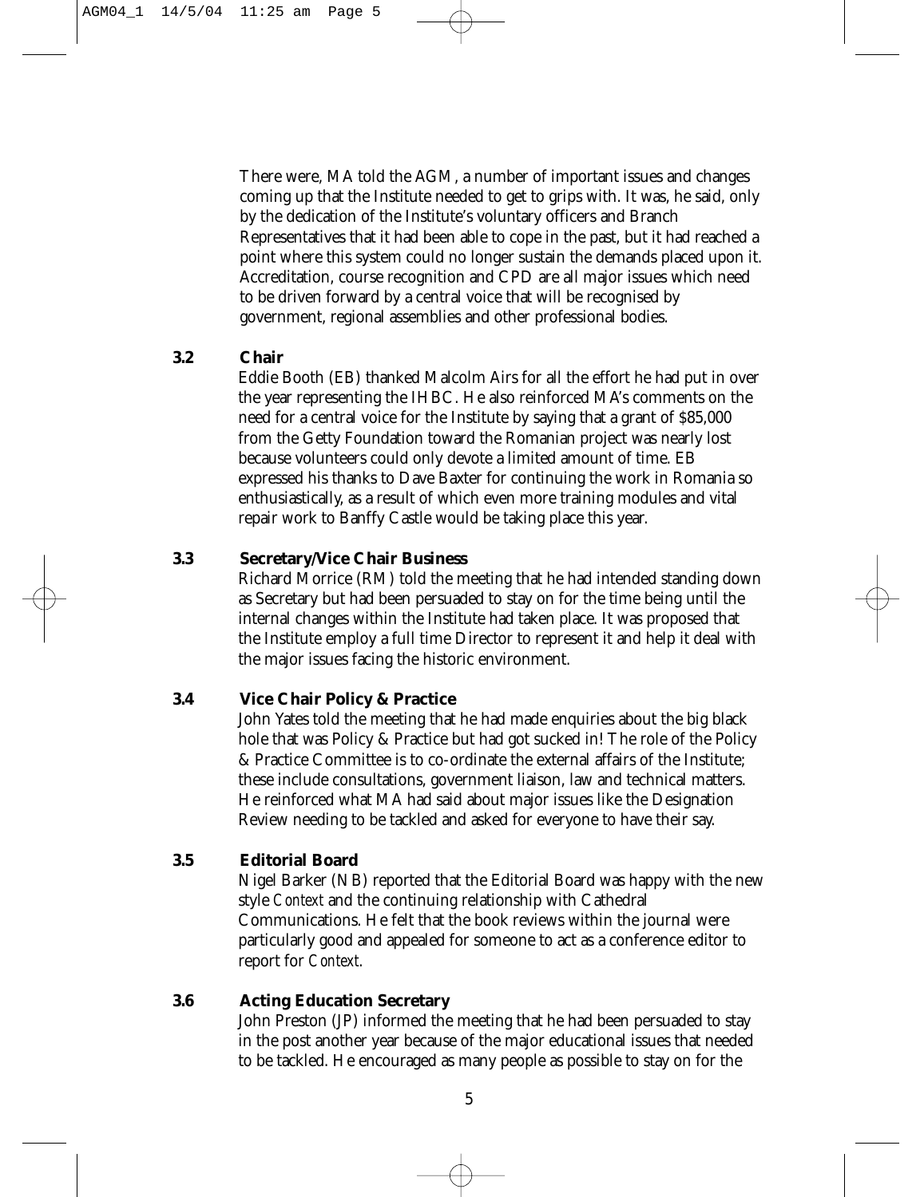There were, MA told the AGM, a number of important issues and changes coming up that the Institute needed to get to grips with. It was, he said, only by the dedication of the Institute's voluntary officers and Branch Representatives that it had been able to cope in the past, but it had reached a point where this system could no longer sustain the demands placed upon it. Accreditation, course recognition and CPD are all major issues which need to be driven forward by a central voice that will be recognised by government, regional assemblies and other professional bodies.

### 3.2 Chair

Eddie Booth (EB) thanked Malcolm Airs for all the effort he had put in over the year representing the IHBC. He also reinforced MA's comments on the need for a central voice for the Institute by saying that a grant of $85,000 from the Getty Foundation toward the Romanian project was nearly lost because volunteers could only devote a limited amount of time. EB expressed his thanks to Dave Baxter for continuing the work in Romania so enthusiastically, as a result of which even more training modules and vital repair work to Banffy Castle would be taking place this year.

### 3.3 Secretary/Vice Chair Business

Richard Morrice (RM) told the meeting that he had intended standing down as Secretary but had been persuaded to stay on for the time being until the internal changes within the Institute had taken place. It was proposed that the Institute employ a full time Director to represent it and help it deal with the major issues facing the historic environment.

### 3.4 Vice Chair Policy & Practice

John Yates told the meeting that he had made enquiries about the big black hole that was Policy & Practice but had got sucked in! The role of the Policy & Practice Committee is to co-ordinate the external affairs of the Institute; these include consultations, government liaison, law and technical matters. He reinforced what MA had said about major issues like the Designation Review needing to be tackled and asked for everyone to have their say.

### 3.5 Editorial Board

Nigel Barker (NB) reported that the Editorial Board was happy with the new style *Context* and the continuing relationship with Cathedral Communications. He felt that the book reviews within the journal were particularly good and appealed for someone to act as a conference editor to report for *Context*.

### 3.6 Acting Education Secretary

John Preston (JP) informed the meeting that he had been persuaded to stay in the post another year because of the major educational issues that needed to be tackled. He encouraged as many people as possible to stay on for the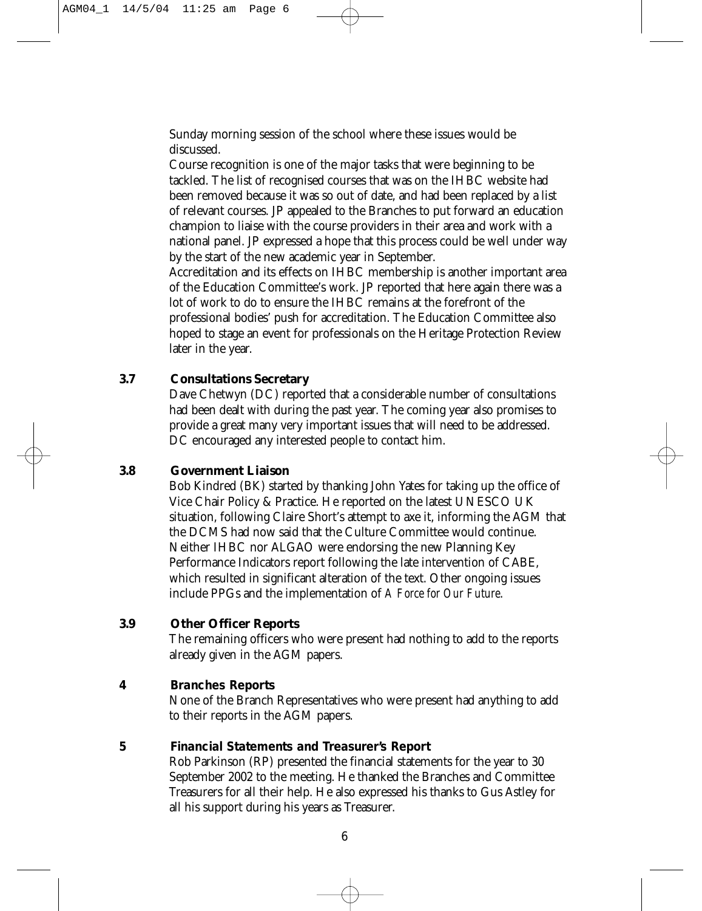Sunday morning session of the school where these issues would be discussed.

Course recognition is one of the major tasks that were beginning to be tackled. The list of recognised courses that was on the IHBC website had been removed because it was so out of date, and had been replaced by a list of relevant courses. JP appealed to the Branches to put forward an education champion to liaise with the course providers in their area and work with a national panel. JP expressed a hope that this process could be well under way by the start of the new academic year in September.

Accreditation and its effects on IHBC membership is another important area of the Education Committee's work. JP reported that here again there was a lot of work to do to ensure the IHBC remains at the forefront of the professional bodies' push for accreditation. The Education Committee also hoped to stage an event for professionals on the Heritage Protection Review later in the year.

### 3.7 Consultations Secretary

Dave Chetwyn (DC) reported that a considerable number of consultations had been dealt with during the past year. The coming year also promises to provide a great many very important issues that will need to be addressed. DC encouraged any interested people to contact him.

### 3.8 Government Liaison

Bob Kindred (BK) started by thanking John Yates for taking up the office of Vice Chair Policy & Practice. He reported on the latest UNESCO UK situation, following Claire Short's attempt to axe it, informing the AGM that the DCMS had now said that the Culture Committee would continue. Neither IHBC nor ALGAO were endorsing the new Planning Key Performance Indicators report following the late intervention of CABE, which resulted in significant alteration of the text. Other ongoing issues include PPGs and the implementation of *A Force for Our Future*.

### 3.9 Other Officer Reports

The remaining officers who were present had nothing to add to the reports already given in the AGM papers.

## 4 Branches Reports

None of the Branch Representatives who were present had anything to add to their reports in the AGM papers.

## 5 Financial Statements and Treasurer's Report

Rob Parkinson (RP) presented the financial statements for the year to 30 September 2002 to the meeting. He thanked the Branches and Committee Treasurers for all their help. He also expressed his thanks to Gus Astley for all his support during his years as Treasurer.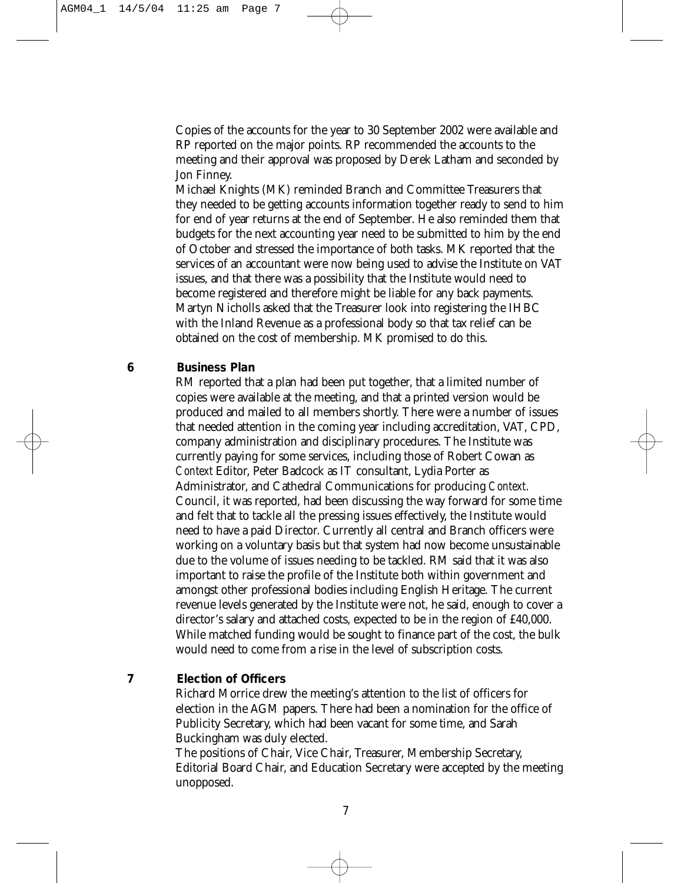Copies of the accounts for the year to 30 September 2002 were available and RP reported on the major points. RP recommended the accounts to the meeting and their approval was proposed by Derek Latham and seconded by Jon Finney.

Michael Knights (MK) reminded Branch and Committee Treasurers that they needed to be getting accounts information together ready to send to him for end of year returns at the end of September. He also reminded them that budgets for the next accounting year need to be submitted to him by the end of October and stressed the importance of both tasks. MK reported that the services of an accountant were now being used to advise the Institute on VAT issues, and that there was a possibility that the Institute would need to become registered and therefore might be liable for any back payments. Martyn Nicholls asked that the Treasurer look into registering the IHBC with the Inland Revenue as a professional body so that tax relief can be obtained on the cost of membership. MK promised to do this.

## 6 Business Plan

RM reported that a plan had been put together, that a limited number of copies were available at the meeting, and that a printed version would be produced and mailed to all members shortly. There were a number of issues that needed attention in the coming year including accreditation, VAT, CPD, company administration and disciplinary procedures. The Institute was currently paying for some services, including those of Robert Cowan as *Context* Editor, Peter Badcock as IT consultant, Lydia Porter as Administrator, and Cathedral Communications for producing *Context*. Council, it was reported, had been discussing the way forward for some time and felt that to tackle all the pressing issues effectively, the Institute would need to have a paid Director. Currently all central and Branch officers were working on a voluntary basis but that system had now become unsustainable due to the volume of issues needing to be tackled. RM said that it was also important to raise the profile of the Institute both within government and amongst other professional bodies including English Heritage. The current revenue levels generated by the Institute were not, he said, enough to cover a director's salary and attached costs, expected to be in the region of £40,000. While matched funding would be sought to finance part of the cost, the bulk would need to come from a rise in the level of subscription costs.

## 7 Election of Officers

Richard Morrice drew the meeting's attention to the list of officers for election in the AGM papers. There had been a nomination for the office of Publicity Secretary, which had been vacant for some time, and Sarah Buckingham was duly elected.

The positions of Chair, Vice Chair, Treasurer, Membership Secretary, Editorial Board Chair, and Education Secretary were accepted by the meeting unopposed.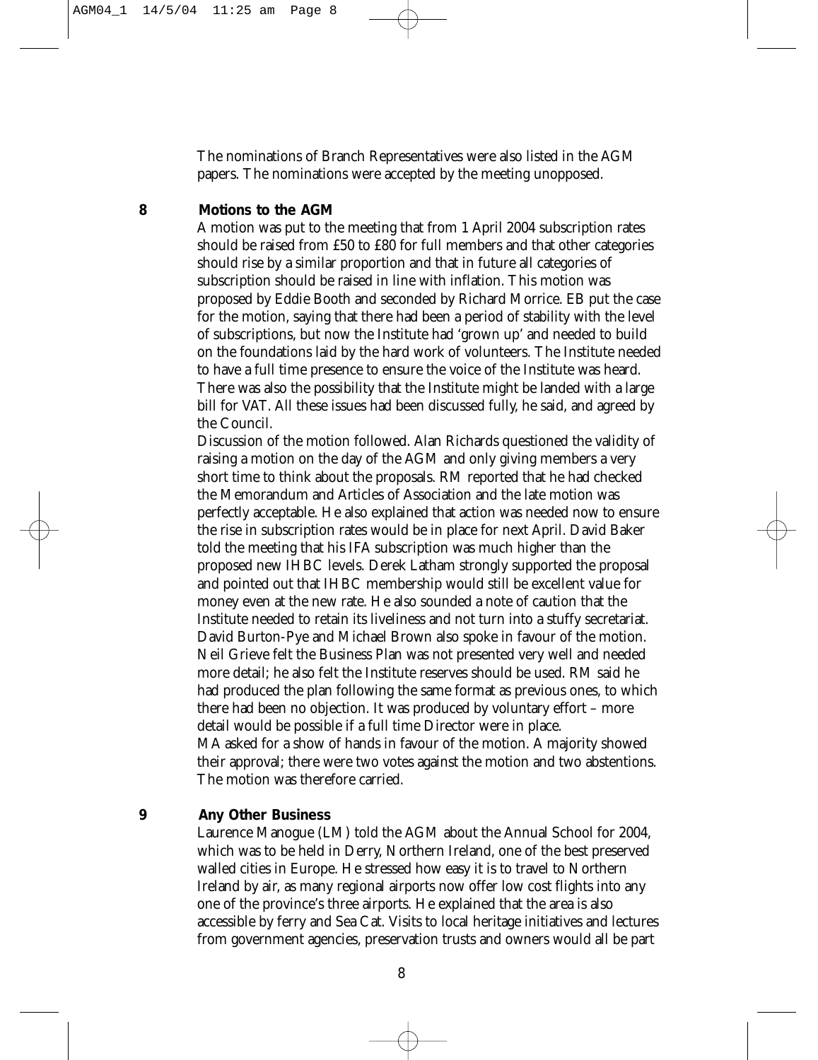The nominations of Branch Representatives were also listed in the AGM papers. The nominations were accepted by the meeting unopposed.

**8 Motions to the AGM**

A motion was put to the meeting that from 1 April 2004 subscription rates should be raised from £50 to £80 for full members and that other categories should rise by a similar proportion and that in future all categories of subscription should be raised in line with inflation. This motion was proposed by Eddie Booth and seconded by Richard Morrice. EB put the case for the motion, saying that there had been a period of stability with the level of subscriptions, but now the Institute had 'grown up' and needed to build on the foundations laid by the hard work of volunteers. The Institute needed to have a full time presence to ensure the voice of the Institute was heard. There was also the possibility that the Institute might be landed with a large bill for VAT. All these issues had been discussed fully, he said, and agreed by the Council.

Discussion of the motion followed. Alan Richards questioned the validity of raising a motion on the day of the AGM and only giving members a very short time to think about the proposals. RM reported that he had checked the Memorandum and Articles of Association and the late motion was perfectly acceptable. He also explained that action was needed now to ensure the rise in subscription rates would be in place for next April. David Baker told the meeting that his IFA subscription was much higher than the proposed new IHBC levels. Derek Latham strongly supported the proposal and pointed out that IHBC membership would still be excellent value for money even at the new rate. He also sounded a note of caution that the Institute needed to retain its liveliness and not turn into a stuffy secretariat. David Burton-Pye and Michael Brown also spoke in favour of the motion. Neil Grieve felt the Business Plan was not presented very well and needed more detail; he also felt the Institute reserves should be used. RM said he had produced the plan following the same format as previous ones, to which there had been no objection. It was produced by voluntary effort – more detail would be possible if a full time Director were in place.

MA asked for a show of hands in favour of the motion. A majority showed their approval; there were two votes against the motion and two abstentions. The motion was therefore carried.

**9 Any Other Business**

Laurence Manogue (LM) told the AGM about the Annual School for 2004, which was to be held in Derry, Northern Ireland, one of the best preserved walled cities in Europe. He stressed how easy it is to travel to Northern Ireland by air, as many regional airports now offer low cost flights into any one of the province's three airports. He explained that the area is also accessible by ferry and Sea Cat. Visits to local heritage initiatives and lectures from government agencies, preservation trusts and owners would all be part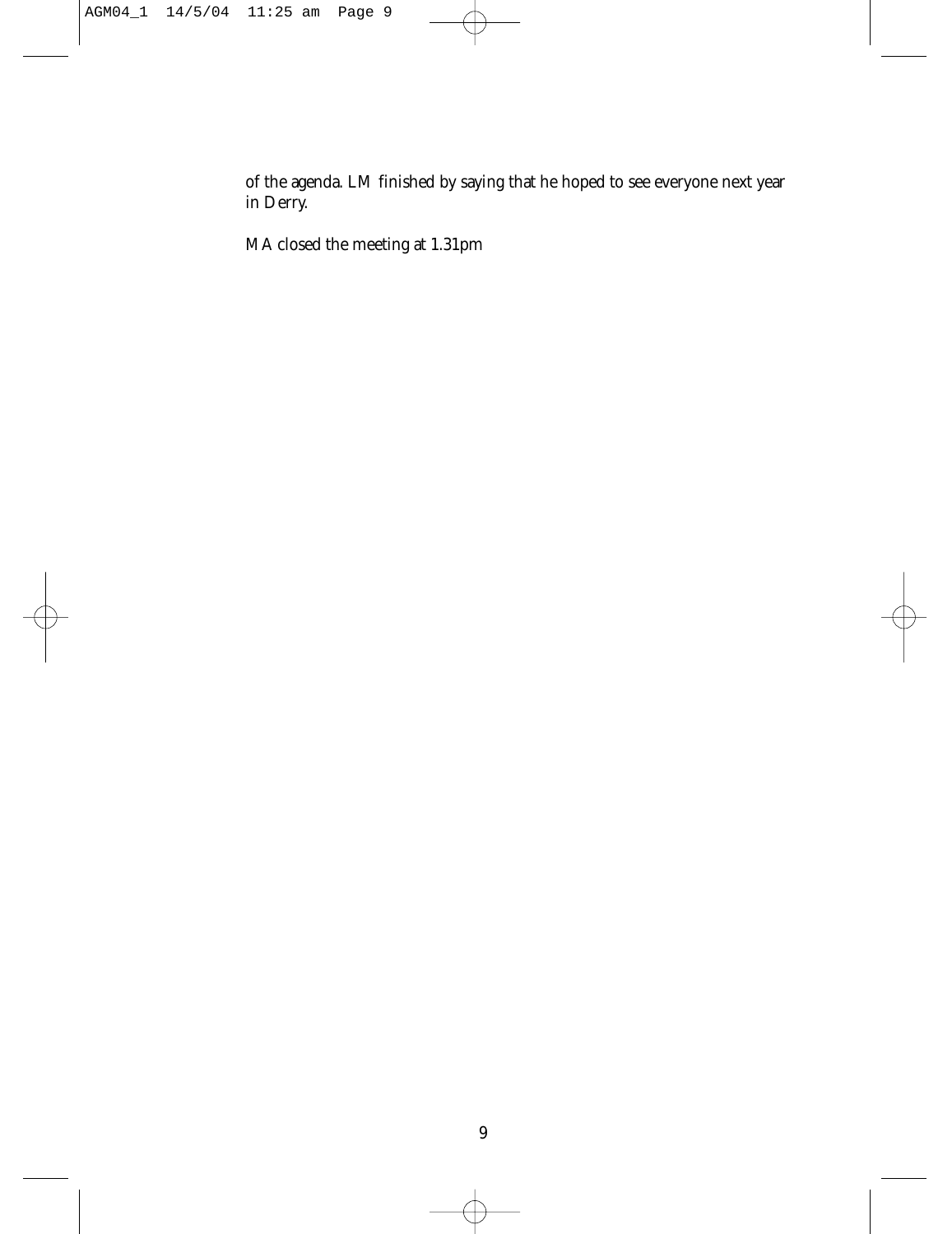of the agenda. LM finished by saying that he hoped to see everyone next year in Derry.

MA closed the meeting at 1.31pm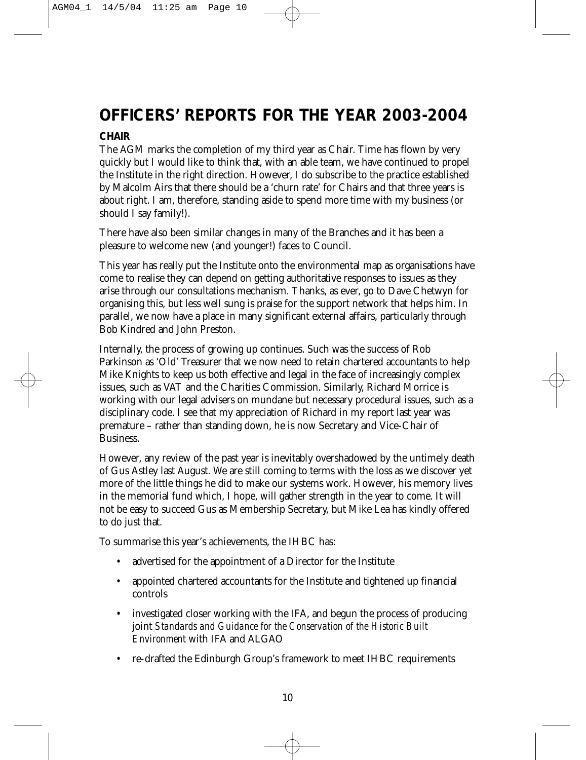# OFFICERS' REPORTS FOR THE YEAR 2003-2004

## CHAIR

The AGM marks the completion of my third year as Chair. Time has flown by very quickly but I would like to think that, with an able team, we have continued to propel the Institute in the right direction. However, I do subscribe to the practice established by Malcolm Airs that there should be a 'churn rate' for Chairs and that three years is about right. I am, therefore, standing aside to spend more time with my business (or should I say family!).

There have also been similar changes in many of the Branches and it has been a pleasure to welcome new (and younger!) faces to Council.

This year has really put the Institute onto the environmental map as organisations have come to realise they can depend on getting authoritative responses to issues as they arise through our consultations mechanism. Thanks, as ever, go to Dave Chetwyn for organising this, but less well sung is praise for the support network that helps him. In parallel, we now have a place in many significant external affairs, particularly through Bob Kindred and John Preston.

Internally, the process of growing up continues. Such was the success of Rob Parkinson as 'Old' Treasurer that we now need to retain chartered accountants to help Mike Knights to keep us both effective and legal in the face of increasingly complex issues, such as VAT and the Charities Commission. Similarly, Richard Morrice is working with our legal advisers on mundane but necessary procedural issues, such as a disciplinary code. I see that my appreciation of Richard in my report last year was premature – rather than standing down, he is now Secretary and Vice-Chair of Business.

However, any review of the past year is inevitably overshadowed by the untimely death of Gus Astley last August. We are still coming to terms with the loss as we discover yet more of the little things he did to make our systems work. However, his memory lives in the memorial fund which, I hope, will gather strength in the year to come. It will not be easy to succeed Gus as Membership Secretary, but Mike Lea has kindly offered to do just that.

To summarise this year's achievements, the IHBC has:

- advertised for the appointment of a Director for the Institute
- appointed chartered accountants for the Institute and tightened up financial controls
- investigated closer working with the IFA, and begun the process of producing joint *Standards and Guidance for the Conservation of the Historic Built Environment* with IFA and ALGAO
- re-drafted the Edinburgh Group's framework to meet IHBC requirements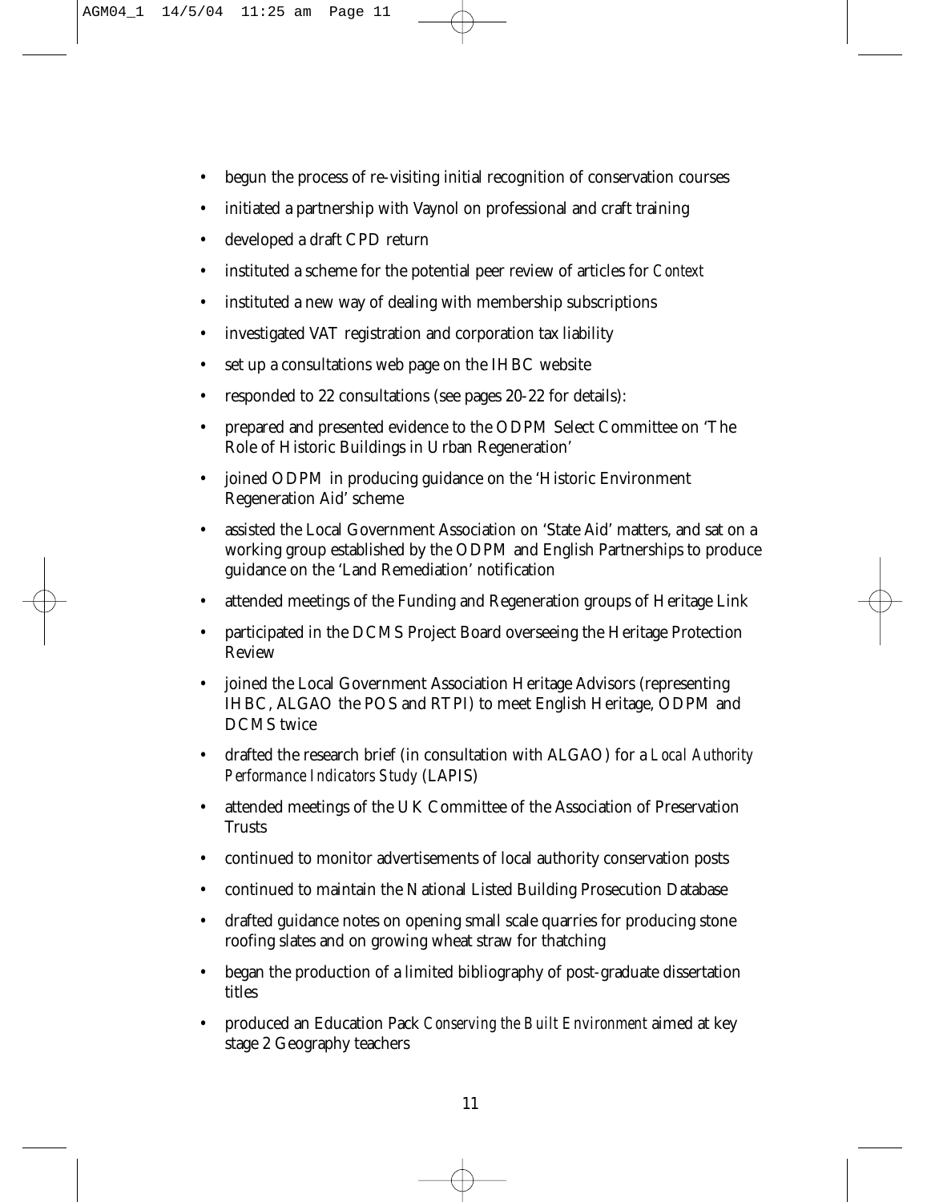- begun the process of re-visiting initial recognition of conservation courses
- initiated a partnership with Vaynol on professional and craft training
- developed a draft CPD return
- instituted a scheme for the potential peer review of articles for *Context*
- instituted a new way of dealing with membership subscriptions
- investigated VAT registration and corporation tax liability
- set up a consultations web page on the IHBC website
- responded to 22 consultations (see pages 20-22 for details):
- prepared and presented evidence to the ODPM Select Committee on 'The Role of Historic Buildings in Urban Regeneration'
- joined ODPM in producing guidance on the 'Historic Environment Regeneration Aid' scheme
- assisted the Local Government Association on 'State Aid' matters, and sat on a working group established by the ODPM and English Partnerships to produce guidance on the 'Land Remediation' notification
- attended meetings of the Funding and Regeneration groups of Heritage Link
- participated in the DCMS Project Board overseeing the Heritage Protection Review
- joined the Local Government Association Heritage Advisors (representing IHBC, ALGAO the POS and RTPI) to meet English Heritage, ODPM and DCMS twice
- drafted the research brief (in consultation with ALGAO) for a *Local Authority Performance Indicators Study* (LAPIS)
- attended meetings of the UK Committee of the Association of Preservation Trusts
- continued to monitor advertisements of local authority conservation posts
- continued to maintain the National Listed Building Prosecution Database
- drafted guidance notes on opening small scale quarries for producing stone roofing slates and on growing wheat straw for thatching
- began the production of a limited bibliography of post-graduate dissertation titles
- produced an Education Pack *Conserving the Built Environment* aimed at key stage 2 Geography teachers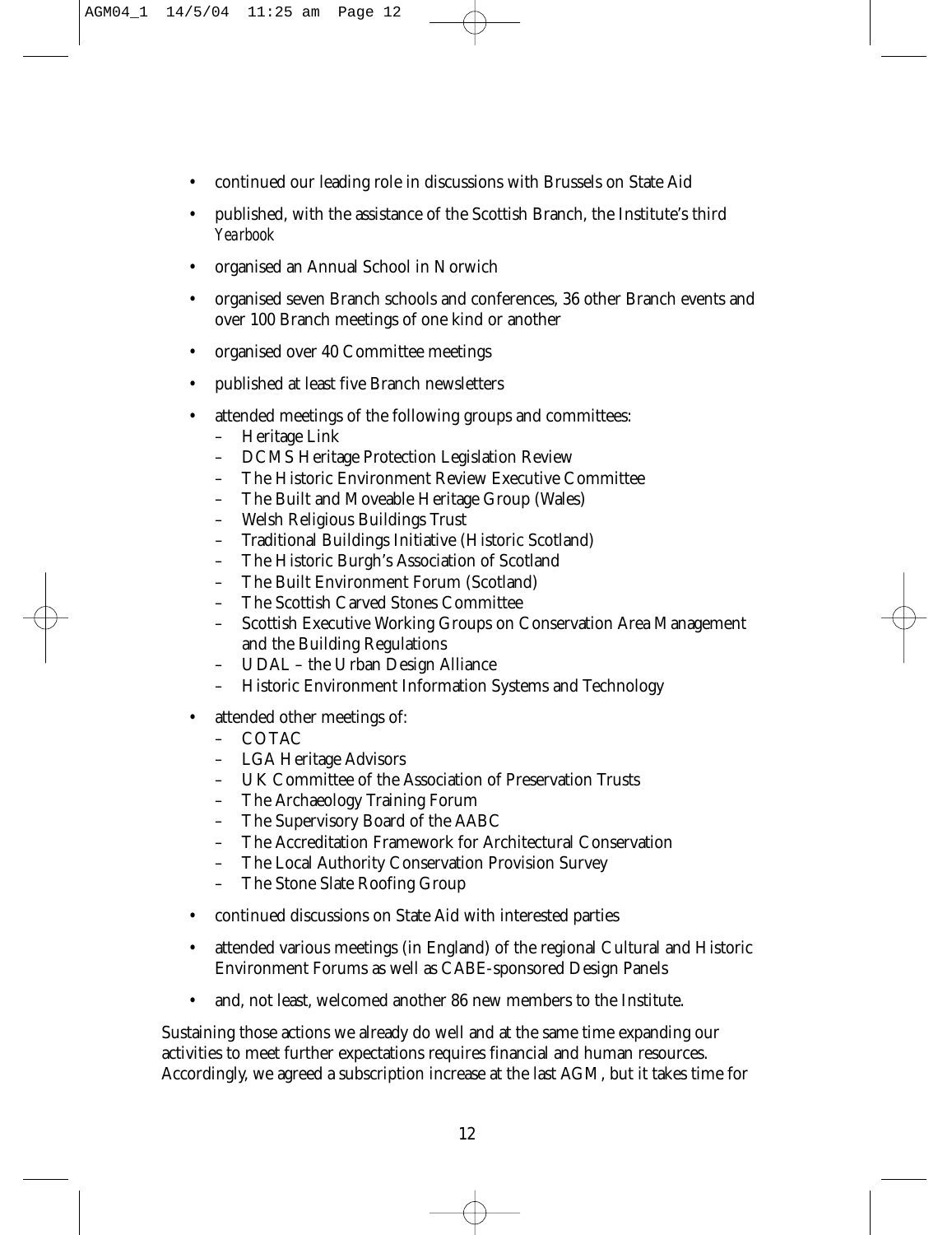- continued our leading role in discussions with Brussels on State Aid
- published, with the assistance of the Scottish Branch, the Institute's third *Yearbook*
- organised an Annual School in Norwich
- organised seven Branch schools and conferences, 36 other Branch events and over 100 Branch meetings of one kind or another
- organised over 40 Committee meetings
- published at least five Branch newsletters
- attended meetings of the following groups and committees:
  - Heritage Link
  - DCMS Heritage Protection Legislation Review
  - The Historic Environment Review Executive Committee
  - The Built and Moveable Heritage Group (Wales)
  - Welsh Religious Buildings Trust
  - Traditional Buildings Initiative (Historic Scotland)
  - The Historic Burgh's Association of Scotland
  - The Built Environment Forum (Scotland)
  - The Scottish Carved Stones Committee
  - Scottish Executive Working Groups on Conservation Area Management and the Building Regulations
  - UDAL – the Urban Design Alliance
  - Historic Environment Information Systems and Technology
- attended other meetings of:
  - COTAC
  - LGA Heritage Advisors
  - UK Committee of the Association of Preservation Trusts
  - The Archaeology Training Forum
  - The Supervisory Board of the AABC
  - The Accreditation Framework for Architectural Conservation
  - The Local Authority Conservation Provision Survey
  - The Stone Slate Roofing Group
- continued discussions on State Aid with interested parties
- attended various meetings (in England) of the regional Cultural and Historic Environment Forums as well as CABE-sponsored Design Panels
- and, not least, welcomed another 86 new members to the Institute.

Sustaining those actions we already do well and at the same time expanding our activities to meet further expectations requires financial and human resources. Accordingly, we agreed a subscription increase at the last AGM, but it takes time for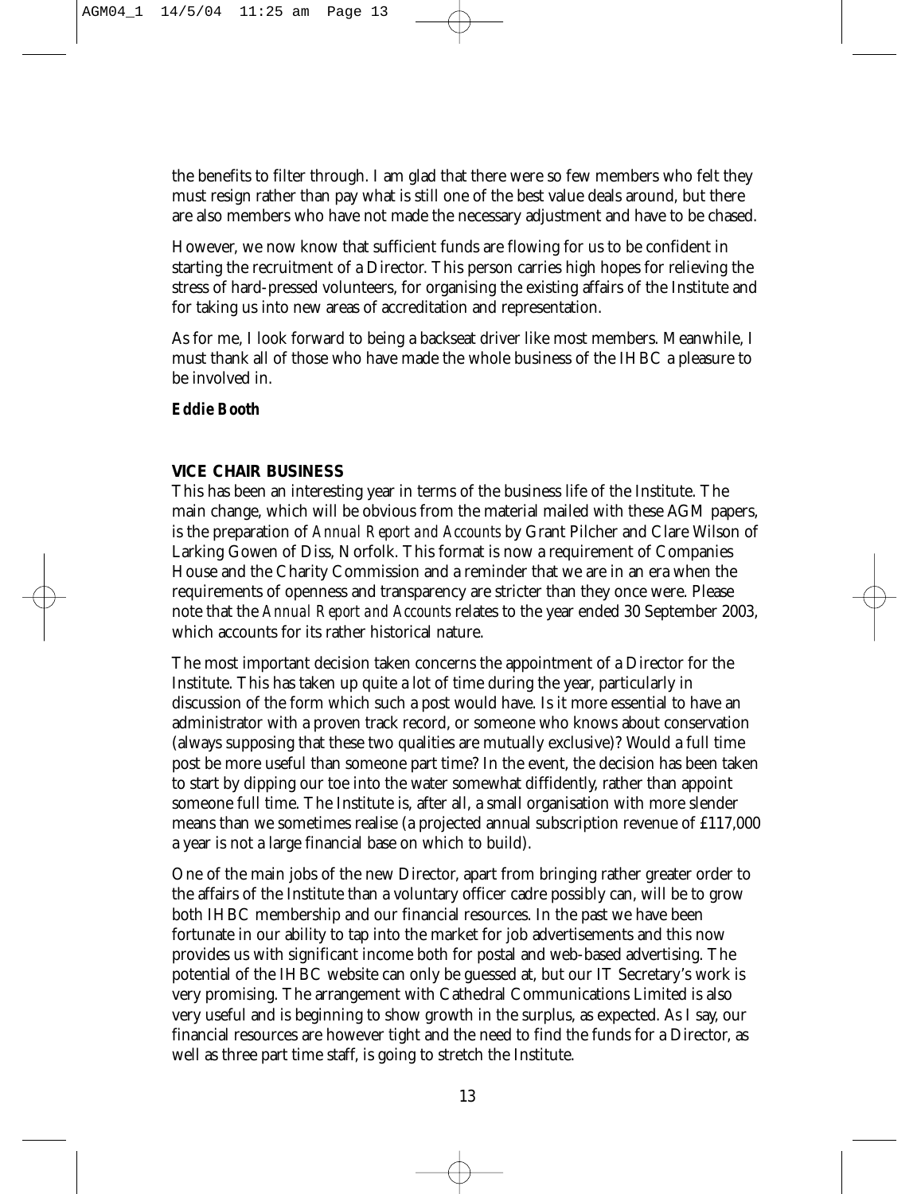the benefits to filter through. I am glad that there were so few members who felt they must resign rather than pay what is still one of the best value deals around, but there are also members who have not made the necessary adjustment and have to be chased.

However, we now know that sufficient funds are flowing for us to be confident in starting the recruitment of a Director. This person carries high hopes for relieving the stress of hard-pressed volunteers, for organising the existing affairs of the Institute and for taking us into new areas of accreditation and representation.

As for me, I look forward to being a backseat driver like most members. Meanwhile, I must thank all of those who have made the whole business of the IHBC a pleasure to be involved in.

***Eddie Booth***

**VICE CHAIR BUSINESS**

This has been an interesting year in terms of the business life of the Institute. The main change, which will be obvious from the material mailed with these AGM papers, is the preparation of *Annual Report and Accounts* by Grant Pilcher and Clare Wilson of Larking Gowen of Diss, Norfolk. This format is now a requirement of Companies House and the Charity Commission and a reminder that we are in an era when the requirements of openness and transparency are stricter than they once were. Please note that the *Annual Report and Accounts* relates to the year ended 30 September 2003, which accounts for its rather historical nature.

The most important decision taken concerns the appointment of a Director for the Institute. This has taken up quite a lot of time during the year, particularly in discussion of the form which such a post would have. Is it more essential to have an administrator with a proven track record, or someone who knows about conservation (always supposing that these two qualities are mutually exclusive)? Would a full time post be more useful than someone part time? In the event, the decision has been taken to start by dipping our toe into the water somewhat diffidently, rather than appoint someone full time. The Institute is, after all, a small organisation with more slender means than we sometimes realise (a projected annual subscription revenue of £117,000 a year is not a large financial base on which to build).

One of the main jobs of the new Director, apart from bringing rather greater order to the affairs of the Institute than a voluntary officer cadre possibly can, will be to grow both IHBC membership and our financial resources. In the past we have been fortunate in our ability to tap into the market for job advertisements and this now provides us with significant income both for postal and web-based advertising. The potential of the IHBC website can only be guessed at, but our IT Secretary's work is very promising. The arrangement with Cathedral Communications Limited is also very useful and is beginning to show growth in the surplus, as expected. As I say, our financial resources are however tight and the need to find the funds for a Director, as well as three part time staff, is going to stretch the Institute.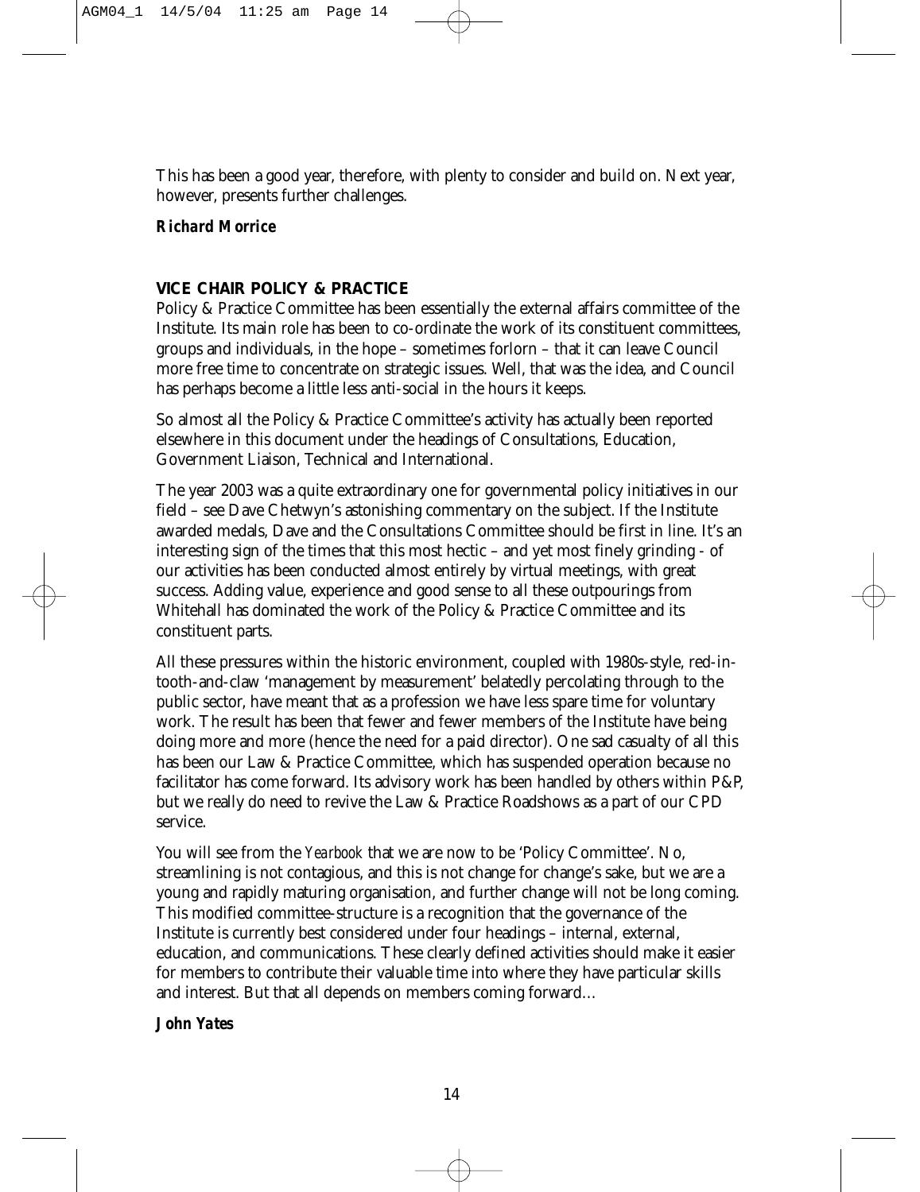This has been a good year, therefore, with plenty to consider and build on. Next year, however, presents further challenges.

***Richard Morrice***

## VICE CHAIR POLICY & PRACTICE

Policy & Practice Committee has been essentially the external affairs committee of the Institute. Its main role has been to co-ordinate the work of its constituent committees, groups and individuals, in the hope – sometimes forlorn – that it can leave Council more free time to concentrate on strategic issues. Well, that was the idea, and Council has perhaps become a little less anti-social in the hours it keeps.

So almost all the Policy & Practice Committee's activity has actually been reported elsewhere in this document under the headings of Consultations, Education, Government Liaison, Technical and International.

The year 2003 was a quite extraordinary one for governmental policy initiatives in our field – see Dave Chetwyn's astonishing commentary on the subject. If the Institute awarded medals, Dave and the Consultations Committee should be first in line. It's an interesting sign of the times that this most hectic – and yet most finely grinding - of our activities has been conducted almost entirely by virtual meetings, with great success. Adding value, experience and good sense to all these outpourings from Whitehall has dominated the work of the Policy & Practice Committee and its constituent parts.

All these pressures within the historic environment, coupled with 1980s-style, red-in-tooth-and-claw 'management by measurement' belatedly percolating through to the public sector, have meant that as a profession we have less spare time for voluntary work. The result has been that fewer and fewer members of the Institute have being doing more and more (hence the need for a paid director). One sad casualty of all this has been our Law & Practice Committee, which has suspended operation because no facilitator has come forward. Its advisory work has been handled by others within P&P, but we really do need to revive the Law & Practice Roadshows as a part of our CPD service.

You will see from the *Yearbook* that we are now to be 'Policy Committee'. No, streamlining is not contagious, and this is not change for change's sake, but we are a young and rapidly maturing organisation, and further change will not be long coming. This modified committee-structure is a recognition that the governance of the Institute is currently best considered under four headings – internal, external, education, and communications. These clearly defined activities should make it easier for members to contribute their valuable time into where they have particular skills and interest. But that all depends on members coming forward…

***John Yates***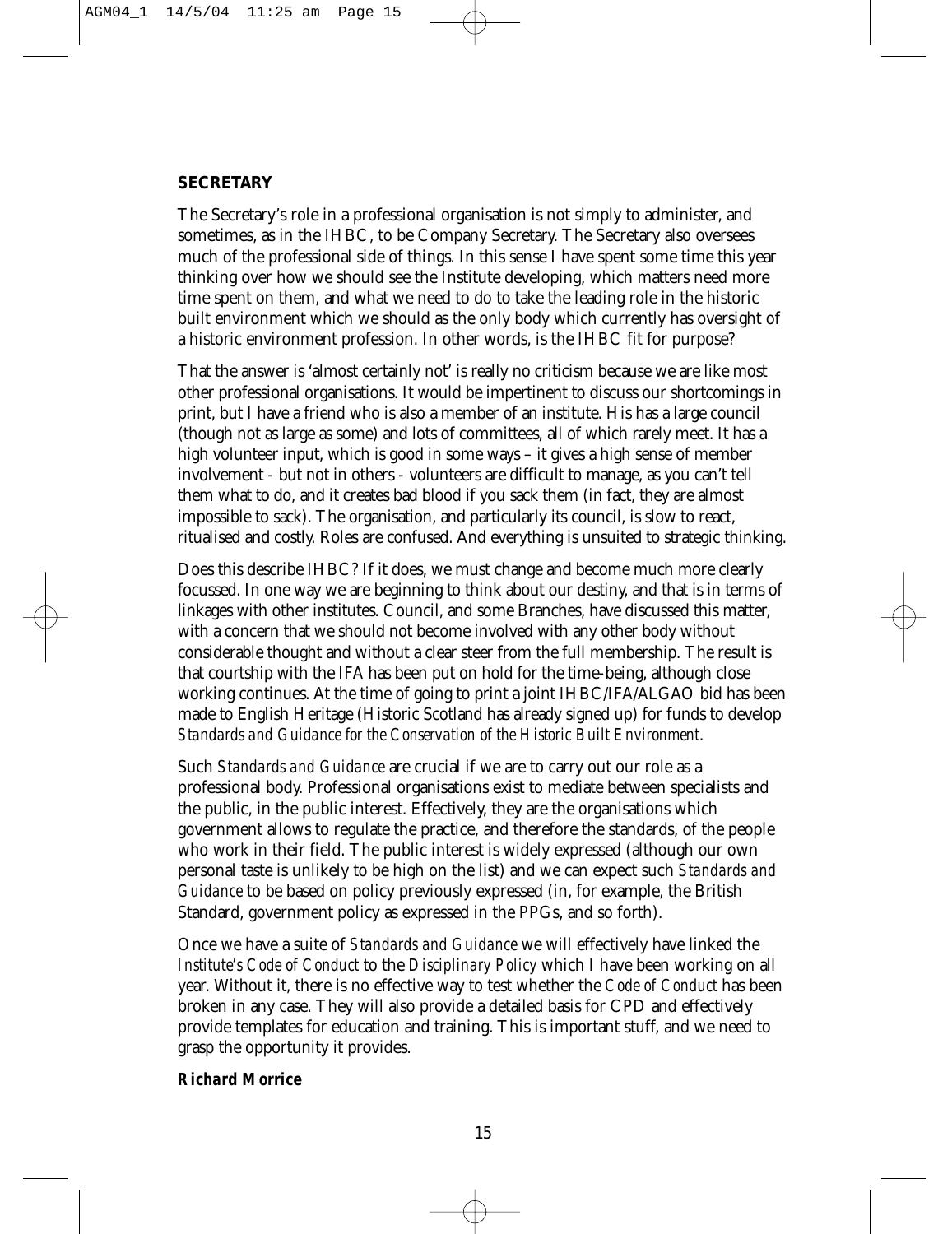## SECRETARY

The Secretary's role in a professional organisation is not simply to administer, and sometimes, as in the IHBC, to be Company Secretary. The Secretary also oversees much of the professional side of things. In this sense I have spent some time this year thinking over how we should see the Institute developing, which matters need more time spent on them, and what we need to do to take the leading role in the historic built environment which we should as the only body which currently has oversight of a historic environment profession. In other words, is the IHBC fit for purpose?

That the answer is 'almost certainly not' is really no criticism because we are like most other professional organisations. It would be impertinent to discuss our shortcomings in print, but I have a friend who is also a member of an institute. His has a large council (though not as large as some) and lots of committees, all of which rarely meet. It has a high volunteer input, which is good in some ways – it gives a high sense of member involvement - but not in others - volunteers are difficult to manage, as you can't tell them what to do, and it creates bad blood if you sack them (in fact, they are almost impossible to sack). The organisation, and particularly its council, is slow to react, ritualised and costly. Roles are confused. And everything is unsuited to strategic thinking.

Does this describe IHBC? If it does, we must change and become much more clearly focussed. In one way we are beginning to think about our destiny, and that is in terms of linkages with other institutes. Council, and some Branches, have discussed this matter, with a concern that we should not become involved with any other body without considerable thought and without a clear steer from the full membership. The result is that courtship with the IFA has been put on hold for the time-being, although close working continues. At the time of going to print a joint IHBC/IFA/ALGAO bid has been made to English Heritage (Historic Scotland has already signed up) for funds to develop *Standards and Guidance for the Conservation of the Historic Built Environment*.

Such *Standards and Guidance* are crucial if we are to carry out our role as a professional body. Professional organisations exist to mediate between specialists and the public, in the public interest. Effectively, they are the organisations which government allows to regulate the practice, and therefore the standards, of the people who work in their field. The public interest is widely expressed (although our own personal taste is unlikely to be high on the list) and we can expect such *Standards and Guidance* to be based on policy previously expressed (in, for example, the British Standard, government policy as expressed in the PPGs, and so forth).

Once we have a suite of *Standards and Guidance* we will effectively have linked the *Institute's Code of Conduct* to the *Disciplinary Policy* which I have been working on all year. Without it, there is no effective way to test whether the *Code of Conduct* has been broken in any case. They will also provide a detailed basis for CPD and effectively provide templates for education and training. This is important stuff, and we need to grasp the opportunity it provides.

***Richard Morrice***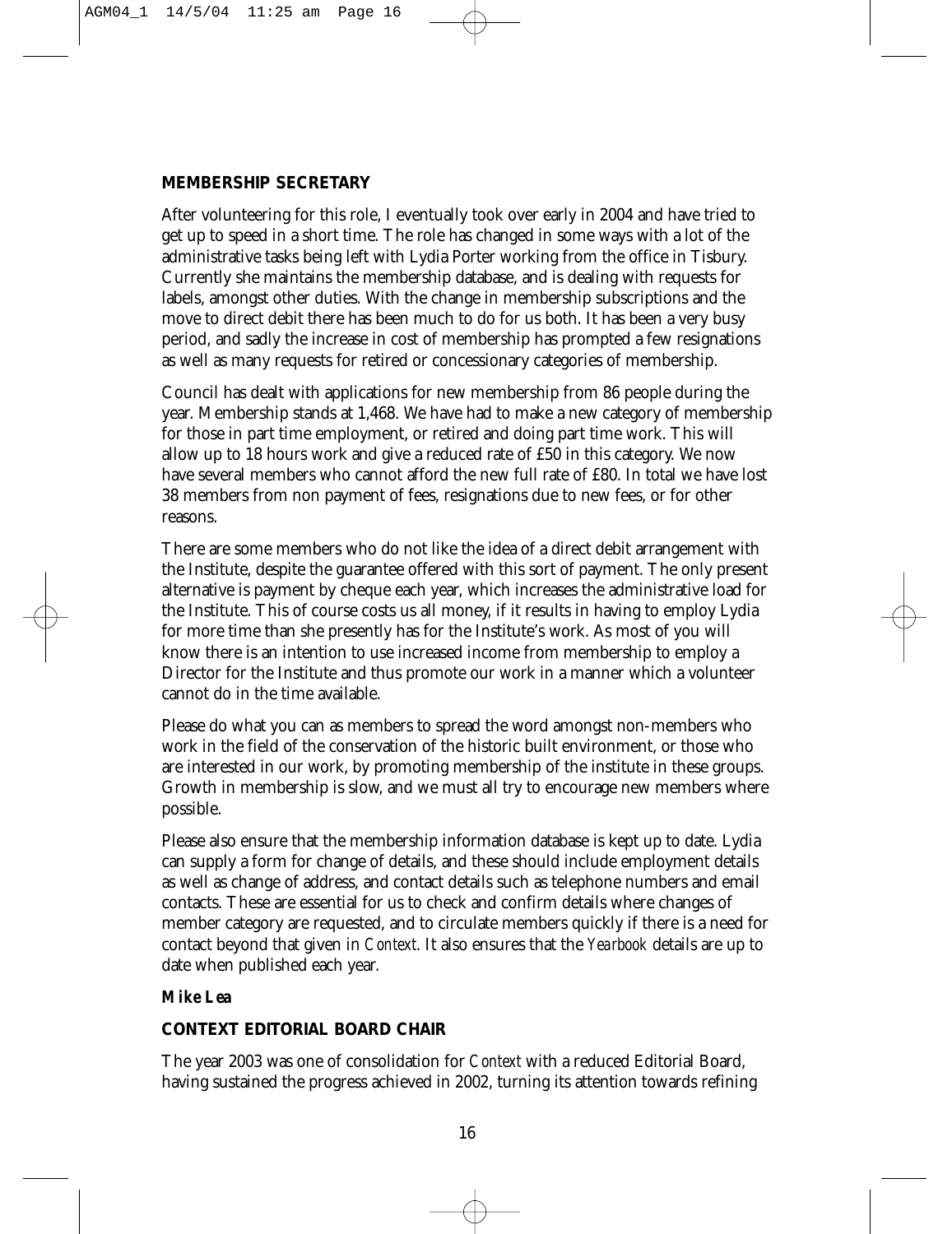## MEMBERSHIP SECRETARY

After volunteering for this role, I eventually took over early in 2004 and have tried to get up to speed in a short time. The role has changed in some ways with a lot of the administrative tasks being left with Lydia Porter working from the office in Tisbury. Currently she maintains the membership database, and is dealing with requests for labels, amongst other duties. With the change in membership subscriptions and the move to direct debit there has been much to do for us both. It has been a very busy period, and sadly the increase in cost of membership has prompted a few resignations as well as many requests for retired or concessionary categories of membership.

Council has dealt with applications for new membership from 86 people during the year. Membership stands at 1,468. We have had to make a new category of membership for those in part time employment, or retired and doing part time work. This will allow up to 18 hours work and give a reduced rate of £50 in this category. We now have several members who cannot afford the new full rate of £80. In total we have lost 38 members from non payment of fees, resignations due to new fees, or for other reasons.

There are some members who do not like the idea of a direct debit arrangement with the Institute, despite the guarantee offered with this sort of payment. The only present alternative is payment by cheque each year, which increases the administrative load for the Institute. This of course costs us all money, if it results in having to employ Lydia for more time than she presently has for the Institute's work. As most of you will know there is an intention to use increased income from membership to employ a Director for the Institute and thus promote our work in a manner which a volunteer cannot do in the time available.

Please do what you can as members to spread the word amongst non-members who work in the field of the conservation of the historic built environment, or those who are interested in our work, by promoting membership of the institute in these groups. Growth in membership is slow, and we must all try to encourage new members where possible.

Please also ensure that the membership information database is kept up to date. Lydia can supply a form for change of details, and these should include employment details as well as change of address, and contact details such as telephone numbers and email contacts. These are essential for us to check and confirm details where changes of member category are requested, and to circulate members quickly if there is a need for contact beyond that given in *Context*. It also ensures that the *Yearbook* details are up to date when published each year.

**Mike Lea**

## CONTEXT EDITORIAL BOARD CHAIR

The year 2003 was one of consolidation for *Context* with a reduced Editorial Board, having sustained the progress achieved in 2002, turning its attention towards refining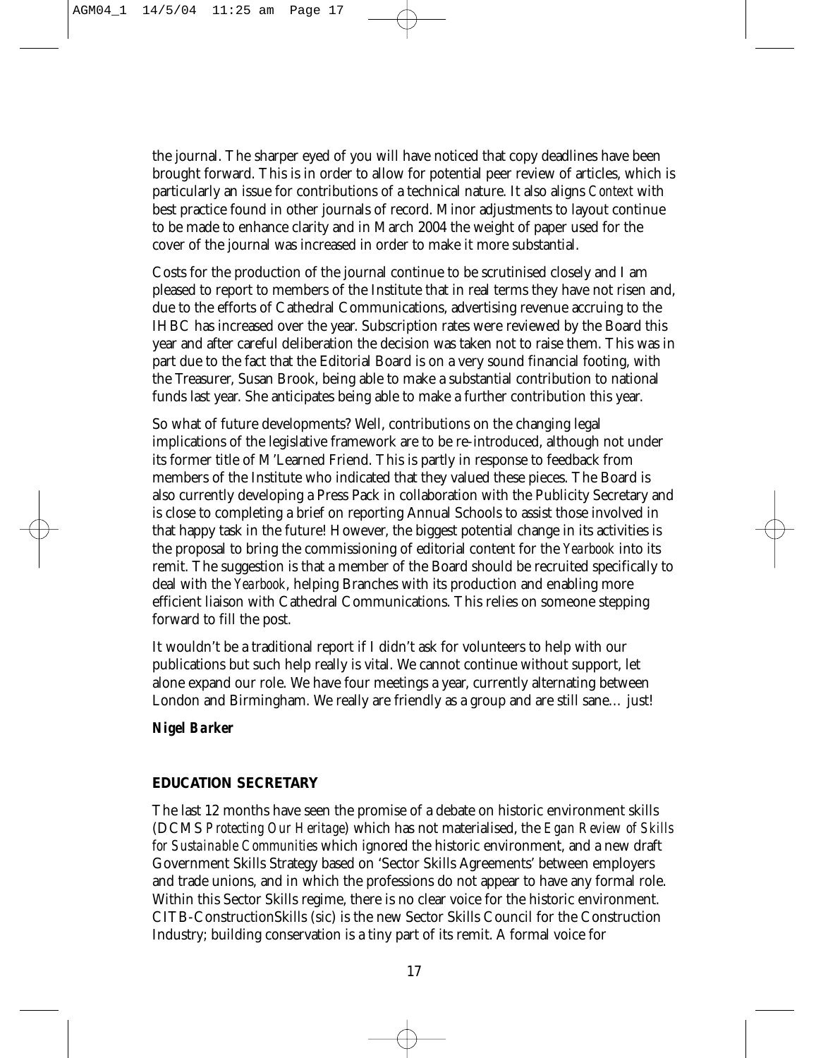the journal. The sharper eyed of you will have noticed that copy deadlines have been brought forward. This is in order to allow for potential peer review of articles, which is particularly an issue for contributions of a technical nature. It also aligns *Context* with best practice found in other journals of record. Minor adjustments to layout continue to be made to enhance clarity and in March 2004 the weight of paper used for the cover of the journal was increased in order to make it more substantial.

Costs for the production of the journal continue to be scrutinised closely and I am pleased to report to members of the Institute that in real terms they have not risen and, due to the efforts of Cathedral Communications, advertising revenue accruing to the IHBC has increased over the year. Subscription rates were reviewed by the Board this year and after careful deliberation the decision was taken not to raise them. This was in part due to the fact that the Editorial Board is on a very sound financial footing, with the Treasurer, Susan Brook, being able to make a substantial contribution to national funds last year. She anticipates being able to make a further contribution this year.

So what of future developments? Well, contributions on the changing legal implications of the legislative framework are to be re-introduced, although not under its former title of M'Learned Friend. This is partly in response to feedback from members of the Institute who indicated that they valued these pieces. The Board is also currently developing a Press Pack in collaboration with the Publicity Secretary and is close to completing a brief on reporting Annual Schools to assist those involved in that happy task in the future! However, the biggest potential change in its activities is the proposal to bring the commissioning of editorial content for the *Yearbook* into its remit. The suggestion is that a member of the Board should be recruited specifically to deal with the *Yearbook*, helping Branches with its production and enabling more efficient liaison with Cathedral Communications. This relies on someone stepping forward to fill the post.

It wouldn't be a traditional report if I didn't ask for volunteers to help with our publications but such help really is vital. We cannot continue without support, let alone expand our role. We have four meetings a year, currently alternating between London and Birmingham. We really are friendly as a group and are still sane… just!

***Nigel Barker***

## EDUCATION SECRETARY

The last 12 months have seen the promise of a debate on historic environment skills (DCMS *Protecting Our Heritage*) which has not materialised, the *Egan Review of Skills for Sustainable Communities* which ignored the historic environment, and a new draft Government Skills Strategy based on 'Sector Skills Agreements' between employers and trade unions, and in which the professions do not appear to have any formal role. Within this Sector Skills regime, there is no clear voice for the historic environment. CITB-ConstructionSkills (sic) is the new Sector Skills Council for the Construction Industry; building conservation is a tiny part of its remit. A formal voice for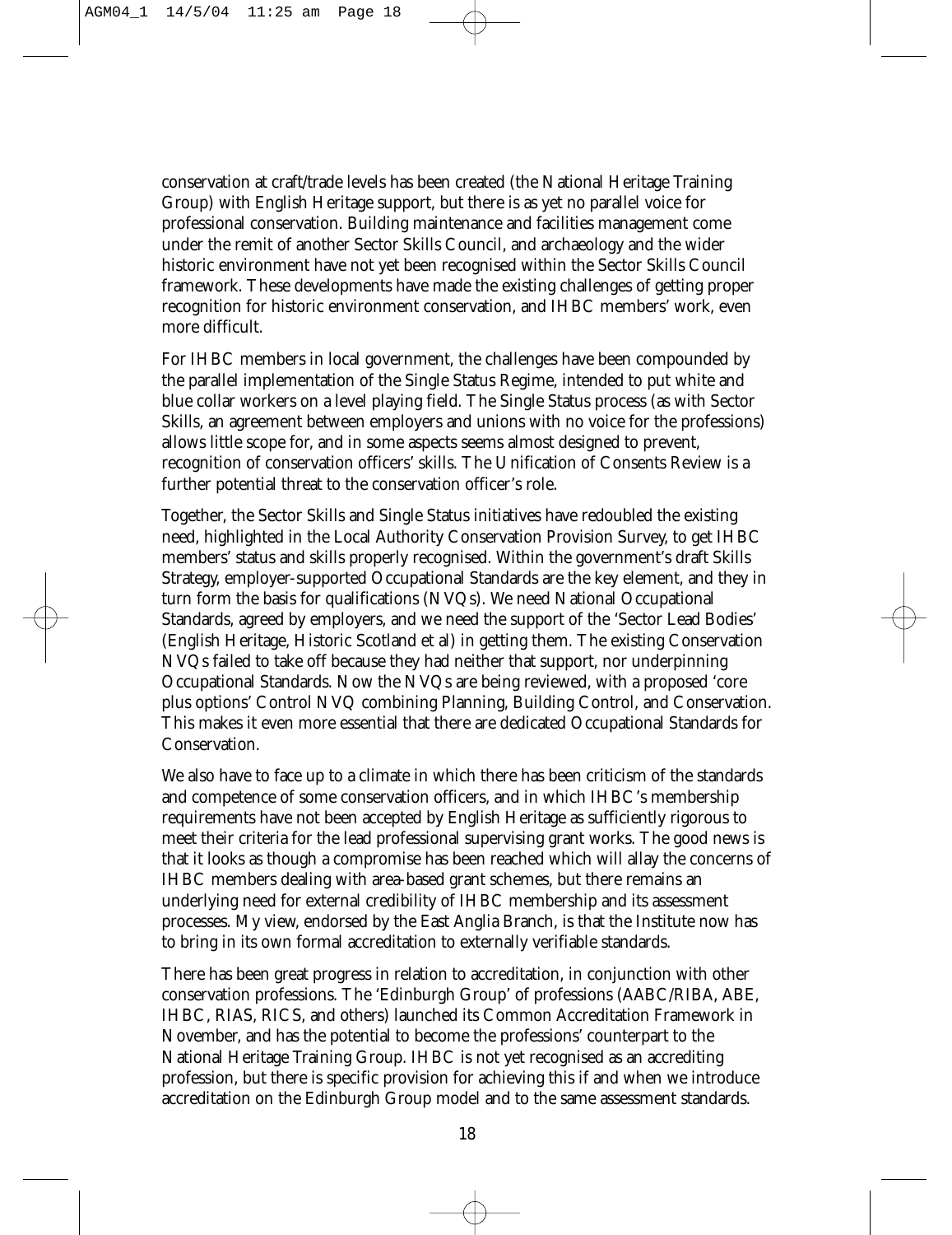conservation at craft/trade levels has been created (the National Heritage Training Group) with English Heritage support, but there is as yet no parallel voice for professional conservation. Building maintenance and facilities management come under the remit of another Sector Skills Council, and archaeology and the wider historic environment have not yet been recognised within the Sector Skills Council framework. These developments have made the existing challenges of getting proper recognition for historic environment conservation, and IHBC members' work, even more difficult.

For IHBC members in local government, the challenges have been compounded by the parallel implementation of the Single Status Regime, intended to put white and blue collar workers on a level playing field. The Single Status process (as with Sector Skills, an agreement between employers and unions with no voice for the professions) allows little scope for, and in some aspects seems almost designed to prevent, recognition of conservation officers' skills. The Unification of Consents Review is a further potential threat to the conservation officer's role.

Together, the Sector Skills and Single Status initiatives have redoubled the existing need, highlighted in the Local Authority Conservation Provision Survey, to get IHBC members' status and skills properly recognised. Within the government's draft Skills Strategy, employer-supported Occupational Standards are the key element, and they in turn form the basis for qualifications (NVQs). We need National Occupational Standards, agreed by employers, and we need the support of the 'Sector Lead Bodies' (English Heritage, Historic Scotland et al) in getting them. The existing Conservation NVQs failed to take off because they had neither that support, nor underpinning Occupational Standards. Now the NVQs are being reviewed, with a proposed 'core plus options' Control NVQ combining Planning, Building Control, and Conservation. This makes it even more essential that there are dedicated Occupational Standards for Conservation.

We also have to face up to a climate in which there has been criticism of the standards and competence of some conservation officers, and in which IHBC's membership requirements have not been accepted by English Heritage as sufficiently rigorous to meet their criteria for the lead professional supervising grant works. The good news is that it looks as though a compromise has been reached which will allay the concerns of IHBC members dealing with area-based grant schemes, but there remains an underlying need for external credibility of IHBC membership and its assessment processes. My view, endorsed by the East Anglia Branch, is that the Institute now has to bring in its own formal accreditation to externally verifiable standards.

There has been great progress in relation to accreditation, in conjunction with other conservation professions. The 'Edinburgh Group' of professions (AABC/RIBA, ABE, IHBC, RIAS, RICS, and others) launched its Common Accreditation Framework in November, and has the potential to become the professions' counterpart to the National Heritage Training Group. IHBC is not yet recognised as an accrediting profession, but there is specific provision for achieving this if and when we introduce accreditation on the Edinburgh Group model and to the same assessment standards.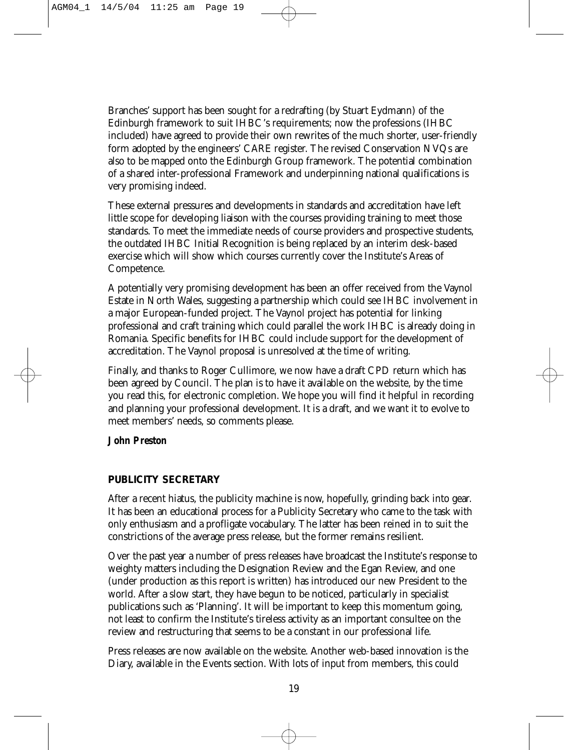Branches' support has been sought for a redrafting (by Stuart Eydmann) of the Edinburgh framework to suit IHBC's requirements; now the professions (IHBC included) have agreed to provide their own rewrites of the much shorter, user-friendly form adopted by the engineers' CARE register. The revised Conservation NVQs are also to be mapped onto the Edinburgh Group framework. The potential combination of a shared inter-professional Framework and underpinning national qualifications is very promising indeed.

These external pressures and developments in standards and accreditation have left little scope for developing liaison with the courses providing training to meet those standards. To meet the immediate needs of course providers and prospective students, the outdated IHBC Initial Recognition is being replaced by an interim desk-based exercise which will show which courses currently cover the Institute's Areas of Competence.

A potentially very promising development has been an offer received from the Vaynol Estate in North Wales, suggesting a partnership which could see IHBC involvement in a major European-funded project. The Vaynol project has potential for linking professional and craft training which could parallel the work IHBC is already doing in Romania. Specific benefits for IHBC could include support for the development of accreditation. The Vaynol proposal is unresolved at the time of writing.

Finally, and thanks to Roger Cullimore, we now have a draft CPD return which has been agreed by Council. The plan is to have it available on the website, by the time you read this, for electronic completion. We hope you will find it helpful in recording and planning your professional development. It is a draft, and we want it to evolve to meet members' needs, so comments please.

***John Preston***

## PUBLICITY SECRETARY

After a recent hiatus, the publicity machine is now, hopefully, grinding back into gear. It has been an educational process for a Publicity Secretary who came to the task with only enthusiasm and a profligate vocabulary. The latter has been reined in to suit the constrictions of the average press release, but the former remains resilient.

Over the past year a number of press releases have broadcast the Institute's response to weighty matters including the Designation Review and the Egan Review, and one (under production as this report is written) has introduced our new President to the world. After a slow start, they have begun to be noticed, particularly in specialist publications such as 'Planning'. It will be important to keep this momentum going, not least to confirm the Institute's tireless activity as an important consultee on the review and restructuring that seems to be a constant in our professional life.

Press releases are now available on the website. Another web-based innovation is the Diary, available in the Events section. With lots of input from members, this could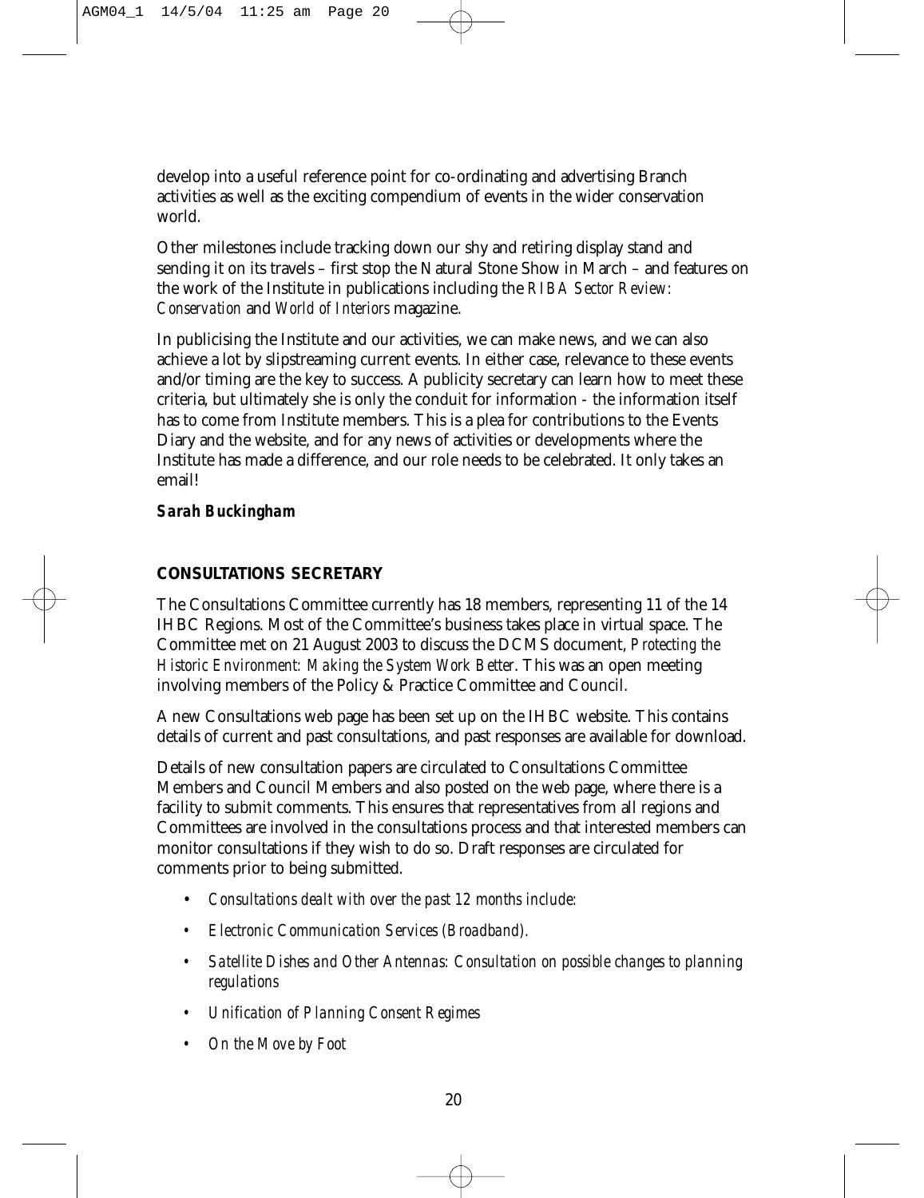develop into a useful reference point for co-ordinating and advertising Branch activities as well as the exciting compendium of events in the wider conservation world.

Other milestones include tracking down our shy and retiring display stand and sending it on its travels – first stop the Natural Stone Show in March – and features on the work of the Institute in publications including the *RIBA Sector Review: Conservation* and *World of Interiors* magazine.

In publicising the Institute and our activities, we can make news, and we can also achieve a lot by slipstreaming current events. In either case, relevance to these events and/or timing are the key to success. A publicity secretary can learn how to meet these criteria, but ultimately she is only the conduit for information - the information itself has to come from Institute members. This is a plea for contributions to the Events Diary and the website, and for any news of activities or developments where the Institute has made a difference, and our role needs to be celebrated. It only takes an email!

***Sarah Buckingham***

## CONSULTATIONS SECRETARY

The Consultations Committee currently has 18 members, representing 11 of the 14 IHBC Regions. Most of the Committee's business takes place in virtual space. The Committee met on 21 August 2003 to discuss the DCMS document, *Protecting the Historic Environment: Making the System Work Better*. This was an open meeting involving members of the Policy & Practice Committee and Council.

A new Consultations web page has been set up on the IHBC website. This contains details of current and past consultations, and past responses are available for download.

Details of new consultation papers are circulated to Consultations Committee Members and Council Members and also posted on the web page, where there is a facility to submit comments. This ensures that representatives from all regions and Committees are involved in the consultations process and that interested members can monitor consultations if they wish to do so. Draft responses are circulated for comments prior to being submitted.

- *Consultations dealt with over the past 12 months include:*
- *Electronic Communication Services (Broadband).*
- *Satellite Dishes and Other Antennas: Consultation on possible changes to planning regulations*
- *Unification of Planning Consent Regimes*
- *On the Move by Foot*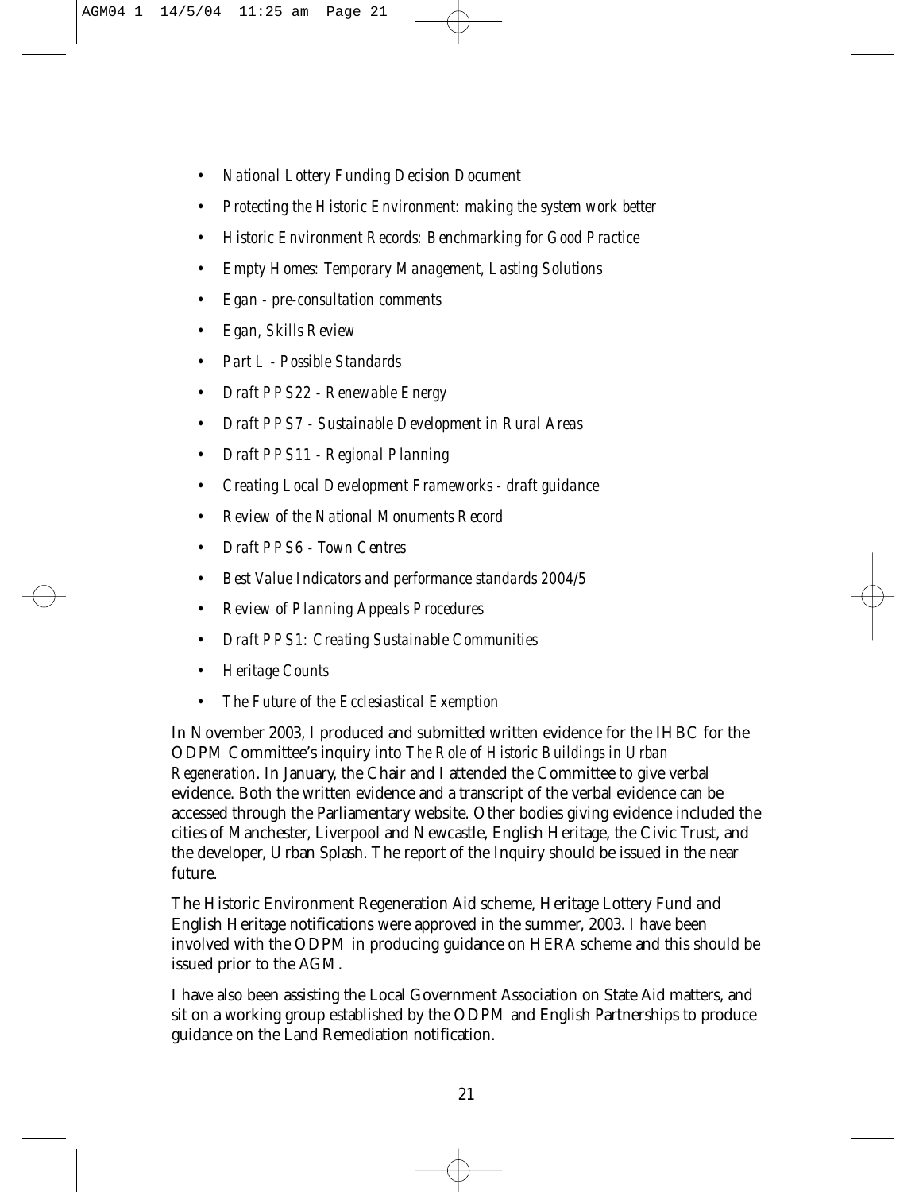- *National Lottery Funding Decision Document*
- *Protecting the Historic Environment: making the system work better*
- *Historic Environment Records: Benchmarking for Good Practice*
- *Empty Homes: Temporary Management, Lasting Solutions*
- *Egan - pre-consultation comments*
- *Egan, Skills Review*
- *Part L - Possible Standards*
- *Draft PPS22 - Renewable Energy*
- *Draft PPS7 - Sustainable Development in Rural Areas*
- *Draft PPS11 - Regional Planning*
- *Creating Local Development Frameworks - draft guidance*
- *Review of the National Monuments Record*
- *Draft PPS6 - Town Centres*
- *Best Value Indicators and performance standards 2004/5*
- *Review of Planning Appeals Procedures*
- *Draft PPS1: Creating Sustainable Communities*
- *Heritage Counts*
- *The Future of the Ecclesiastical Exemption*

In November 2003, I produced and submitted written evidence for the IHBC for the ODPM Committee's inquiry into *The Role of Historic Buildings in Urban Regeneration*. In January, the Chair and I attended the Committee to give verbal evidence. Both the written evidence and a transcript of the verbal evidence can be accessed through the Parliamentary website. Other bodies giving evidence included the cities of Manchester, Liverpool and Newcastle, English Heritage, the Civic Trust, and the developer, Urban Splash. The report of the Inquiry should be issued in the near future.

The Historic Environment Regeneration Aid scheme, Heritage Lottery Fund and English Heritage notifications were approved in the summer, 2003. I have been involved with the ODPM in producing guidance on HERA scheme and this should be issued prior to the AGM.

I have also been assisting the Local Government Association on State Aid matters, and sit on a working group established by the ODPM and English Partnerships to produce guidance on the Land Remediation notification.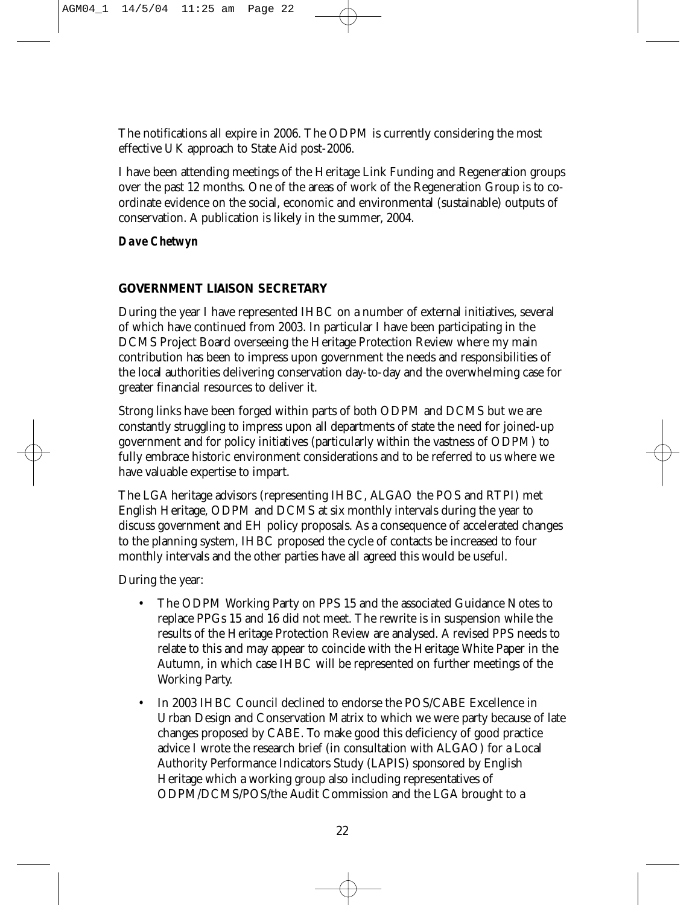The notifications all expire in 2006. The ODPM is currently considering the most effective UK approach to State Aid post-2006.

I have been attending meetings of the Heritage Link Funding and Regeneration groups over the past 12 months. One of the areas of work of the Regeneration Group is to co-ordinate evidence on the social, economic and environmental (sustainable) outputs of conservation. A publication is likely in the summer, 2004.

***Dave Chetwyn***

## GOVERNMENT LIAISON SECRETARY

During the year I have represented IHBC on a number of external initiatives, several of which have continued from 2003. In particular I have been participating in the DCMS Project Board overseeing the Heritage Protection Review where my main contribution has been to impress upon government the needs and responsibilities of the local authorities delivering conservation day-to-day and the overwhelming case for greater financial resources to deliver it.

Strong links have been forged within parts of both ODPM and DCMS but we are constantly struggling to impress upon all departments of state the need for joined-up government and for policy initiatives (particularly within the vastness of ODPM) to fully embrace historic environment considerations and to be referred to us where we have valuable expertise to impart.

The LGA heritage advisors (representing IHBC, ALGAO the POS and RTPI) met English Heritage, ODPM and DCMS at six monthly intervals during the year to discuss government and EH policy proposals. As a consequence of accelerated changes to the planning system, IHBC proposed the cycle of contacts be increased to four monthly intervals and the other parties have all agreed this would be useful.

During the year:

- The ODPM Working Party on PPS 15 and the associated Guidance Notes to replace PPGs 15 and 16 did not meet. The rewrite is in suspension while the results of the Heritage Protection Review are analysed. A revised PPS needs to relate to this and may appear to coincide with the Heritage White Paper in the Autumn, in which case IHBC will be represented on further meetings of the Working Party.
- In 2003 IHBC Council declined to endorse the POS/CABE Excellence in Urban Design and Conservation Matrix to which we were party because of late changes proposed by CABE. To make good this deficiency of good practice advice I wrote the research brief (in consultation with ALGAO) for a Local Authority Performance Indicators Study (LAPIS) sponsored by English Heritage which a working group also including representatives of ODPM/DCMS/POS/the Audit Commission and the LGA brought to a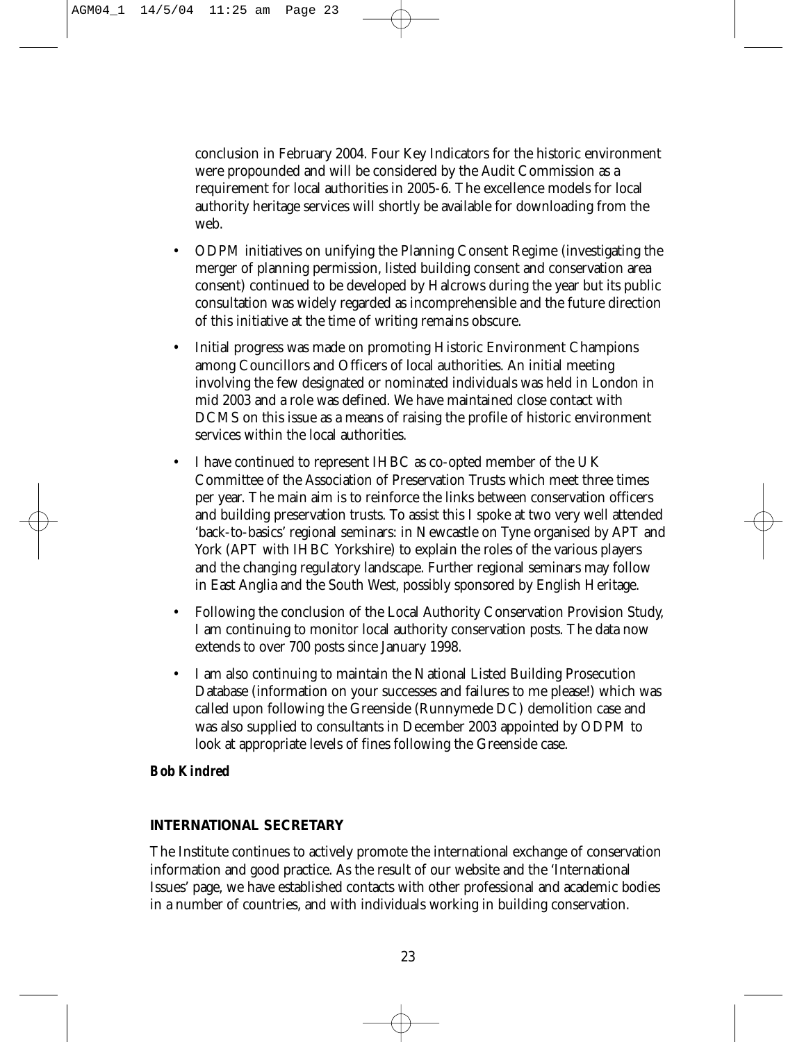conclusion in February 2004. Four Key Indicators for the historic environment were propounded and will be considered by the Audit Commission as a requirement for local authorities in 2005-6. The excellence models for local authority heritage services will shortly be available for downloading from the web.

- ODPM initiatives on unifying the Planning Consent Regime (investigating the merger of planning permission, listed building consent and conservation area consent) continued to be developed by Halcrows during the year but its public consultation was widely regarded as incomprehensible and the future direction of this initiative at the time of writing remains obscure.
- Initial progress was made on promoting Historic Environment Champions among Councillors and Officers of local authorities. An initial meeting involving the few designated or nominated individuals was held in London in mid 2003 and a role was defined. We have maintained close contact with DCMS on this issue as a means of raising the profile of historic environment services within the local authorities.
- I have continued to represent IHBC as co-opted member of the UK Committee of the Association of Preservation Trusts which meet three times per year. The main aim is to reinforce the links between conservation officers and building preservation trusts. To assist this I spoke at two very well attended 'back-to-basics' regional seminars: in Newcastle on Tyne organised by APT and York (APT with IHBC Yorkshire) to explain the roles of the various players and the changing regulatory landscape. Further regional seminars may follow in East Anglia and the South West, possibly sponsored by English Heritage.
- Following the conclusion of the Local Authority Conservation Provision Study, I am continuing to monitor local authority conservation posts. The data now extends to over 700 posts since January 1998.
- I am also continuing to maintain the National Listed Building Prosecution Database (information on your successes and failures to me please!) which was called upon following the Greenside (Runnymede DC) demolition case and was also supplied to consultants in December 2003 appointed by ODPM to look at appropriate levels of fines following the Greenside case.

***Bob Kindred***

## INTERNATIONAL SECRETARY

The Institute continues to actively promote the international exchange of conservation information and good practice. As the result of our website and the 'International Issues' page, we have established contacts with other professional and academic bodies in a number of countries, and with individuals working in building conservation.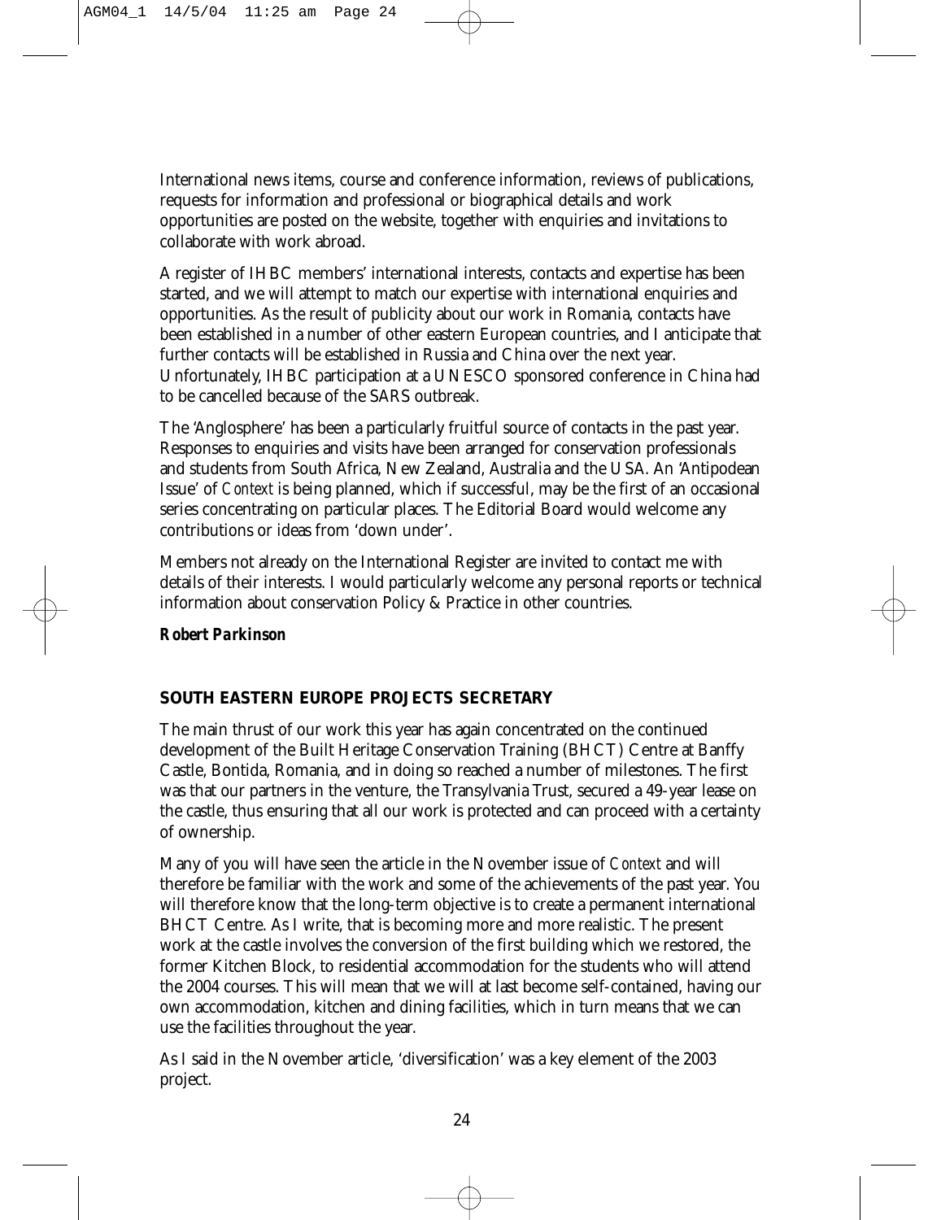International news items, course and conference information, reviews of publications, requests for information and professional or biographical details and work opportunities are posted on the website, together with enquiries and invitations to collaborate with work abroad.

A register of IHBC members' international interests, contacts and expertise has been started, and we will attempt to match our expertise with international enquiries and opportunities. As the result of publicity about our work in Romania, contacts have been established in a number of other eastern European countries, and I anticipate that further contacts will be established in Russia and China over the next year. Unfortunately, IHBC participation at a UNESCO sponsored conference in China had to be cancelled because of the SARS outbreak.

The 'Anglosphere' has been a particularly fruitful source of contacts in the past year. Responses to enquiries and visits have been arranged for conservation professionals and students from South Africa, New Zealand, Australia and the USA. An 'Antipodean Issue' of *Context* is being planned, which if successful, may be the first of an occasional series concentrating on particular places. The Editorial Board would welcome any contributions or ideas from 'down under'.

Members not already on the International Register are invited to contact me with details of their interests. I would particularly welcome any personal reports or technical information about conservation Policy & Practice in other countries.

***Robert Parkinson***

## SOUTH EASTERN EUROPE PROJECTS SECRETARY

The main thrust of our work this year has again concentrated on the continued development of the Built Heritage Conservation Training (BHCT) Centre at Banffy Castle, Bontida, Romania, and in doing so reached a number of milestones. The first was that our partners in the venture, the Transylvania Trust, secured a 49-year lease on the castle, thus ensuring that all our work is protected and can proceed with a certainty of ownership.

Many of you will have seen the article in the November issue of *Context* and will therefore be familiar with the work and some of the achievements of the past year. You will therefore know that the long-term objective is to create a permanent international BHCT Centre. As I write, that is becoming more and more realistic. The present work at the castle involves the conversion of the first building which we restored, the former Kitchen Block, to residential accommodation for the students who will attend the 2004 courses. This will mean that we will at last become self-contained, having our own accommodation, kitchen and dining facilities, which in turn means that we can use the facilities throughout the year.

As I said in the November article, 'diversification' was a key element of the 2003 project.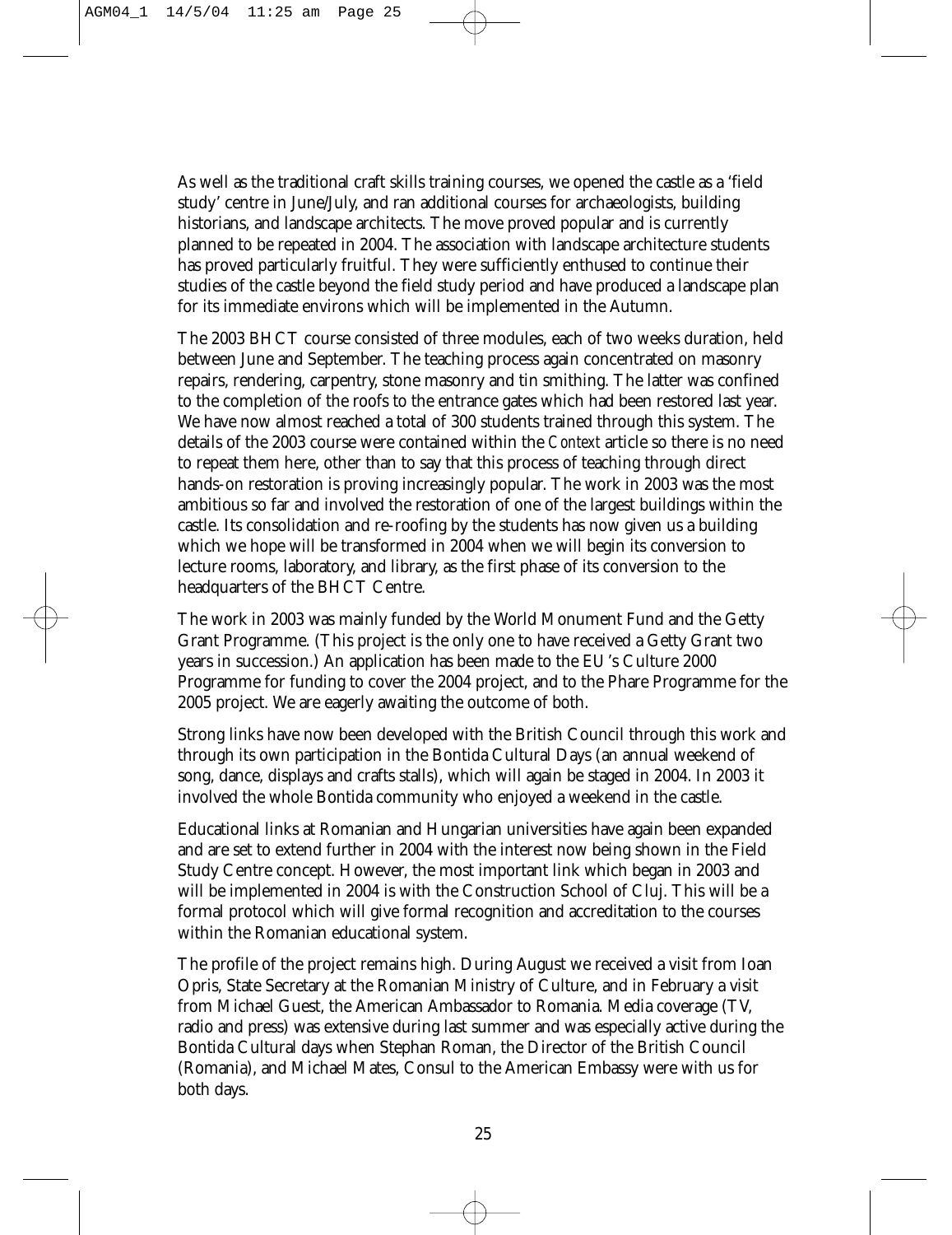As well as the traditional craft skills training courses, we opened the castle as a 'field study' centre in June/July, and ran additional courses for archaeologists, building historians, and landscape architects. The move proved popular and is currently planned to be repeated in 2004. The association with landscape architecture students has proved particularly fruitful. They were sufficiently enthused to continue their studies of the castle beyond the field study period and have produced a landscape plan for its immediate environs which will be implemented in the Autumn.

The 2003 BHCT course consisted of three modules, each of two weeks duration, held between June and September. The teaching process again concentrated on masonry repairs, rendering, carpentry, stone masonry and tin smithing. The latter was confined to the completion of the roofs to the entrance gates which had been restored last year. We have now almost reached a total of 300 students trained through this system. The details of the 2003 course were contained within the *Context* article so there is no need to repeat them here, other than to say that this process of teaching through direct hands-on restoration is proving increasingly popular. The work in 2003 was the most ambitious so far and involved the restoration of one of the largest buildings within the castle. Its consolidation and re-roofing by the students has now given us a building which we hope will be transformed in 2004 when we will begin its conversion to lecture rooms, laboratory, and library, as the first phase of its conversion to the headquarters of the BHCT Centre.

The work in 2003 was mainly funded by the World Monument Fund and the Getty Grant Programme. (This project is the only one to have received a Getty Grant two years in succession.) An application has been made to the EU's Culture 2000 Programme for funding to cover the 2004 project, and to the Phare Programme for the 2005 project. We are eagerly awaiting the outcome of both.

Strong links have now been developed with the British Council through this work and through its own participation in the Bontida Cultural Days (an annual weekend of song, dance, displays and crafts stalls), which will again be staged in 2004. In 2003 it involved the whole Bontida community who enjoyed a weekend in the castle.

Educational links at Romanian and Hungarian universities have again been expanded and are set to extend further in 2004 with the interest now being shown in the Field Study Centre concept. However, the most important link which began in 2003 and will be implemented in 2004 is with the Construction School of Cluj. This will be a formal protocol which will give formal recognition and accreditation to the courses within the Romanian educational system.

The profile of the project remains high. During August we received a visit from Ioan Opris, State Secretary at the Romanian Ministry of Culture, and in February a visit from Michael Guest, the American Ambassador to Romania. Media coverage (TV, radio and press) was extensive during last summer and was especially active during the Bontida Cultural days when Stephan Roman, the Director of the British Council (Romania), and Michael Mates, Consul to the American Embassy were with us for both days.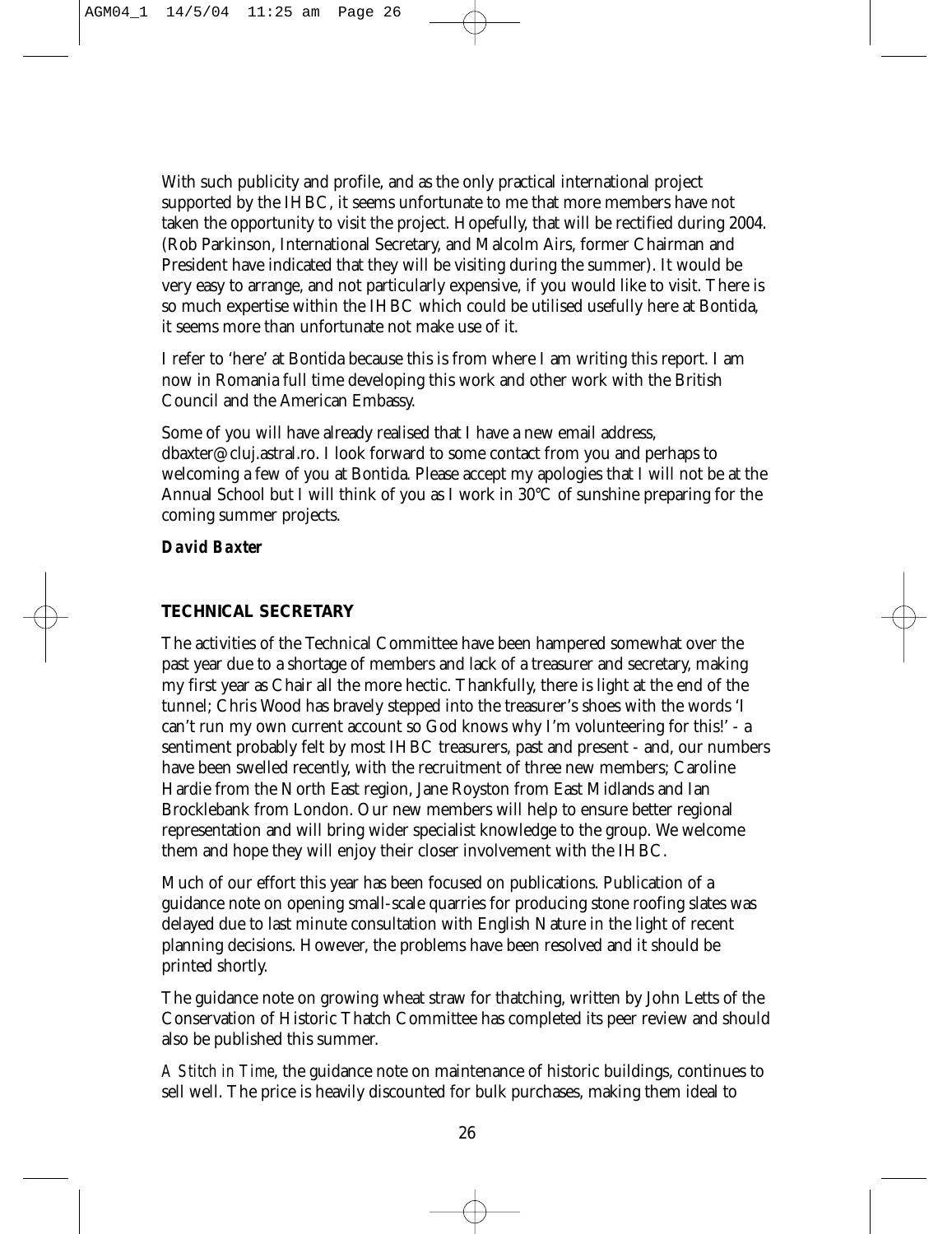With such publicity and profile, and as the only practical international project supported by the IHBC, it seems unfortunate to me that more members have not taken the opportunity to visit the project. Hopefully, that will be rectified during 2004. (Rob Parkinson, International Secretary, and Malcolm Airs, former Chairman and President have indicated that they will be visiting during the summer). It would be very easy to arrange, and not particularly expensive, if you would like to visit. There is so much expertise within the IHBC which could be utilised usefully here at Bontida, it seems more than unfortunate not make use of it.

I refer to 'here' at Bontida because this is from where I am writing this report. I am now in Romania full time developing this work and other work with the British Council and the American Embassy.

Some of you will have already realised that I have a new email address, dbaxter@cluj.astral.ro. I look forward to some contact from you and perhaps to welcoming a few of you at Bontida. Please accept my apologies that I will not be at the Annual School but I will think of you as I work in 30°C of sunshine preparing for the coming summer projects.

***David Baxter***

## TECHNICAL SECRETARY

The activities of the Technical Committee have been hampered somewhat over the past year due to a shortage of members and lack of a treasurer and secretary, making my first year as Chair all the more hectic. Thankfully, there is light at the end of the tunnel; Chris Wood has bravely stepped into the treasurer's shoes with the words 'I can't run my own current account so God knows why I'm volunteering for this!' - a sentiment probably felt by most IHBC treasurers, past and present - and, our numbers have been swelled recently, with the recruitment of three new members; Caroline Hardie from the North East region, Jane Royston from East Midlands and Ian Brocklebank from London. Our new members will help to ensure better regional representation and will bring wider specialist knowledge to the group. We welcome them and hope they will enjoy their closer involvement with the IHBC.

Much of our effort this year has been focused on publications. Publication of a guidance note on opening small-scale quarries for producing stone roofing slates was delayed due to last minute consultation with English Nature in the light of recent planning decisions. However, the problems have been resolved and it should be printed shortly.

The guidance note on growing wheat straw for thatching, written by John Letts of the Conservation of Historic Thatch Committee has completed its peer review and should also be published this summer.

*A Stitch in Time*, the guidance note on maintenance of historic buildings, continues to sell well. The price is heavily discounted for bulk purchases, making them ideal to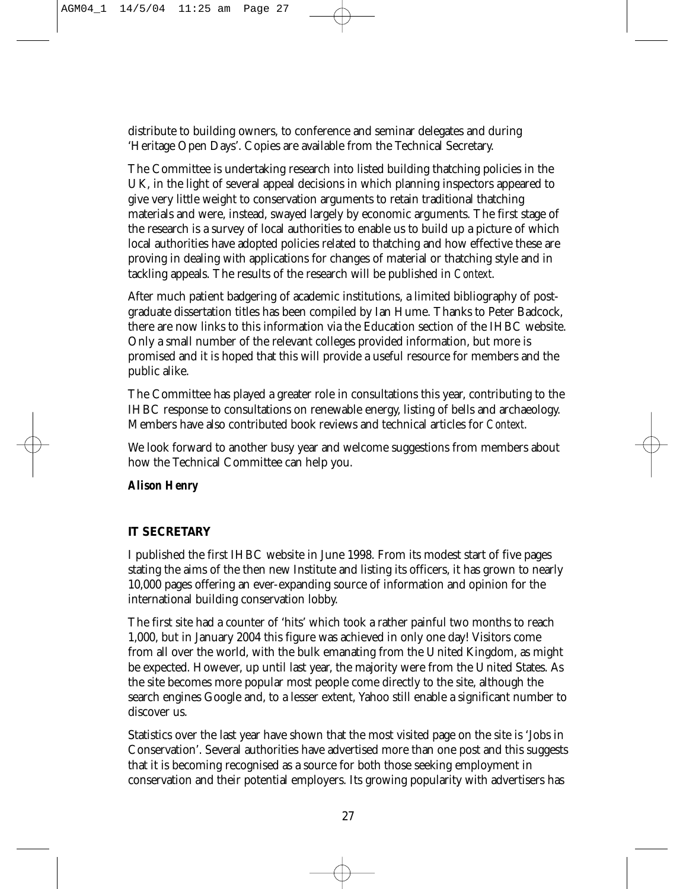distribute to building owners, to conference and seminar delegates and during 'Heritage Open Days'. Copies are available from the Technical Secretary.

The Committee is undertaking research into listed building thatching policies in the UK, in the light of several appeal decisions in which planning inspectors appeared to give very little weight to conservation arguments to retain traditional thatching materials and were, instead, swayed largely by economic arguments. The first stage of the research is a survey of local authorities to enable us to build up a picture of which local authorities have adopted policies related to thatching and how effective these are proving in dealing with applications for changes of material or thatching style and in tackling appeals. The results of the research will be published in *Context*.

After much patient badgering of academic institutions, a limited bibliography of post-graduate dissertation titles has been compiled by Ian Hume. Thanks to Peter Badcock, there are now links to this information via the Education section of the IHBC website. Only a small number of the relevant colleges provided information, but more is promised and it is hoped that this will provide a useful resource for members and the public alike.

The Committee has played a greater role in consultations this year, contributing to the IHBC response to consultations on renewable energy, listing of bells and archaeology. Members have also contributed book reviews and technical articles for *Context*.

We look forward to another busy year and welcome suggestions from members about how the Technical Committee can help you.

***Alison Henry***

## IT SECRETARY

I published the first IHBC website in June 1998. From its modest start of five pages stating the aims of the then new Institute and listing its officers, it has grown to nearly 10,000 pages offering an ever-expanding source of information and opinion for the international building conservation lobby.

The first site had a counter of 'hits' which took a rather painful two months to reach 1,000, but in January 2004 this figure was achieved in only one day! Visitors come from all over the world, with the bulk emanating from the United Kingdom, as might be expected. However, up until last year, the majority were from the United States. As the site becomes more popular most people come directly to the site, although the search engines Google and, to a lesser extent, Yahoo still enable a significant number to discover us.

Statistics over the last year have shown that the most visited page on the site is 'Jobs in Conservation'. Several authorities have advertised more than one post and this suggests that it is becoming recognised as a source for both those seeking employment in conservation and their potential employers. Its growing popularity with advertisers has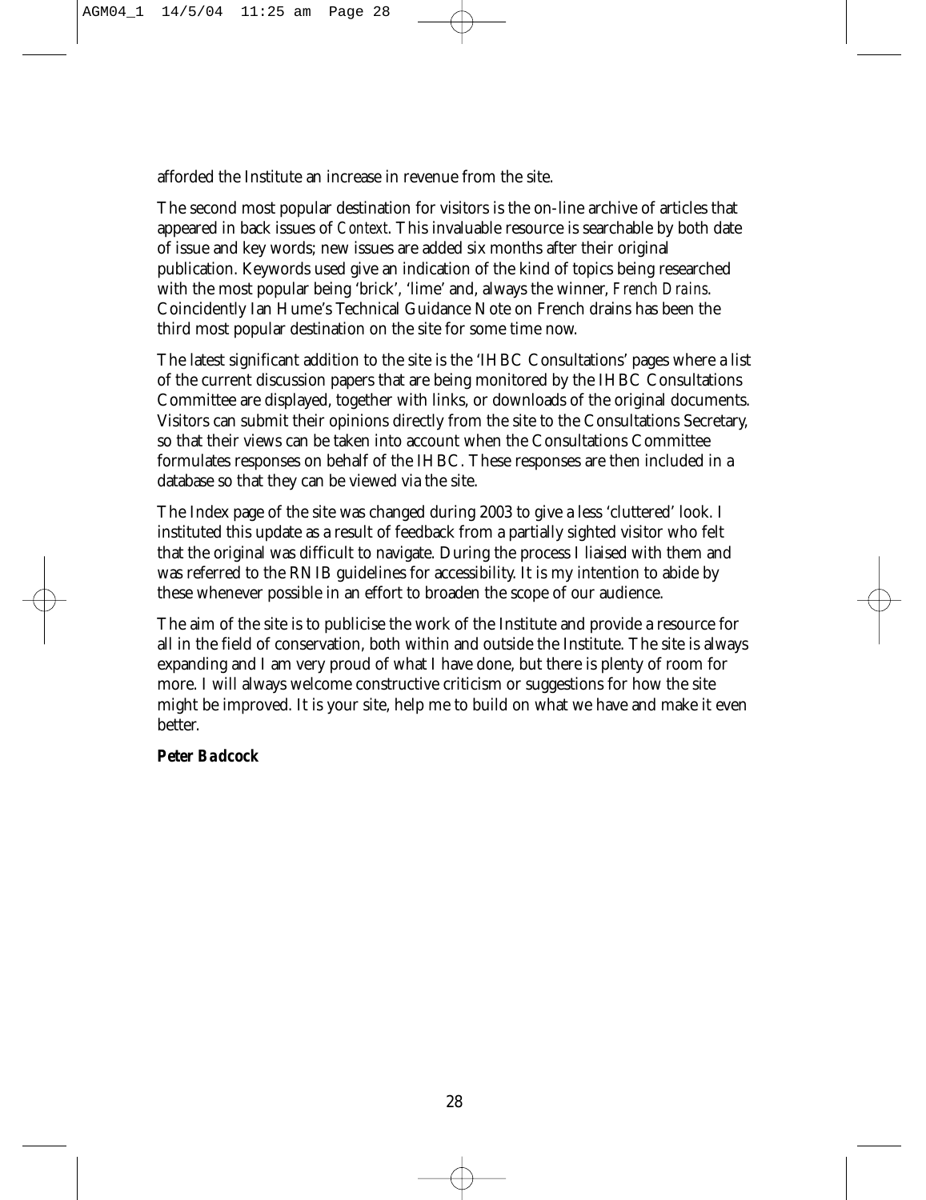afforded the Institute an increase in revenue from the site.

The second most popular destination for visitors is the on-line archive of articles that appeared in back issues of *Context*. This invaluable resource is searchable by both date of issue and key words; new issues are added six months after their original publication. Keywords used give an indication of the kind of topics being researched with the most popular being 'brick', 'lime' and, always the winner, *French Drains*. Coincidently Ian Hume's Technical Guidance Note on French drains has been the third most popular destination on the site for some time now.

The latest significant addition to the site is the 'IHBC Consultations' pages where a list of the current discussion papers that are being monitored by the IHBC Consultations Committee are displayed, together with links, or downloads of the original documents. Visitors can submit their opinions directly from the site to the Consultations Secretary, so that their views can be taken into account when the Consultations Committee formulates responses on behalf of the IHBC. These responses are then included in a database so that they can be viewed via the site.

The Index page of the site was changed during 2003 to give a less 'cluttered' look. I instituted this update as a result of feedback from a partially sighted visitor who felt that the original was difficult to navigate. During the process I liaised with them and was referred to the RNIB guidelines for accessibility. It is my intention to abide by these whenever possible in an effort to broaden the scope of our audience.

The aim of the site is to publicise the work of the Institute and provide a resource for all in the field of conservation, both within and outside the Institute. The site is always expanding and I am very proud of what I have done, but there is plenty of room for more. I will always welcome constructive criticism or suggestions for how the site might be improved. It is your site, help me to build on what we have and make it even better.

***Peter Badcock***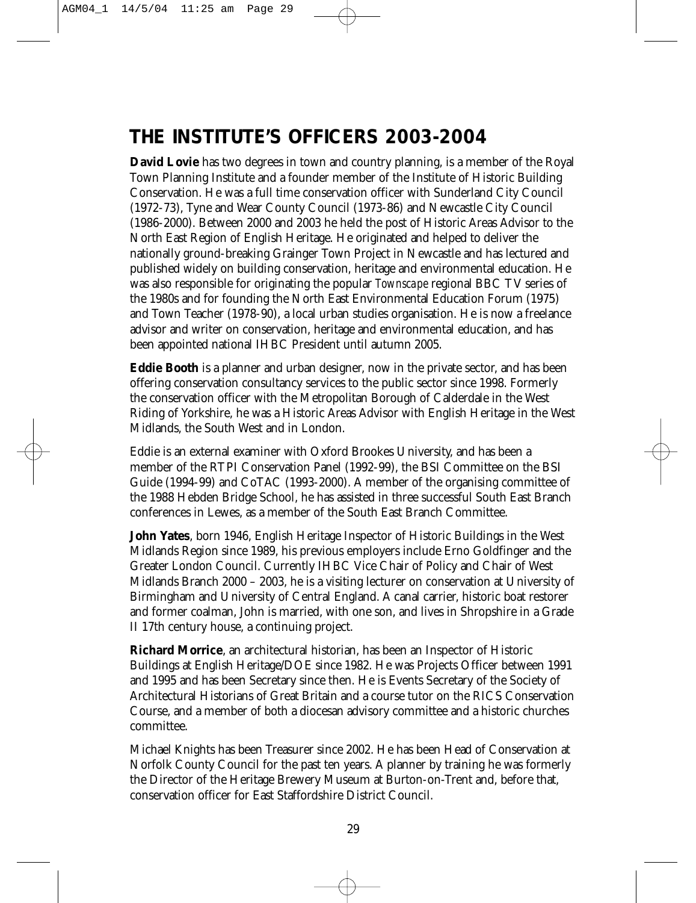# THE INSTITUTE'S OFFICERS 2003-2004

**David Lovie** has two degrees in town and country planning, is a member of the Royal Town Planning Institute and a founder member of the Institute of Historic Building Conservation. He was a full time conservation officer with Sunderland City Council (1972-73), Tyne and Wear County Council (1973-86) and Newcastle City Council (1986-2000). Between 2000 and 2003 he held the post of Historic Areas Advisor to the North East Region of English Heritage. He originated and helped to deliver the nationally ground-breaking Grainger Town Project in Newcastle and has lectured and published widely on building conservation, heritage and environmental education. He was also responsible for originating the popular *Townscape* regional BBC TV series of the 1980s and for founding the North East Environmental Education Forum (1975) and Town Teacher (1978-90), a local urban studies organisation. He is now a freelance advisor and writer on conservation, heritage and environmental education, and has been appointed national IHBC President until autumn 2005.

**Eddie Booth** is a planner and urban designer, now in the private sector, and has been offering conservation consultancy services to the public sector since 1998. Formerly the conservation officer with the Metropolitan Borough of Calderdale in the West Riding of Yorkshire, he was a Historic Areas Advisor with English Heritage in the West Midlands, the South West and in London.

Eddie is an external examiner with Oxford Brookes University, and has been a member of the RTPI Conservation Panel (1992-99), the BSI Committee on the BSI Guide (1994-99) and CoTAC (1993-2000). A member of the organising committee of the 1988 Hebden Bridge School, he has assisted in three successful South East Branch conferences in Lewes, as a member of the South East Branch Committee.

**John Yates**, born 1946, English Heritage Inspector of Historic Buildings in the West Midlands Region since 1989, his previous employers include Erno Goldfinger and the Greater London Council. Currently IHBC Vice Chair of Policy and Chair of West Midlands Branch 2000 – 2003, he is a visiting lecturer on conservation at University of Birmingham and University of Central England. A canal carrier, historic boat restorer and former coalman, John is married, with one son, and lives in Shropshire in a Grade II 17th century house, a continuing project.

**Richard Morrice**, an architectural historian, has been an Inspector of Historic Buildings at English Heritage/DOE since 1982. He was Projects Officer between 1991 and 1995 and has been Secretary since then. He is Events Secretary of the Society of Architectural Historians of Great Britain and a course tutor on the RICS Conservation Course, and a member of both a diocesan advisory committee and a historic churches committee.

Michael Knights has been Treasurer since 2002. He has been Head of Conservation at Norfolk County Council for the past ten years. A planner by training he was formerly the Director of the Heritage Brewery Museum at Burton-on-Trent and, before that, conservation officer for East Staffordshire District Council.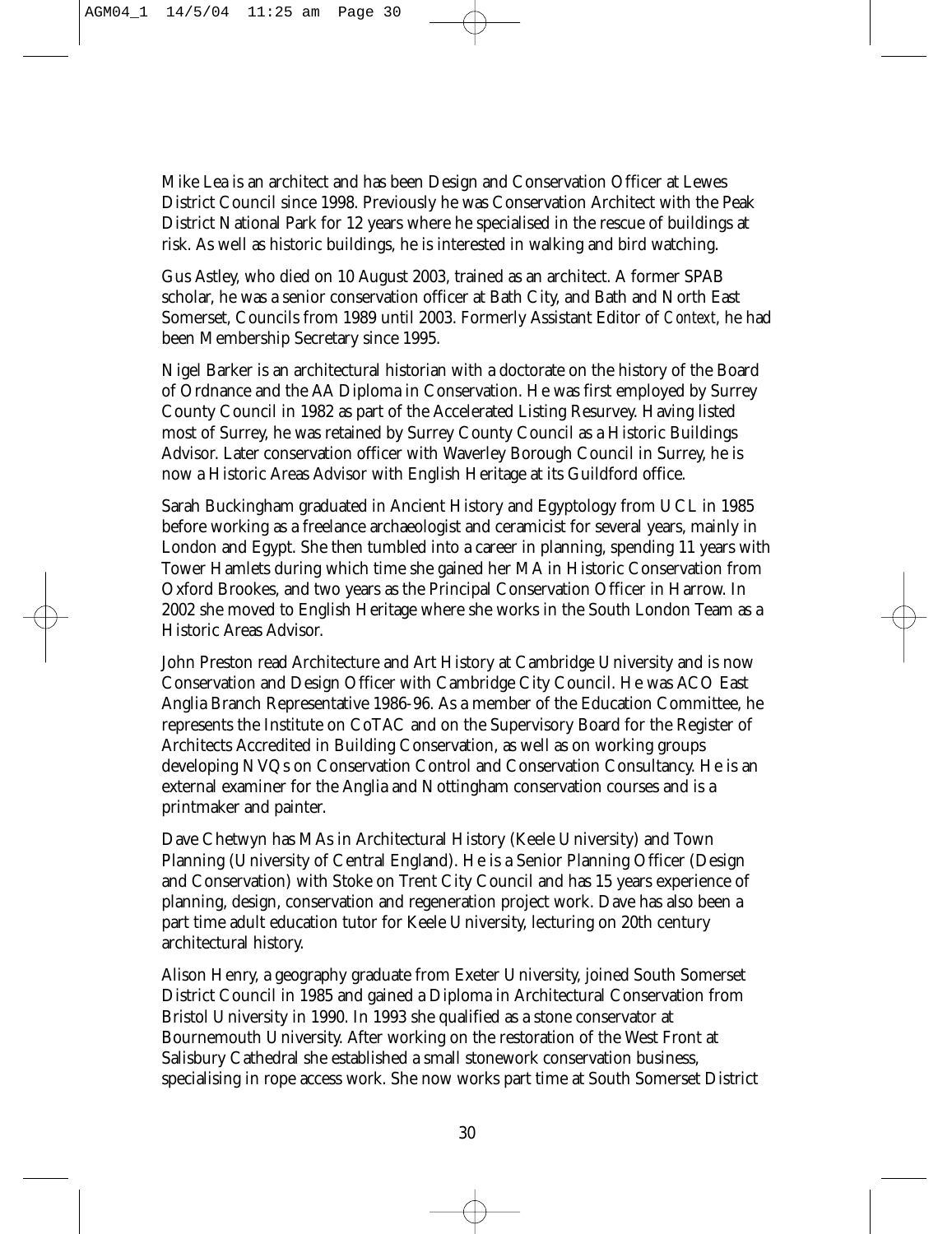Mike Lea is an architect and has been Design and Conservation Officer at Lewes District Council since 1998. Previously he was Conservation Architect with the Peak District National Park for 12 years where he specialised in the rescue of buildings at risk. As well as historic buildings, he is interested in walking and bird watching.

Gus Astley, who died on 10 August 2003, trained as an architect. A former SPAB scholar, he was a senior conservation officer at Bath City, and Bath and North East Somerset, Councils from 1989 until 2003. Formerly Assistant Editor of *Context*, he had been Membership Secretary since 1995.

Nigel Barker is an architectural historian with a doctorate on the history of the Board of Ordnance and the AA Diploma in Conservation. He was first employed by Surrey County Council in 1982 as part of the Accelerated Listing Resurvey. Having listed most of Surrey, he was retained by Surrey County Council as a Historic Buildings Advisor. Later conservation officer with Waverley Borough Council in Surrey, he is now a Historic Areas Advisor with English Heritage at its Guildford office.

Sarah Buckingham graduated in Ancient History and Egyptology from UCL in 1985 before working as a freelance archaeologist and ceramicist for several years, mainly in London and Egypt. She then tumbled into a career in planning, spending 11 years with Tower Hamlets during which time she gained her MA in Historic Conservation from Oxford Brookes, and two years as the Principal Conservation Officer in Harrow. In 2002 she moved to English Heritage where she works in the South London Team as a Historic Areas Advisor.

John Preston read Architecture and Art History at Cambridge University and is now Conservation and Design Officer with Cambridge City Council. He was ACO East Anglia Branch Representative 1986-96. As a member of the Education Committee, he represents the Institute on CoTAC and on the Supervisory Board for the Register of Architects Accredited in Building Conservation, as well as on working groups developing NVQs on Conservation Control and Conservation Consultancy. He is an external examiner for the Anglia and Nottingham conservation courses and is a printmaker and painter.

Dave Chetwyn has MAs in Architectural History (Keele University) and Town Planning (University of Central England). He is a Senior Planning Officer (Design and Conservation) with Stoke on Trent City Council and has 15 years experience of planning, design, conservation and regeneration project work. Dave has also been a part time adult education tutor for Keele University, lecturing on 20th century architectural history.

Alison Henry, a geography graduate from Exeter University, joined South Somerset District Council in 1985 and gained a Diploma in Architectural Conservation from Bristol University in 1990. In 1993 she qualified as a stone conservator at Bournemouth University. After working on the restoration of the West Front at Salisbury Cathedral she established a small stonework conservation business, specialising in rope access work. She now works part time at South Somerset District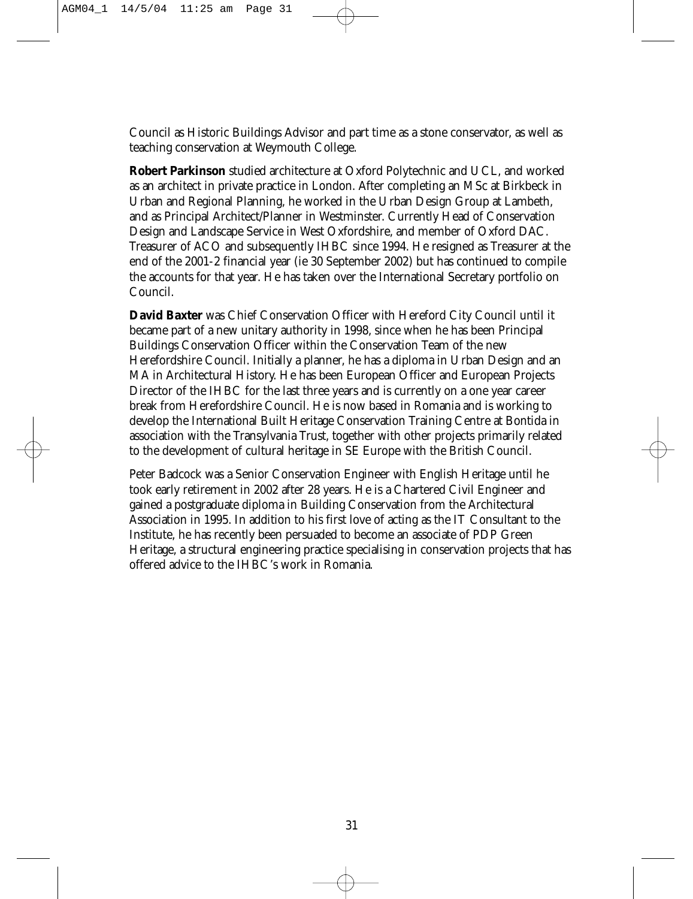Council as Historic Buildings Advisor and part time as a stone conservator, as well as teaching conservation at Weymouth College.

**Robert Parkinson** studied architecture at Oxford Polytechnic and UCL, and worked as an architect in private practice in London. After completing an MSc at Birkbeck in Urban and Regional Planning, he worked in the Urban Design Group at Lambeth, and as Principal Architect/Planner in Westminster. Currently Head of Conservation Design and Landscape Service in West Oxfordshire, and member of Oxford DAC. Treasurer of ACO and subsequently IHBC since 1994. He resigned as Treasurer at the end of the 2001-2 financial year (ie 30 September 2002) but has continued to compile the accounts for that year. He has taken over the International Secretary portfolio on Council.

**David Baxter** was Chief Conservation Officer with Hereford City Council until it became part of a new unitary authority in 1998, since when he has been Principal Buildings Conservation Officer within the Conservation Team of the new Herefordshire Council. Initially a planner, he has a diploma in Urban Design and an MA in Architectural History. He has been European Officer and European Projects Director of the IHBC for the last three years and is currently on a one year career break from Herefordshire Council. He is now based in Romania and is working to develop the International Built Heritage Conservation Training Centre at Bontida in association with the Transylvania Trust, together with other projects primarily related to the development of cultural heritage in SE Europe with the British Council.

Peter Badcock was a Senior Conservation Engineer with English Heritage until he took early retirement in 2002 after 28 years. He is a Chartered Civil Engineer and gained a postgraduate diploma in Building Conservation from the Architectural Association in 1995. In addition to his first love of acting as the IT Consultant to the Institute, he has recently been persuaded to become an associate of PDP Green Heritage, a structural engineering practice specialising in conservation projects that has offered advice to the IHBC's work in Romania.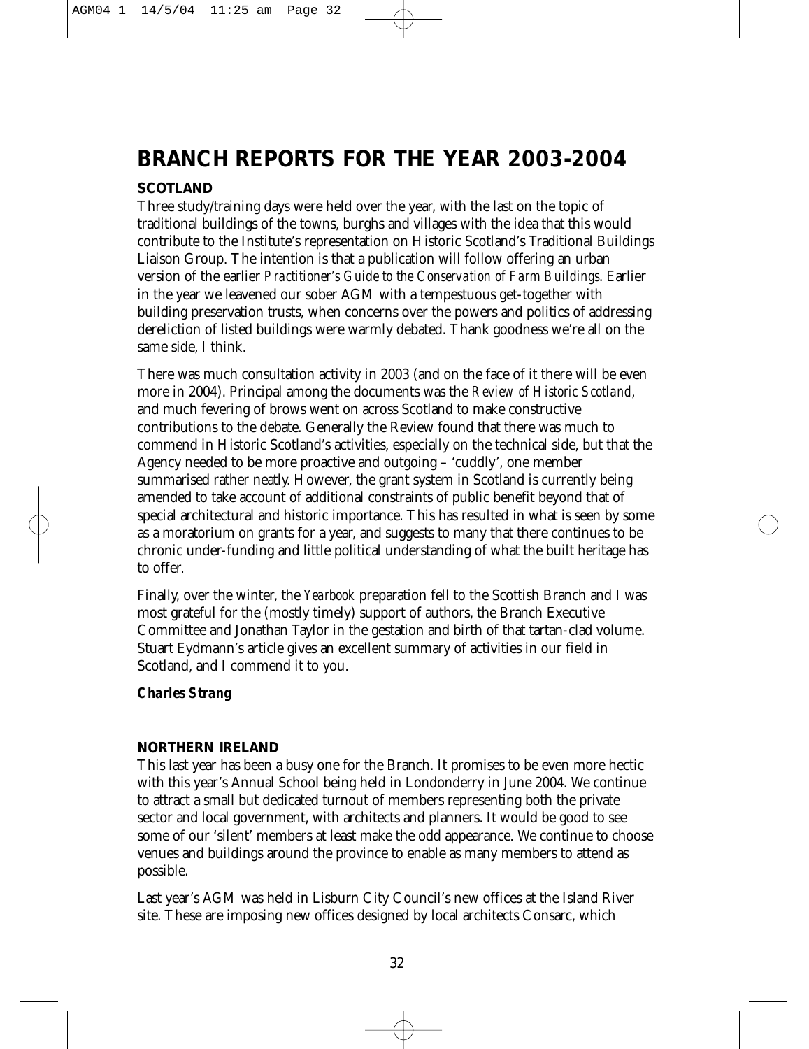# BRANCH REPORTS FOR THE YEAR 2003-2004

## SCOTLAND

Three study/training days were held over the year, with the last on the topic of traditional buildings of the towns, burghs and villages with the idea that this would contribute to the Institute's representation on Historic Scotland's Traditional Buildings Liaison Group. The intention is that a publication will follow offering an urban version of the earlier *Practitioner's Guide to the Conservation of Farm Buildings*. Earlier in the year we leavened our sober AGM with a tempestuous get-together with building preservation trusts, when concerns over the powers and politics of addressing dereliction of listed buildings were warmly debated. Thank goodness we're all on the same side, I think.

There was much consultation activity in 2003 (and on the face of it there will be even more in 2004). Principal among the documents was the *Review of Historic Scotland*, and much fevering of brows went on across Scotland to make constructive contributions to the debate. Generally the Review found that there was much to commend in Historic Scotland's activities, especially on the technical side, but that the Agency needed to be more proactive and outgoing – 'cuddly', one member summarised rather neatly. However, the grant system in Scotland is currently being amended to take account of additional constraints of public benefit beyond that of special architectural and historic importance. This has resulted in what is seen by some as a moratorium on grants for a year, and suggests to many that there continues to be chronic under-funding and little political understanding of what the built heritage has to offer.

Finally, over the winter, the *Yearbook* preparation fell to the Scottish Branch and I was most grateful for the (mostly timely) support of authors, the Branch Executive Committee and Jonathan Taylor in the gestation and birth of that tartan-clad volume. Stuart Eydmann's article gives an excellent summary of activities in our field in Scotland, and I commend it to you.

***Charles Strang***

## NORTHERN IRELAND

This last year has been a busy one for the Branch. It promises to be even more hectic with this year's Annual School being held in Londonderry in June 2004. We continue to attract a small but dedicated turnout of members representing both the private sector and local government, with architects and planners. It would be good to see some of our 'silent' members at least make the odd appearance. We continue to choose venues and buildings around the province to enable as many members to attend as possible.

Last year's AGM was held in Lisburn City Council's new offices at the Island River site. These are imposing new offices designed by local architects Consarc, which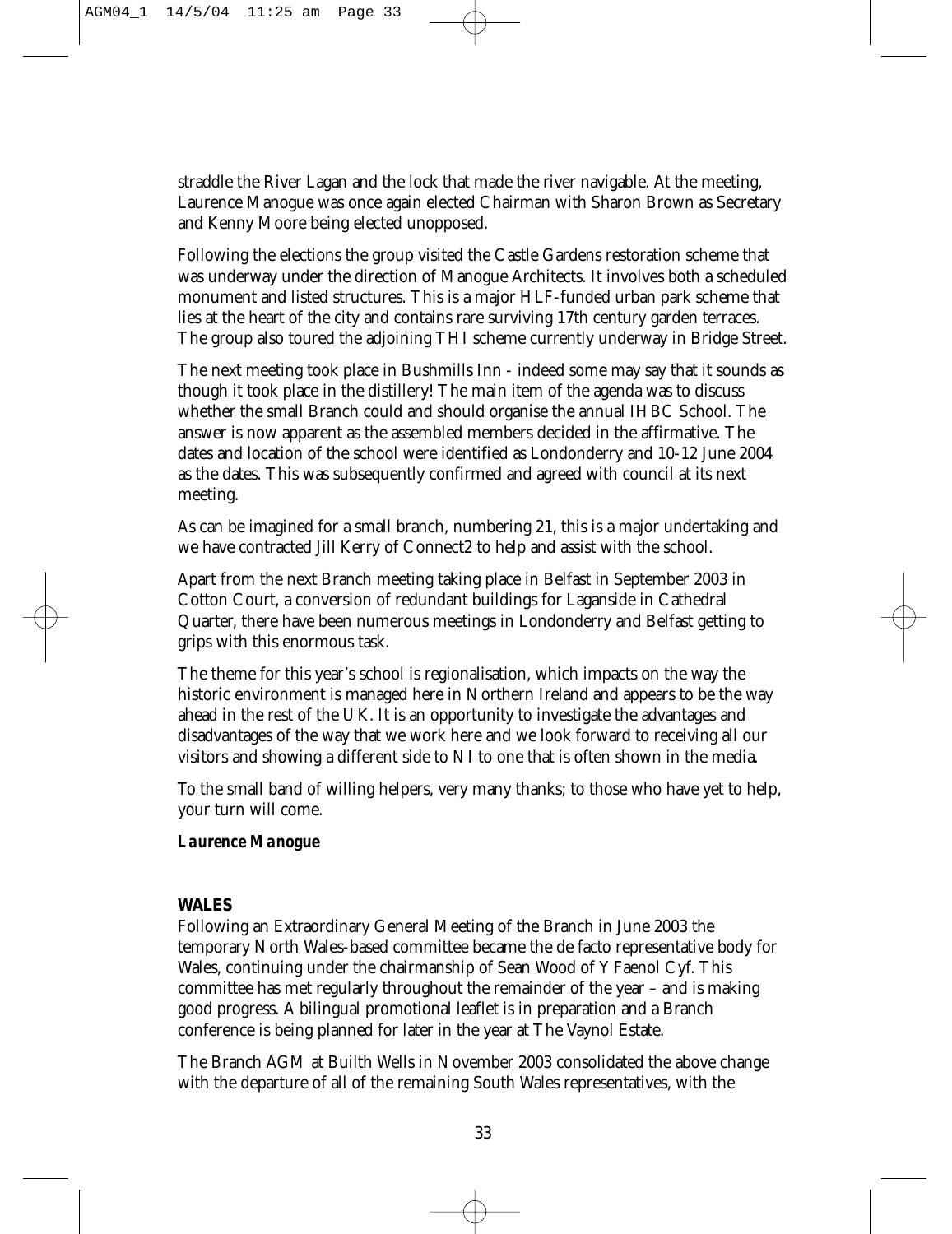straddle the River Lagan and the lock that made the river navigable. At the meeting, Laurence Manogue was once again elected Chairman with Sharon Brown as Secretary and Kenny Moore being elected unopposed.

Following the elections the group visited the Castle Gardens restoration scheme that was underway under the direction of Manogue Architects. It involves both a scheduled monument and listed structures. This is a major HLF-funded urban park scheme that lies at the heart of the city and contains rare surviving 17th century garden terraces. The group also toured the adjoining THI scheme currently underway in Bridge Street.

The next meeting took place in Bushmills Inn - indeed some may say that it sounds as though it took place in the distillery! The main item of the agenda was to discuss whether the small Branch could and should organise the annual IHBC School. The answer is now apparent as the assembled members decided in the affirmative. The dates and location of the school were identified as Londonderry and 10-12 June 2004 as the dates. This was subsequently confirmed and agreed with council at its next meeting.

As can be imagined for a small branch, numbering 21, this is a major undertaking and we have contracted Jill Kerry of Connect2 to help and assist with the school.

Apart from the next Branch meeting taking place in Belfast in September 2003 in Cotton Court, a conversion of redundant buildings for Laganside in Cathedral Quarter, there have been numerous meetings in Londonderry and Belfast getting to grips with this enormous task.

The theme for this year's school is regionalisation, which impacts on the way the historic environment is managed here in Northern Ireland and appears to be the way ahead in the rest of the UK. It is an opportunity to investigate the advantages and disadvantages of the way that we work here and we look forward to receiving all our visitors and showing a different side to NI to one that is often shown in the media.

To the small band of willing helpers, very many thanks; to those who have yet to help, your turn will come.

***Laurence Manogue***

**WALES**

Following an Extraordinary General Meeting of the Branch in June 2003 the temporary North Wales-based committee became the de facto representative body for Wales, continuing under the chairmanship of Sean Wood of Y Faenol Cyf. This committee has met regularly throughout the remainder of the year – and is making good progress. A bilingual promotional leaflet is in preparation and a Branch conference is being planned for later in the year at The Vaynol Estate.

The Branch AGM at Builth Wells in November 2003 consolidated the above change with the departure of all of the remaining South Wales representatives, with the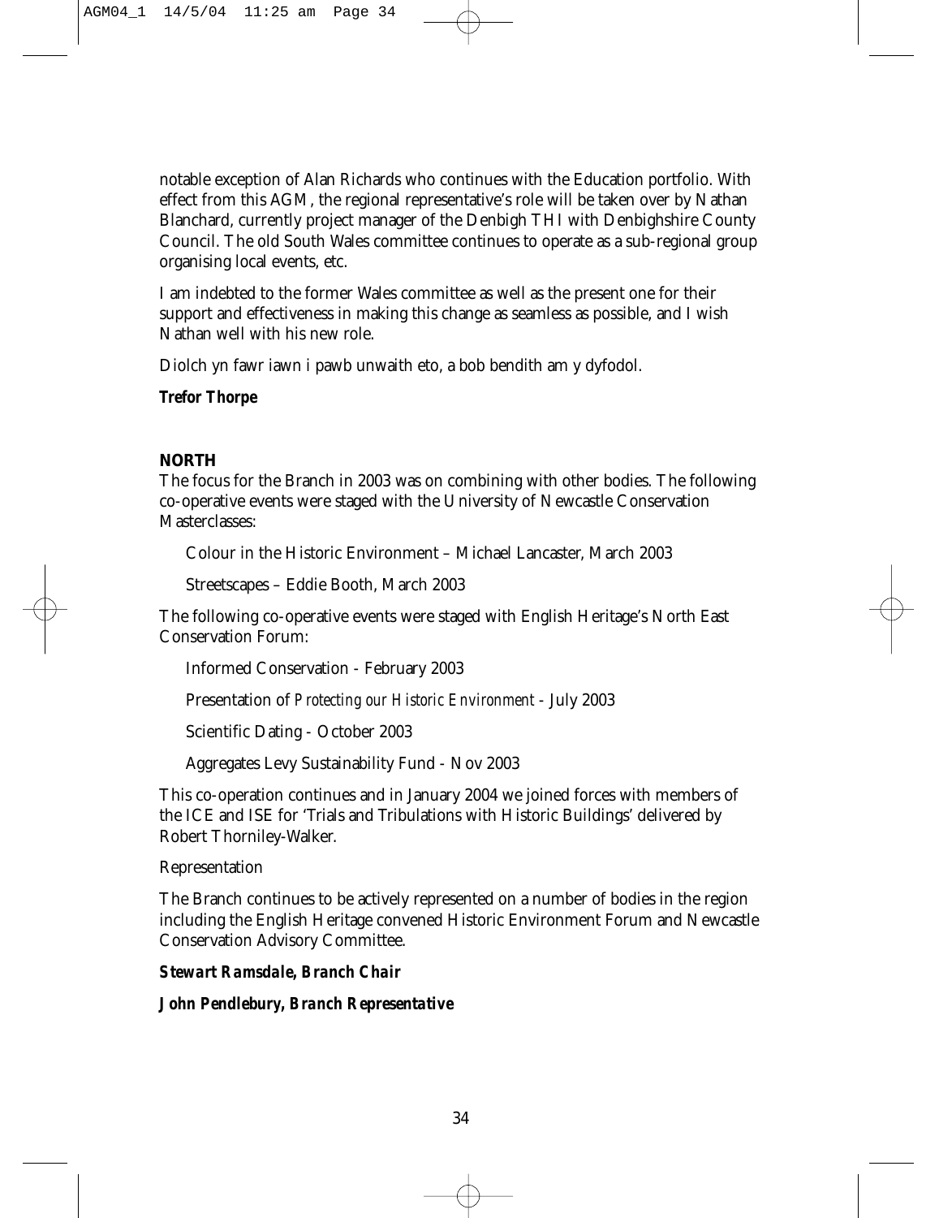notable exception of Alan Richards who continues with the Education portfolio. With effect from this AGM, the regional representative's role will be taken over by Nathan Blanchard, currently project manager of the Denbigh THI with Denbighshire County Council. The old South Wales committee continues to operate as a sub-regional group organising local events, etc.

I am indebted to the former Wales committee as well as the present one for their support and effectiveness in making this change as seamless as possible, and I wish Nathan well with his new role.

Diolch yn fawr iawn i pawb unwaith eto, a bob bendith am y dyfodol.

***Trefor Thorpe***

**NORTH**

The focus for the Branch in 2003 was on combining with other bodies. The following co-operative events were staged with the University of Newcastle Conservation Masterclasses:

Colour in the Historic Environment – Michael Lancaster, March 2003

Streetscapes – Eddie Booth, March 2003

The following co-operative events were staged with English Heritage's North East Conservation Forum:

Informed Conservation - February 2003

Presentation of *Protecting our Historic Environment* - July 2003

Scientific Dating - October 2003

Aggregates Levy Sustainability Fund - Nov 2003

This co-operation continues and in January 2004 we joined forces with members of the ICE and ISE for 'Trials and Tribulations with Historic Buildings' delivered by Robert Thorniley-Walker.

Representation

The Branch continues to be actively represented on a number of bodies in the region including the English Heritage convened Historic Environment Forum and Newcastle Conservation Advisory Committee.

***Stewart Ramsdale, Branch Chair***

***John Pendlebury, Branch Representative***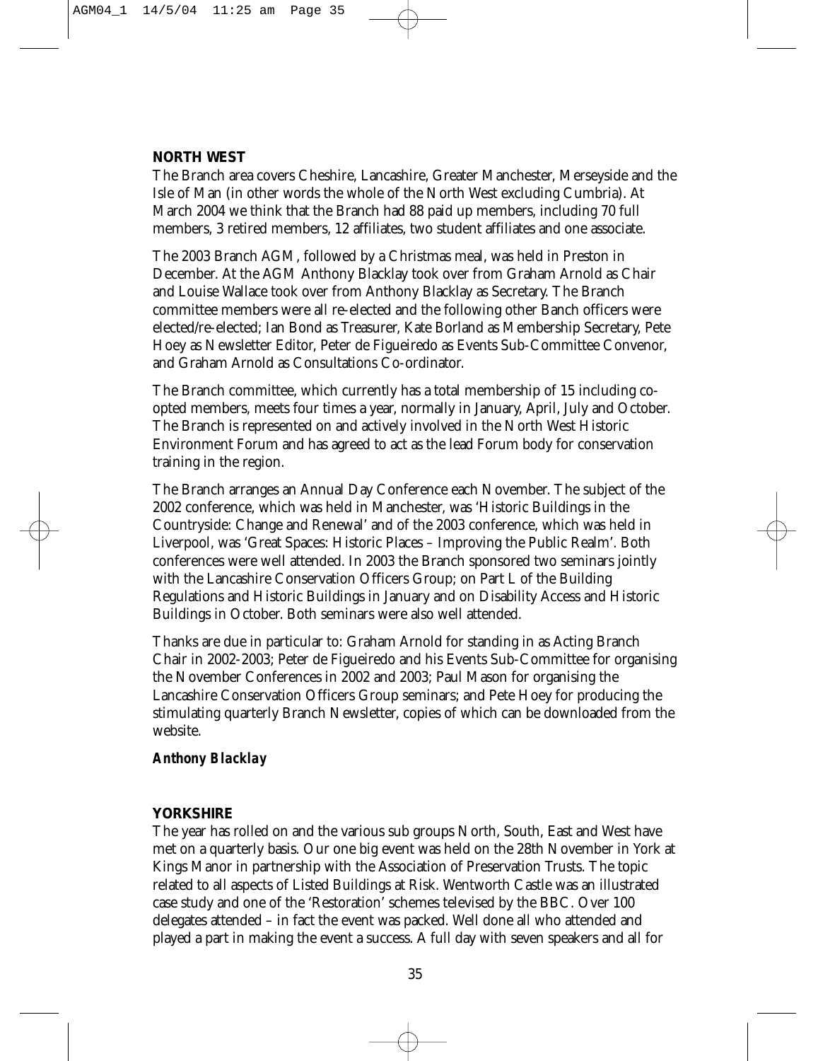## NORTH WEST

The Branch area covers Cheshire, Lancashire, Greater Manchester, Merseyside and the Isle of Man (in other words the whole of the North West excluding Cumbria). At March 2004 we think that the Branch had 88 paid up members, including 70 full members, 3 retired members, 12 affiliates, two student affiliates and one associate.

The 2003 Branch AGM, followed by a Christmas meal, was held in Preston in December. At the AGM Anthony Blacklay took over from Graham Arnold as Chair and Louise Wallace took over from Anthony Blacklay as Secretary. The Branch committee members were all re-elected and the following other Banch officers were elected/re-elected; Ian Bond as Treasurer, Kate Borland as Membership Secretary, Pete Hoey as Newsletter Editor, Peter de Figueiredo as Events Sub-Committee Convenor, and Graham Arnold as Consultations Co-ordinator.

The Branch committee, which currently has a total membership of 15 including co-opted members, meets four times a year, normally in January, April, July and October. The Branch is represented on and actively involved in the North West Historic Environment Forum and has agreed to act as the lead Forum body for conservation training in the region.

The Branch arranges an Annual Day Conference each November. The subject of the 2002 conference, which was held in Manchester, was 'Historic Buildings in the Countryside: Change and Renewal' and of the 2003 conference, which was held in Liverpool, was 'Great Spaces: Historic Places – Improving the Public Realm'. Both conferences were well attended. In 2003 the Branch sponsored two seminars jointly with the Lancashire Conservation Officers Group; on Part L of the Building Regulations and Historic Buildings in January and on Disability Access and Historic Buildings in October. Both seminars were also well attended.

Thanks are due in particular to: Graham Arnold for standing in as Acting Branch Chair in 2002-2003; Peter de Figueiredo and his Events Sub-Committee for organising the November Conferences in 2002 and 2003; Paul Mason for organising the Lancashire Conservation Officers Group seminars; and Pete Hoey for producing the stimulating quarterly Branch Newsletter, copies of which can be downloaded from the website.

***Anthony Blacklay***

## YORKSHIRE

The year has rolled on and the various sub groups North, South, East and West have met on a quarterly basis. Our one big event was held on the 28th November in York at Kings Manor in partnership with the Association of Preservation Trusts. The topic related to all aspects of Listed Buildings at Risk. Wentworth Castle was an illustrated case study and one of the 'Restoration' schemes televised by the BBC. Over 100 delegates attended – in fact the event was packed. Well done all who attended and played a part in making the event a success. A full day with seven speakers and all for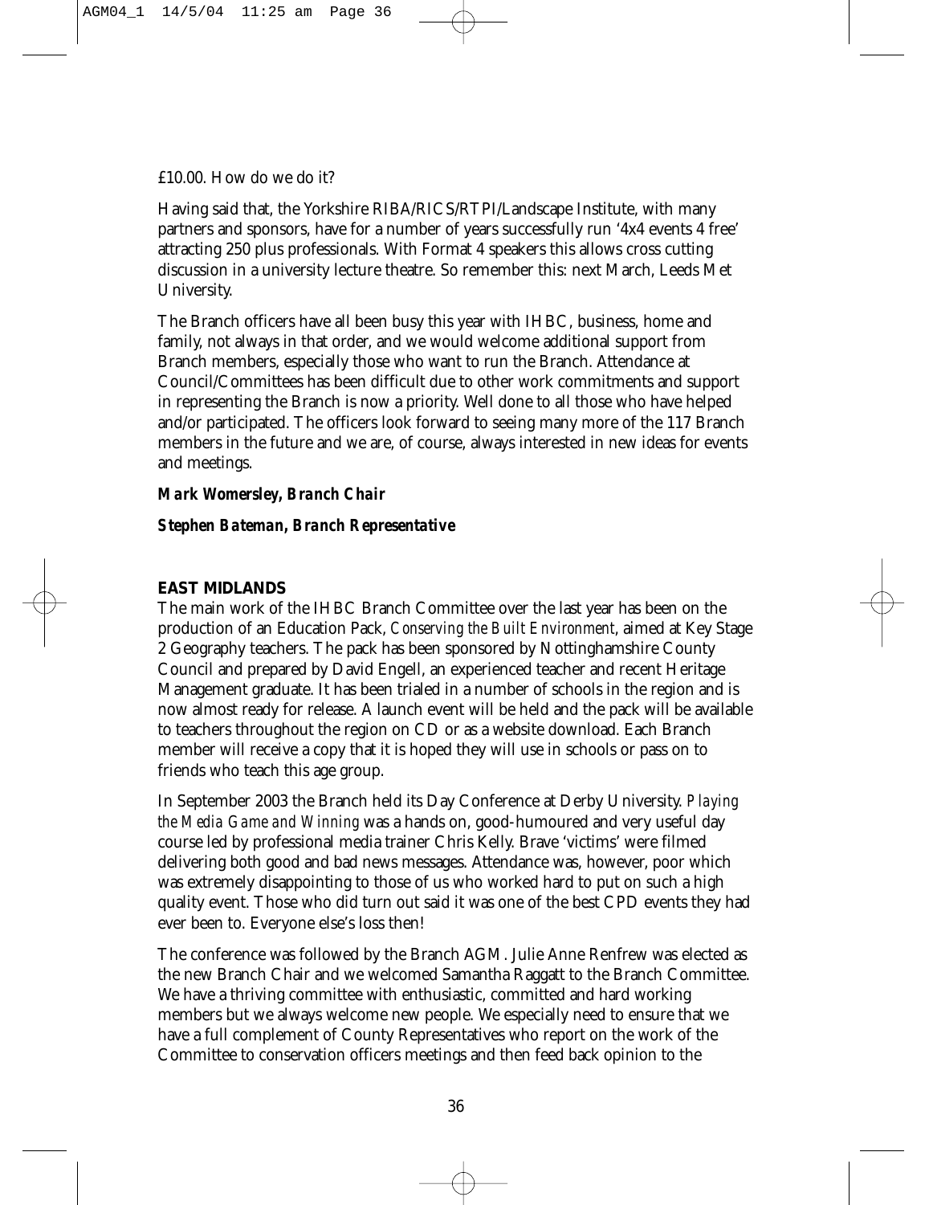£10.00. How do we do it?

Having said that, the Yorkshire RIBA/RICS/RTPI/Landscape Institute, with many partners and sponsors, have for a number of years successfully run '4x4 events 4 free' attracting 250 plus professionals. With Format 4 speakers this allows cross cutting discussion in a university lecture theatre. So remember this: next March, Leeds Met University.

The Branch officers have all been busy this year with IHBC, business, home and family, not always in that order, and we would welcome additional support from Branch members, especially those who want to run the Branch. Attendance at Council/Committees has been difficult due to other work commitments and support in representing the Branch is now a priority. Well done to all those who have helped and/or participated. The officers look forward to seeing many more of the 117 Branch members in the future and we are, of course, always interested in new ideas for events and meetings.

***Mark Womersley, Branch Chair***

***Stephen Bateman, Branch Representative***

**EAST MIDLANDS**

The main work of the IHBC Branch Committee over the last year has been on the production of an Education Pack, *Conserving the Built Environment*, aimed at Key Stage 2 Geography teachers. The pack has been sponsored by Nottinghamshire County Council and prepared by David Engell, an experienced teacher and recent Heritage Management graduate. It has been trialed in a number of schools in the region and is now almost ready for release. A launch event will be held and the pack will be available to teachers throughout the region on CD or as a website download. Each Branch member will receive a copy that it is hoped they will use in schools or pass on to friends who teach this age group.

In September 2003 the Branch held its Day Conference at Derby University. *Playing the Media Game and Winning* was a hands on, good-humoured and very useful day course led by professional media trainer Chris Kelly. Brave 'victims' were filmed delivering both good and bad news messages. Attendance was, however, poor which was extremely disappointing to those of us who worked hard to put on such a high quality event. Those who did turn out said it was one of the best CPD events they had ever been to. Everyone else's loss then!

The conference was followed by the Branch AGM. Julie Anne Renfrew was elected as the new Branch Chair and we welcomed Samantha Raggatt to the Branch Committee. We have a thriving committee with enthusiastic, committed and hard working members but we always welcome new people. We especially need to ensure that we have a full complement of County Representatives who report on the work of the Committee to conservation officers meetings and then feed back opinion to the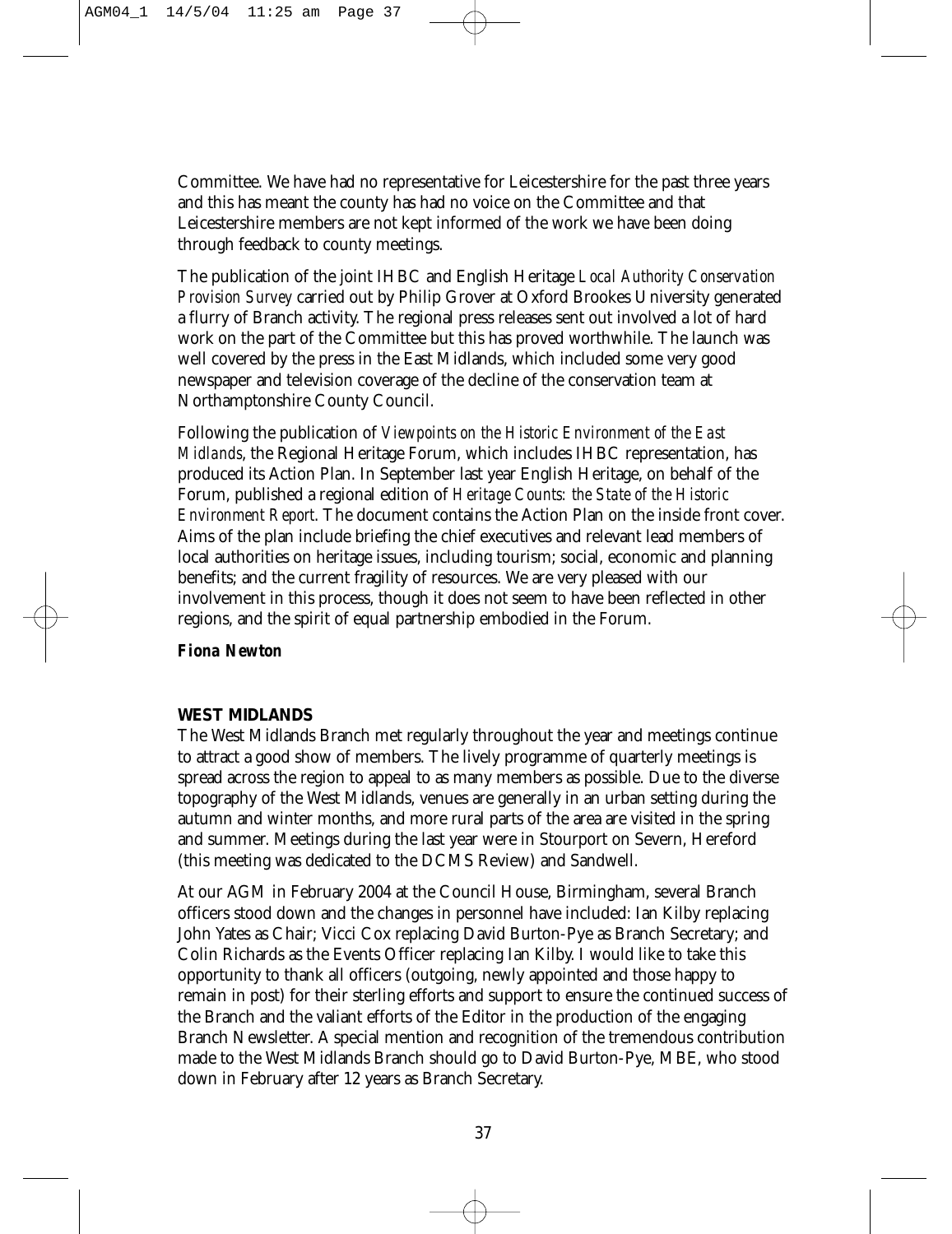Committee. We have had no representative for Leicestershire for the past three years and this has meant the county has had no voice on the Committee and that Leicestershire members are not kept informed of the work we have been doing through feedback to county meetings.

The publication of the joint IHBC and English Heritage *Local Authority Conservation Provision Survey* carried out by Philip Grover at Oxford Brookes University generated a flurry of Branch activity. The regional press releases sent out involved a lot of hard work on the part of the Committee but this has proved worthwhile. The launch was well covered by the press in the East Midlands, which included some very good newspaper and television coverage of the decline of the conservation team at Northamptonshire County Council.

Following the publication of *Viewpoints on the Historic Environment of the East Midlands*, the Regional Heritage Forum, which includes IHBC representation, has produced its Action Plan. In September last year English Heritage, on behalf of the Forum, published a regional edition of *Heritage Counts: the State of the Historic Environment Report*. The document contains the Action Plan on the inside front cover. Aims of the plan include briefing the chief executives and relevant lead members of local authorities on heritage issues, including tourism; social, economic and planning benefits; and the current fragility of resources. We are very pleased with our involvement in this process, though it does not seem to have been reflected in other regions, and the spirit of equal partnership embodied in the Forum.

***Fiona Newton***

**WEST MIDLANDS**

The West Midlands Branch met regularly throughout the year and meetings continue to attract a good show of members. The lively programme of quarterly meetings is spread across the region to appeal to as many members as possible. Due to the diverse topography of the West Midlands, venues are generally in an urban setting during the autumn and winter months, and more rural parts of the area are visited in the spring and summer. Meetings during the last year were in Stourport on Severn, Hereford (this meeting was dedicated to the DCMS Review) and Sandwell.

At our AGM in February 2004 at the Council House, Birmingham, several Branch officers stood down and the changes in personnel have included: Ian Kilby replacing John Yates as Chair; Vicci Cox replacing David Burton-Pye as Branch Secretary; and Colin Richards as the Events Officer replacing Ian Kilby. I would like to take this opportunity to thank all officers (outgoing, newly appointed and those happy to remain in post) for their sterling efforts and support to ensure the continued success of the Branch and the valiant efforts of the Editor in the production of the engaging Branch Newsletter. A special mention and recognition of the tremendous contribution made to the West Midlands Branch should go to David Burton-Pye, MBE, who stood down in February after 12 years as Branch Secretary.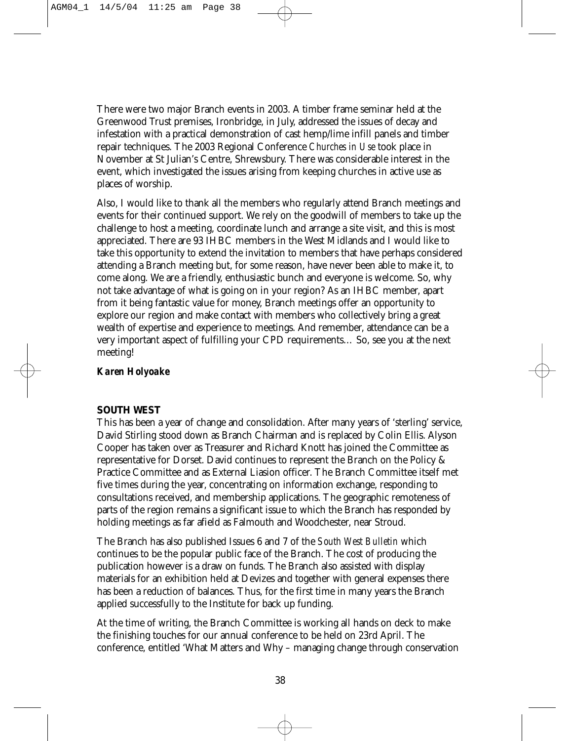There were two major Branch events in 2003. A timber frame seminar held at the Greenwood Trust premises, Ironbridge, in July, addressed the issues of decay and infestation with a practical demonstration of cast hemp/lime infill panels and timber repair techniques. The 2003 Regional Conference *Churches in Use* took place in November at St Julian's Centre, Shrewsbury. There was considerable interest in the event, which investigated the issues arising from keeping churches in active use as places of worship.

Also, I would like to thank all the members who regularly attend Branch meetings and events for their continued support. We rely on the goodwill of members to take up the challenge to host a meeting, coordinate lunch and arrange a site visit, and this is most appreciated. There are 93 IHBC members in the West Midlands and I would like to take this opportunity to extend the invitation to members that have perhaps considered attending a Branch meeting but, for some reason, have never been able to make it, to come along. We are a friendly, enthusiastic bunch and everyone is welcome. So, why not take advantage of what is going on in your region? As an IHBC member, apart from it being fantastic value for money, Branch meetings offer an opportunity to explore our region and make contact with members who collectively bring a great wealth of expertise and experience to meetings. And remember, attendance can be a very important aspect of fulfilling your CPD requirements… So, see you at the next meeting!

***Karen Holyoake***

**SOUTH WEST**

This has been a year of change and consolidation. After many years of 'sterling' service, David Stirling stood down as Branch Chairman and is replaced by Colin Ellis. Alyson Cooper has taken over as Treasurer and Richard Knott has joined the Committee as representative for Dorset. David continues to represent the Branch on the Policy & Practice Committee and as External Liasion officer. The Branch Committee itself met five times during the year, concentrating on information exchange, responding to consultations received, and membership applications. The geographic remoteness of parts of the region remains a significant issue to which the Branch has responded by holding meetings as far afield as Falmouth and Woodchester, near Stroud.

The Branch has also published Issues 6 and 7 of the *South West Bulletin* which continues to be the popular public face of the Branch. The cost of producing the publication however is a draw on funds. The Branch also assisted with display materials for an exhibition held at Devizes and together with general expenses there has been a reduction of balances. Thus, for the first time in many years the Branch applied successfully to the Institute for back up funding.

At the time of writing, the Branch Committee is working all hands on deck to make the finishing touches for our annual conference to be held on 23rd April. The conference, entitled 'What Matters and Why – managing change through conservation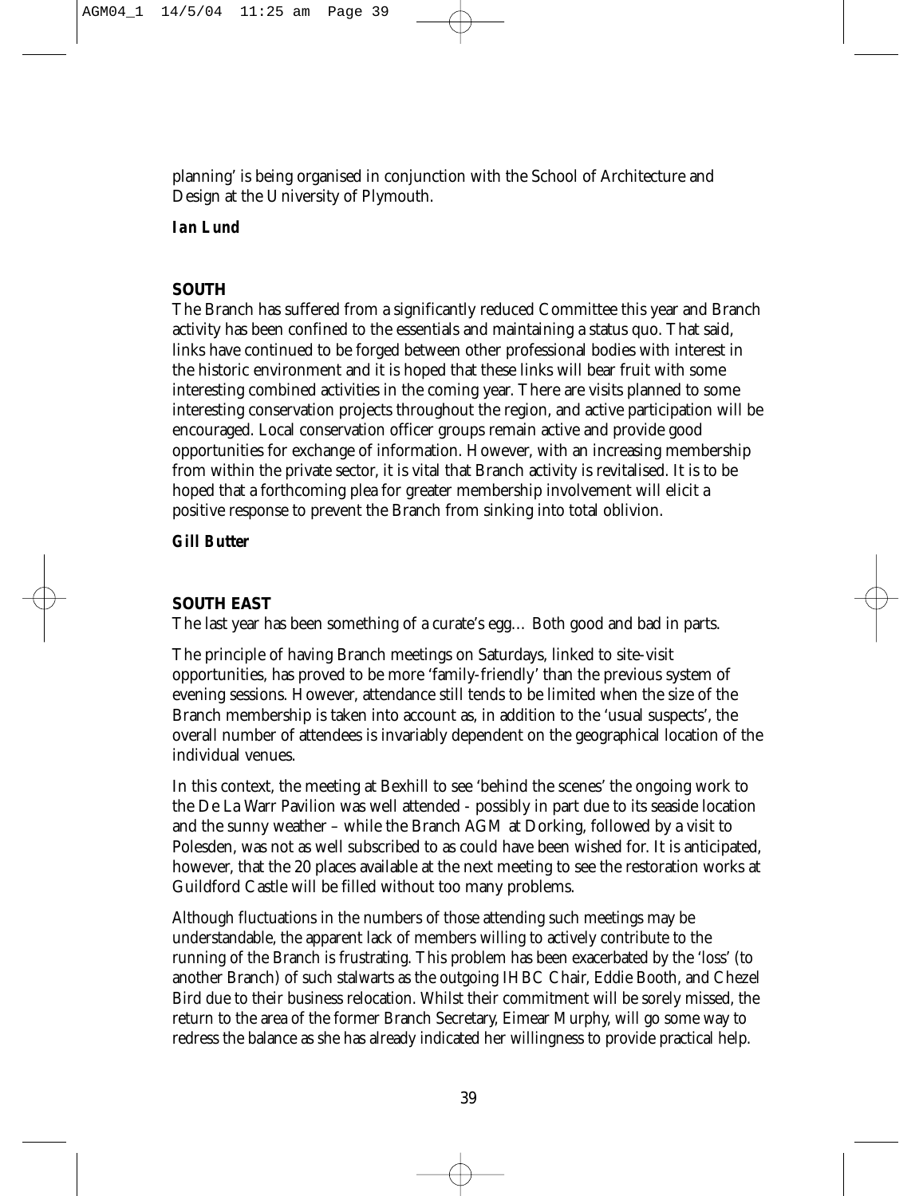planning' is being organised in conjunction with the School of Architecture and Design at the University of Plymouth.

***Ian Lund***

## SOUTH

The Branch has suffered from a significantly reduced Committee this year and Branch activity has been confined to the essentials and maintaining a status quo. That said, links have continued to be forged between other professional bodies with interest in the historic environment and it is hoped that these links will bear fruit with some interesting combined activities in the coming year. There are visits planned to some interesting conservation projects throughout the region, and active participation will be encouraged. Local conservation officer groups remain active and provide good opportunities for exchange of information. However, with an increasing membership from within the private sector, it is vital that Branch activity is revitalised. It is to be hoped that a forthcoming plea for greater membership involvement will elicit a positive response to prevent the Branch from sinking into total oblivion.

***Gill Butter***

## SOUTH EAST

The last year has been something of a curate's egg… Both good and bad in parts.

The principle of having Branch meetings on Saturdays, linked to site-visit opportunities, has proved to be more 'family-friendly' than the previous system of evening sessions. However, attendance still tends to be limited when the size of the Branch membership is taken into account as, in addition to the 'usual suspects', the overall number of attendees is invariably dependent on the geographical location of the individual venues.

In this context, the meeting at Bexhill to see 'behind the scenes' the ongoing work to the De La Warr Pavilion was well attended - possibly in part due to its seaside location and the sunny weather – while the Branch AGM at Dorking, followed by a visit to Polesden, was not as well subscribed to as could have been wished for. It is anticipated, however, that the 20 places available at the next meeting to see the restoration works at Guildford Castle will be filled without too many problems.

Although fluctuations in the numbers of those attending such meetings may be understandable, the apparent lack of members willing to actively contribute to the running of the Branch is frustrating. This problem has been exacerbated by the 'loss' (to another Branch) of such stalwarts as the outgoing IHBC Chair, Eddie Booth, and Chezel Bird due to their business relocation. Whilst their commitment will be sorely missed, the return to the area of the former Branch Secretary, Eimear Murphy, will go some way to redress the balance as she has already indicated her willingness to provide practical help.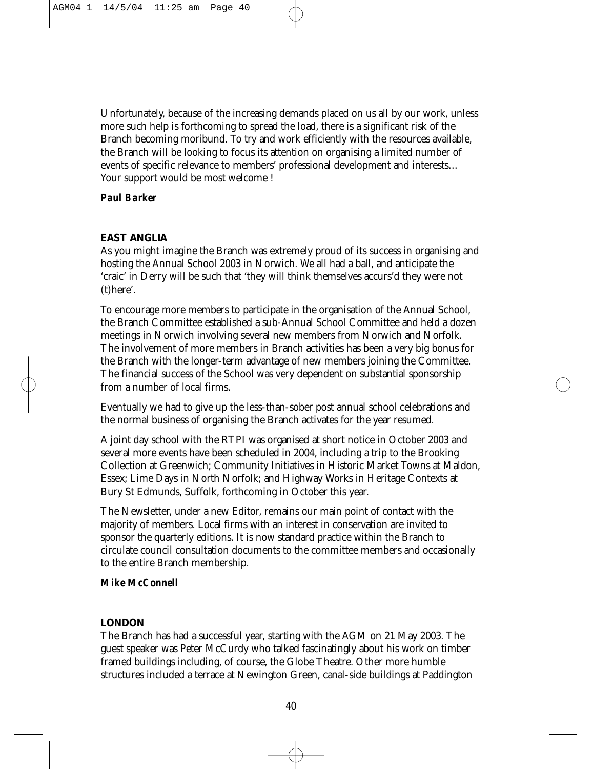Unfortunately, because of the increasing demands placed on us all by our work, unless more such help is forthcoming to spread the load, there is a significant risk of the Branch becoming moribund. To try and work efficiently with the resources available, the Branch will be looking to focus its attention on organising a limited number of events of specific relevance to members' professional development and interests… Your support would be most welcome !

***Paul Barker***

## EAST ANGLIA

As you might imagine the Branch was extremely proud of its success in organising and hosting the Annual School 2003 in Norwich. We all had a ball, and anticipate the 'craic' in Derry will be such that 'they will think themselves accurs'd they were not (t)here'.

To encourage more members to participate in the organisation of the Annual School, the Branch Committee established a sub-Annual School Committee and held a dozen meetings in Norwich involving several new members from Norwich and Norfolk. The involvement of more members in Branch activities has been a very big bonus for the Branch with the longer-term advantage of new members joining the Committee. The financial success of the School was very dependent on substantial sponsorship from a number of local firms.

Eventually we had to give up the less-than-sober post annual school celebrations and the normal business of organising the Branch activates for the year resumed.

A joint day school with the RTPI was organised at short notice in October 2003 and several more events have been scheduled in 2004, including a trip to the Brooking Collection at Greenwich; Community Initiatives in Historic Market Towns at Maldon, Essex; Lime Days in North Norfolk; and Highway Works in Heritage Contexts at Bury St Edmunds, Suffolk, forthcoming in October this year.

The Newsletter, under a new Editor, remains our main point of contact with the majority of members. Local firms with an interest in conservation are invited to sponsor the quarterly editions. It is now standard practice within the Branch to circulate council consultation documents to the committee members and occasionally to the entire Branch membership.

***Mike McConnell***

## LONDON

The Branch has had a successful year, starting with the AGM on 21 May 2003. The guest speaker was Peter McCurdy who talked fascinatingly about his work on timber framed buildings including, of course, the Globe Theatre. Other more humble structures included a terrace at Newington Green, canal-side buildings at Paddington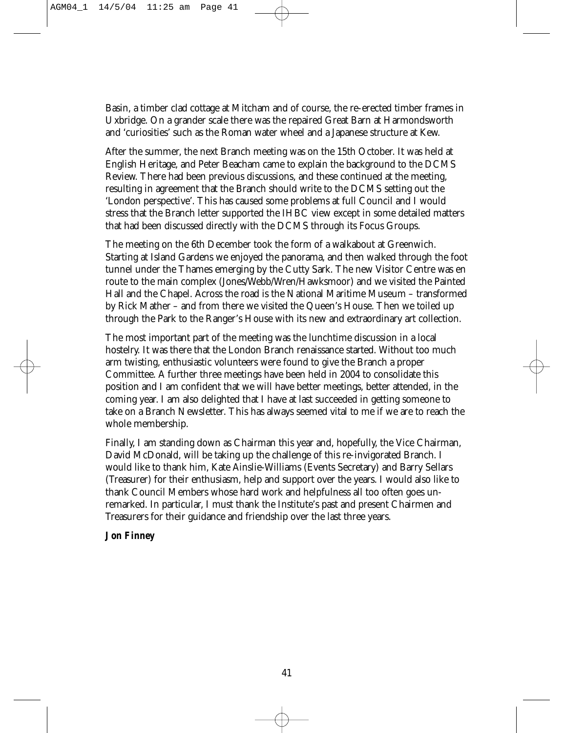Basin, a timber clad cottage at Mitcham and of course, the re-erected timber frames in Uxbridge. On a grander scale there was the repaired Great Barn at Harmondsworth and 'curiosities' such as the Roman water wheel and a Japanese structure at Kew.

After the summer, the next Branch meeting was on the 15th October. It was held at English Heritage, and Peter Beacham came to explain the background to the DCMS Review. There had been previous discussions, and these continued at the meeting, resulting in agreement that the Branch should write to the DCMS setting out the 'London perspective'. This has caused some problems at full Council and I would stress that the Branch letter supported the IHBC view except in some detailed matters that had been discussed directly with the DCMS through its Focus Groups.

The meeting on the 6th December took the form of a walkabout at Greenwich. Starting at Island Gardens we enjoyed the panorama, and then walked through the foot tunnel under the Thames emerging by the Cutty Sark. The new Visitor Centre was en route to the main complex (Jones/Webb/Wren/Hawksmoor) and we visited the Painted Hall and the Chapel. Across the road is the National Maritime Museum – transformed by Rick Mather – and from there we visited the Queen's House. Then we toiled up through the Park to the Ranger's House with its new and extraordinary art collection.

The most important part of the meeting was the lunchtime discussion in a local hostelry. It was there that the London Branch renaissance started. Without too much arm twisting, enthusiastic volunteers were found to give the Branch a proper Committee. A further three meetings have been held in 2004 to consolidate this position and I am confident that we will have better meetings, better attended, in the coming year. I am also delighted that I have at last succeeded in getting someone to take on a Branch Newsletter. This has always seemed vital to me if we are to reach the whole membership.

Finally, I am standing down as Chairman this year and, hopefully, the Vice Chairman, David McDonald, will be taking up the challenge of this re-invigorated Branch. I would like to thank him, Kate Ainslie-Williams (Events Secretary) and Barry Sellars (Treasurer) for their enthusiasm, help and support over the years. I would also like to thank Council Members whose hard work and helpfulness all too often goes un-remarked. In particular, I must thank the Institute's past and present Chairmen and Treasurers for their guidance and friendship over the last three years.

***Jon Finney***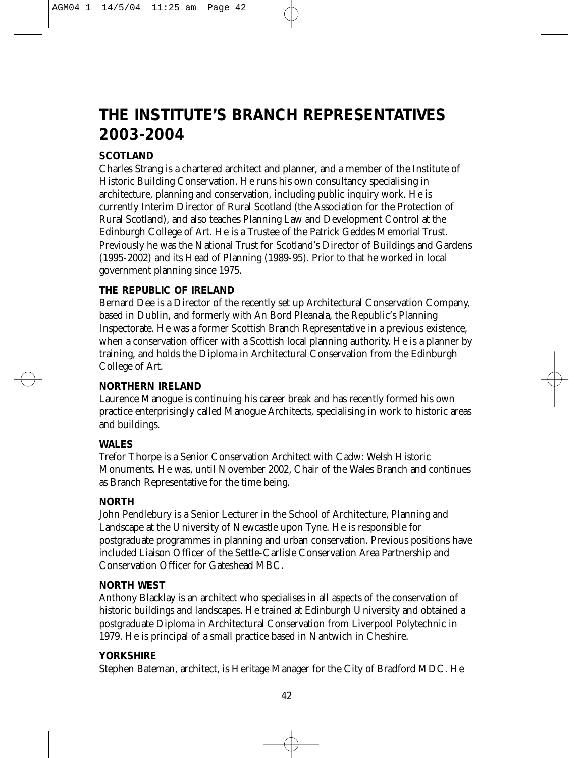# THE INSTITUTE'S BRANCH REPRESENTATIVES 2003-2004

### SCOTLAND

Charles Strang is a chartered architect and planner, and a member of the Institute of Historic Building Conservation. He runs his own consultancy specialising in architecture, planning and conservation, including public inquiry work. He is currently Interim Director of Rural Scotland (the Association for the Protection of Rural Scotland), and also teaches Planning Law and Development Control at the Edinburgh College of Art. He is a Trustee of the Patrick Geddes Memorial Trust. Previously he was the National Trust for Scotland's Director of Buildings and Gardens (1995-2002) and its Head of Planning (1989-95). Prior to that he worked in local government planning since 1975.

### THE REPUBLIC OF IRELAND

Bernard Dee is a Director of the recently set up Architectural Conservation Company, based in Dublin, and formerly with An Bord Pleanala, the Republic's Planning Inspectorate. He was a former Scottish Branch Representative in a previous existence, when a conservation officer with a Scottish local planning authority. He is a planner by training, and holds the Diploma in Architectural Conservation from the Edinburgh College of Art.

### NORTHERN IRELAND

Laurence Manogue is continuing his career break and has recently formed his own practice enterprisingly called Manogue Architects, specialising in work to historic areas and buildings.

### WALES

Trefor Thorpe is a Senior Conservation Architect with Cadw: Welsh Historic Monuments. He was, until November 2002, Chair of the Wales Branch and continues as Branch Representative for the time being.

### NORTH

John Pendlebury is a Senior Lecturer in the School of Architecture, Planning and Landscape at the University of Newcastle upon Tyne. He is responsible for postgraduate programmes in planning and urban conservation. Previous positions have included Liaison Officer of the Settle-Carlisle Conservation Area Partnership and Conservation Officer for Gateshead MBC.

### NORTH WEST

Anthony Blacklay is an architect who specialises in all aspects of the conservation of historic buildings and landscapes. He trained at Edinburgh University and obtained a postgraduate Diploma in Architectural Conservation from Liverpool Polytechnic in 1979. He is principal of a small practice based in Nantwich in Cheshire.

### YORKSHIRE

Stephen Bateman, architect, is Heritage Manager for the City of Bradford MDC. He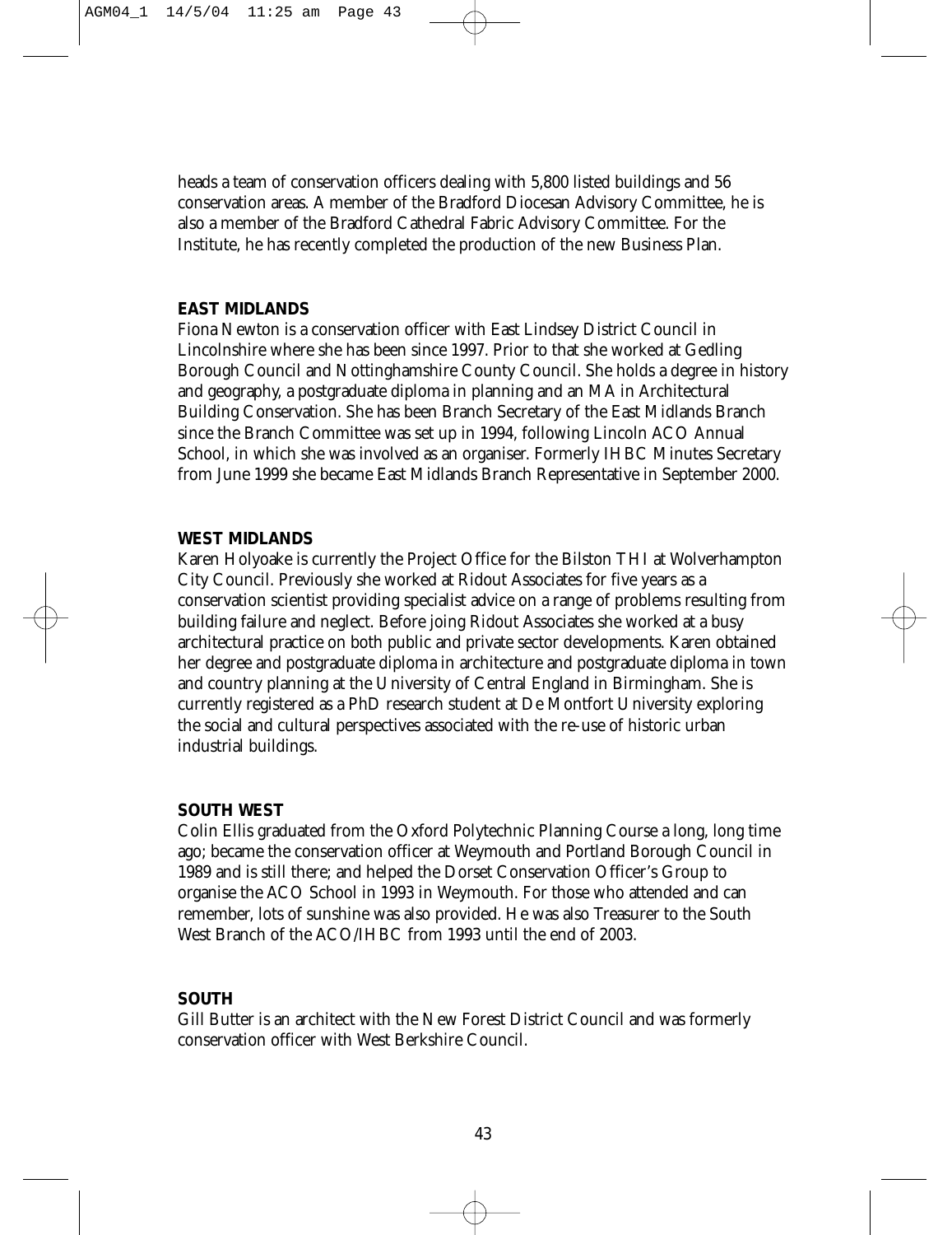heads a team of conservation officers dealing with 5,800 listed buildings and 56 conservation areas. A member of the Bradford Diocesan Advisory Committee, he is also a member of the Bradford Cathedral Fabric Advisory Committee. For the Institute, he has recently completed the production of the new Business Plan.

**EAST MIDLANDS**

Fiona Newton is a conservation officer with East Lindsey District Council in Lincolnshire where she has been since 1997. Prior to that she worked at Gedling Borough Council and Nottinghamshire County Council. She holds a degree in history and geography, a postgraduate diploma in planning and an MA in Architectural Building Conservation. She has been Branch Secretary of the East Midlands Branch since the Branch Committee was set up in 1994, following Lincoln ACO Annual School, in which she was involved as an organiser. Formerly IHBC Minutes Secretary from June 1999 she became East Midlands Branch Representative in September 2000.

**WEST MIDLANDS**

Karen Holyoake is currently the Project Office for the Bilston THI at Wolverhampton City Council. Previously she worked at Ridout Associates for five years as a conservation scientist providing specialist advice on a range of problems resulting from building failure and neglect. Before joing Ridout Associates she worked at a busy architectural practice on both public and private sector developments. Karen obtained her degree and postgraduate diploma in architecture and postgraduate diploma in town and country planning at the University of Central England in Birmingham. She is currently registered as a PhD research student at De Montfort University exploring the social and cultural perspectives associated with the re-use of historic urban industrial buildings.

**SOUTH WEST**

Colin Ellis graduated from the Oxford Polytechnic Planning Course a long, long time ago; became the conservation officer at Weymouth and Portland Borough Council in 1989 and is still there; and helped the Dorset Conservation Officer's Group to organise the ACO School in 1993 in Weymouth. For those who attended and can remember, lots of sunshine was also provided. He was also Treasurer to the South West Branch of the ACO/IHBC from 1993 until the end of 2003.

**SOUTH**

Gill Butter is an architect with the New Forest District Council and was formerly conservation officer with West Berkshire Council.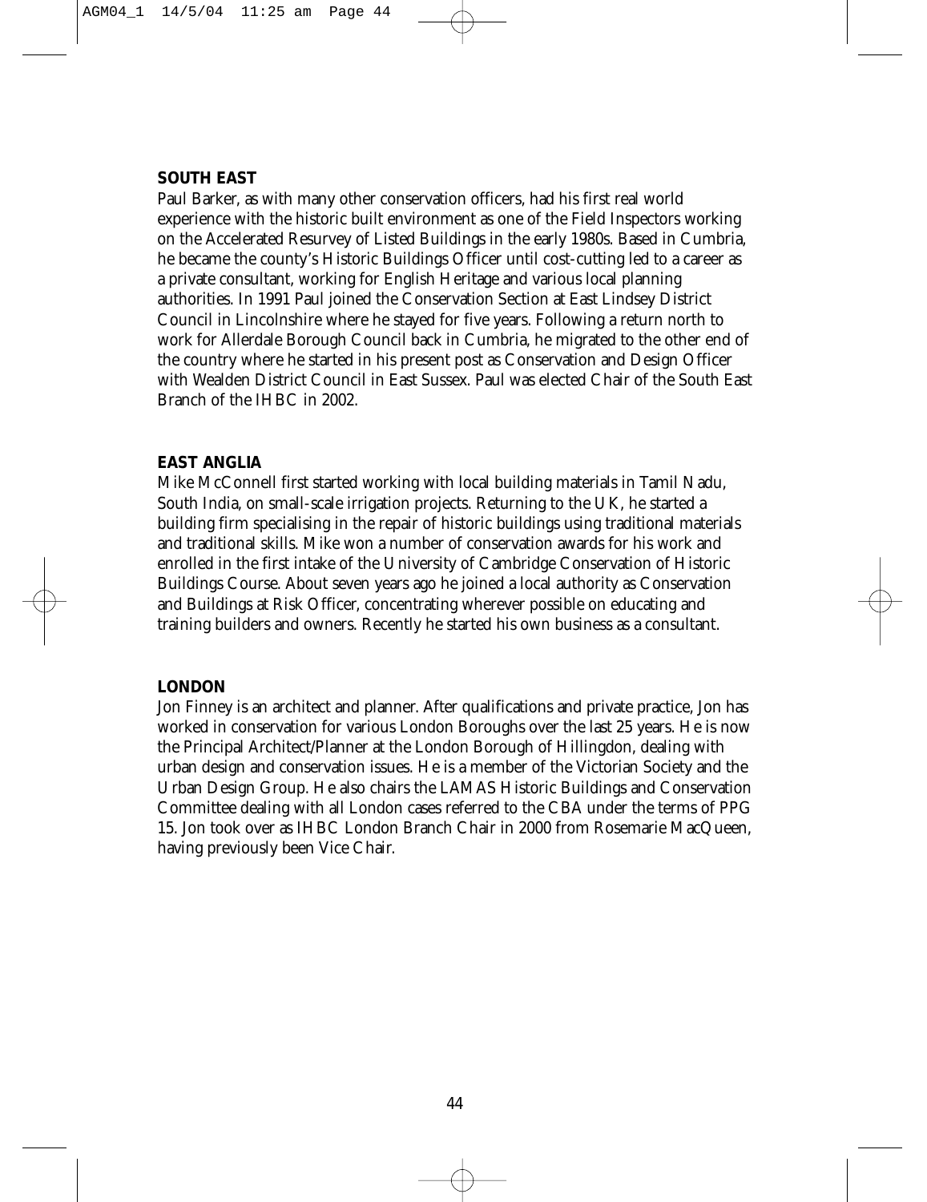## SOUTH EAST

Paul Barker, as with many other conservation officers, had his first real world experience with the historic built environment as one of the Field Inspectors working on the Accelerated Resurvey of Listed Buildings in the early 1980s. Based in Cumbria, he became the county's Historic Buildings Officer until cost-cutting led to a career as a private consultant, working for English Heritage and various local planning authorities. In 1991 Paul joined the Conservation Section at East Lindsey District Council in Lincolnshire where he stayed for five years. Following a return north to work for Allerdale Borough Council back in Cumbria, he migrated to the other end of the country where he started in his present post as Conservation and Design Officer with Wealden District Council in East Sussex. Paul was elected Chair of the South East Branch of the IHBC in 2002.

## EAST ANGLIA

Mike McConnell first started working with local building materials in Tamil Nadu, South India, on small-scale irrigation projects. Returning to the UK, he started a building firm specialising in the repair of historic buildings using traditional materials and traditional skills. Mike won a number of conservation awards for his work and enrolled in the first intake of the University of Cambridge Conservation of Historic Buildings Course. About seven years ago he joined a local authority as Conservation and Buildings at Risk Officer, concentrating wherever possible on educating and training builders and owners. Recently he started his own business as a consultant.

## LONDON

Jon Finney is an architect and planner. After qualifications and private practice, Jon has worked in conservation for various London Boroughs over the last 25 years. He is now the Principal Architect/Planner at the London Borough of Hillingdon, dealing with urban design and conservation issues. He is a member of the Victorian Society and the Urban Design Group. He also chairs the LAMAS Historic Buildings and Conservation Committee dealing with all London cases referred to the CBA under the terms of PPG 15. Jon took over as IHBC London Branch Chair in 2000 from Rosemarie MacQueen, having previously been Vice Chair.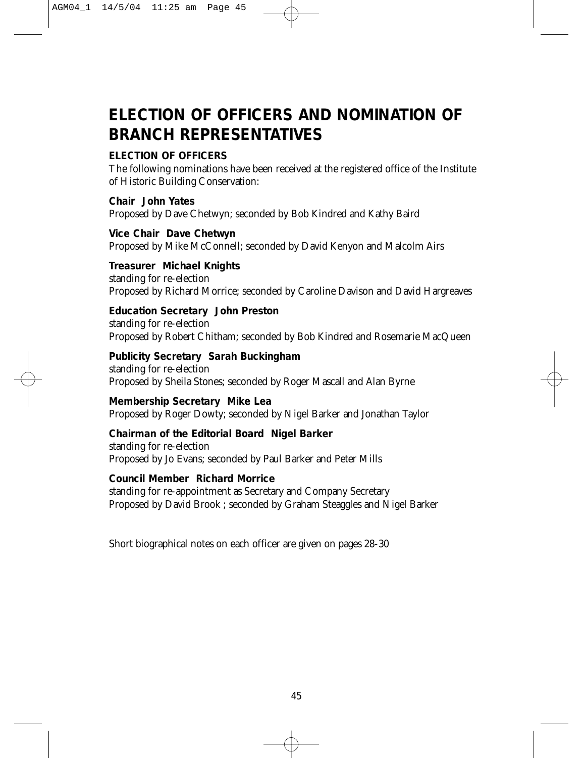# ELECTION OF OFFICERS AND NOMINATION OF BRANCH REPRESENTATIVES

## ELECTION OF OFFICERS

The following nominations have been received at the registered office of the Institute of Historic Building Conservation:

**Chair John Yates**
Proposed by Dave Chetwyn; seconded by Bob Kindred and Kathy Baird

**Vice Chair Dave Chetwyn**
Proposed by Mike McConnell; seconded by David Kenyon and Malcolm Airs

**Treasurer Michael Knights**
standing for re-election
Proposed by Richard Morrice; seconded by Caroline Davison and David Hargreaves

**Education Secretary John Preston**
standing for re-election
Proposed by Robert Chitham; seconded by Bob Kindred and Rosemarie MacQueen

**Publicity Secretary Sarah Buckingham**
standing for re-election
Proposed by Sheila Stones; seconded by Roger Mascall and Alan Byrne

**Membership Secretary Mike Lea**
Proposed by Roger Dowty; seconded by Nigel Barker and Jonathan Taylor

**Chairman of the Editorial Board Nigel Barker**
standing for re-election
Proposed by Jo Evans; seconded by Paul Barker and Peter Mills

**Council Member Richard Morrice**
standing for re-appointment as Secretary and Company Secretary
Proposed by David Brook ; seconded by Graham Steaggles and Nigel Barker

Short biographical notes on each officer are given on pages 28-30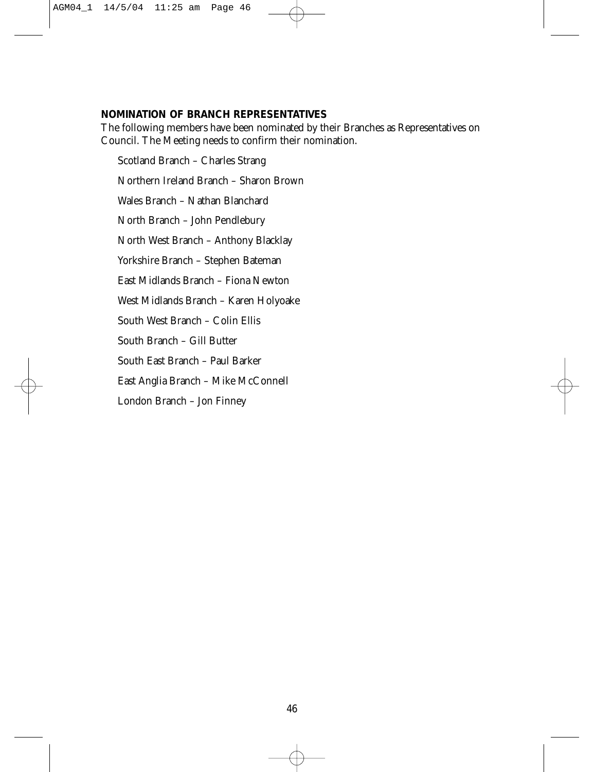**NOMINATION OF BRANCH REPRESENTATIVES**

The following members have been nominated by their Branches as Representatives on Council. The Meeting needs to confirm their nomination.

Scotland Branch – Charles Strang

Northern Ireland Branch – Sharon Brown

Wales Branch – Nathan Blanchard

North Branch – John Pendlebury

North West Branch – Anthony Blacklay

Yorkshire Branch – Stephen Bateman

East Midlands Branch – Fiona Newton

West Midlands Branch – Karen Holyoake

South West Branch – Colin Ellis

South Branch – Gill Butter

South East Branch – Paul Barker

East Anglia Branch – Mike McConnell

London Branch – Jon Finney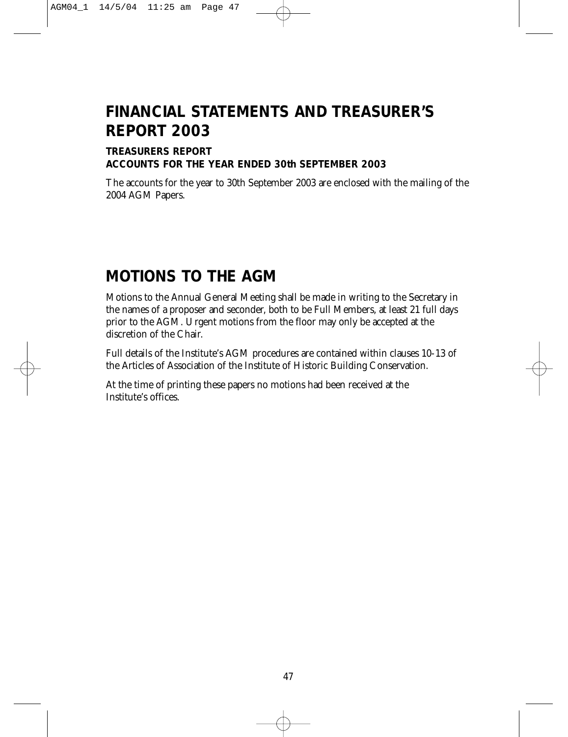# FINANCIAL STATEMENTS AND TREASURER'S REPORT 2003

**TREASURERS REPORT**
**ACCOUNTS FOR THE YEAR ENDED 30th SEPTEMBER 2003**

The accounts for the year to 30th September 2003 are enclosed with the mailing of the 2004 AGM Papers.

# MOTIONS TO THE AGM

Motions to the Annual General Meeting shall be made in writing to the Secretary in the names of a proposer and seconder, both to be Full Members, at least 21 full days prior to the AGM. Urgent motions from the floor may only be accepted at the discretion of the Chair.

Full details of the Institute's AGM procedures are contained within clauses 10-13 of the Articles of Association of the Institute of Historic Building Conservation.

At the time of printing these papers no motions had been received at the Institute's offices.